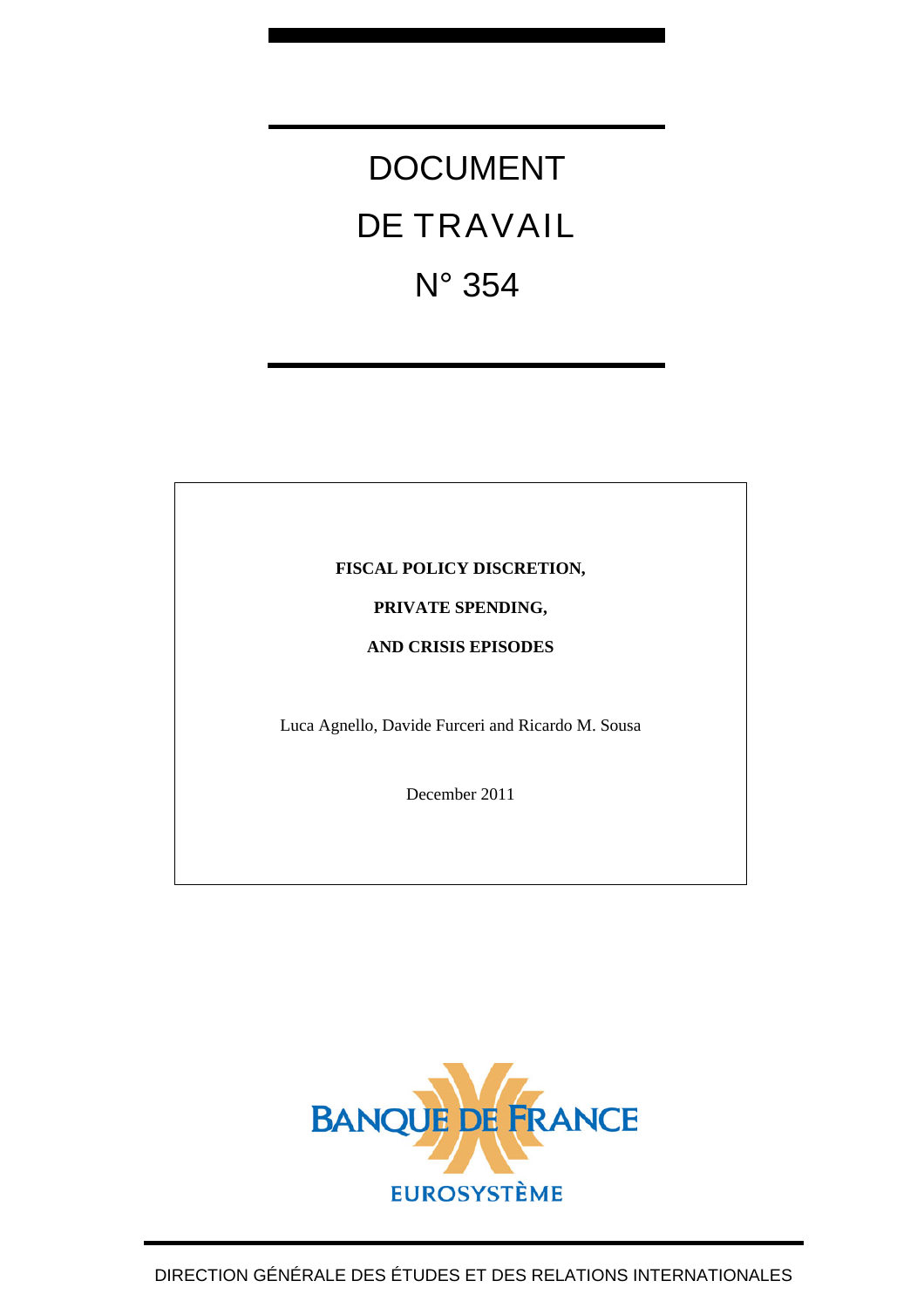# DOCUMENT DE TRAVAIL N° 354

**FISCAL POLICY DISCRETION,**

**PRIVATE SPENDING,**

**AND CRISIS EPISODES**

Luca Agnello, Davide Furceri and Ricardo M. Sousa

December 2011

BANQUE DE FRANCE

EUROSYSTÈME

DIRECTION GÉNÉRALE DES ÉTUDES ET DES RELATIONS INTERNATIONALES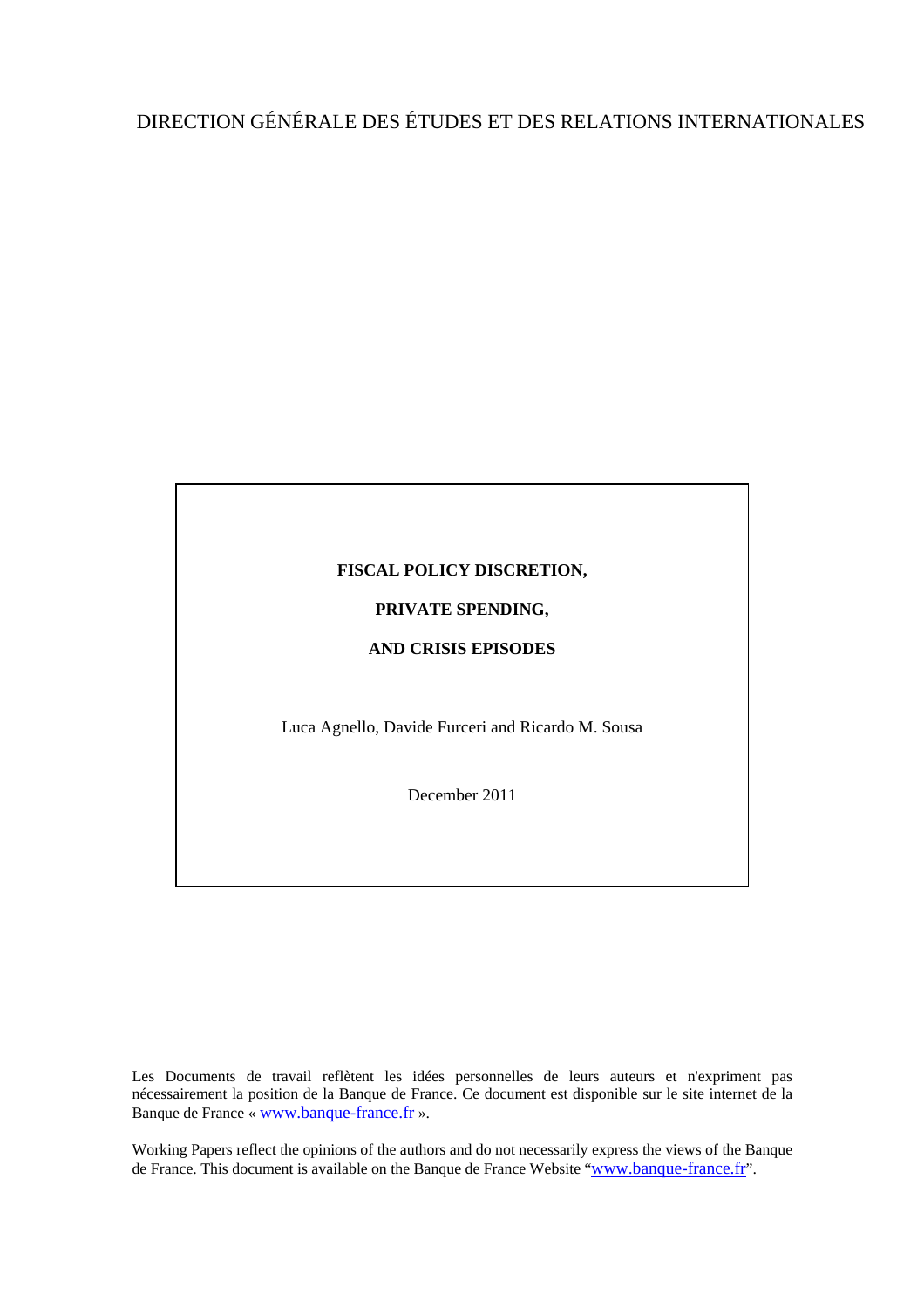DIRECTION GÉNÉRALE DES ÉTUDES ET DES RELATIONS INTERNATIONALES

**FISCAL POLICY DISCRETION,**

**PRIVATE SPENDING,**

**AND CRISIS EPISODES**

Luca Agnello, Davide Furceri and Ricardo M. Sousa

December 2011

Les Documents de travail reflètent les idées personnelles de leurs auteurs et n'expriment pas nécessairement la position de la Banque de France. Ce document est disponible sur le site internet de la Banque de France « www.banque-france.fr ».

Working Papers reflect the opinions of the authors and do not necessarily express the views of the Banque de France. This document is available on the Banque de France Website "www.banque-france.fr".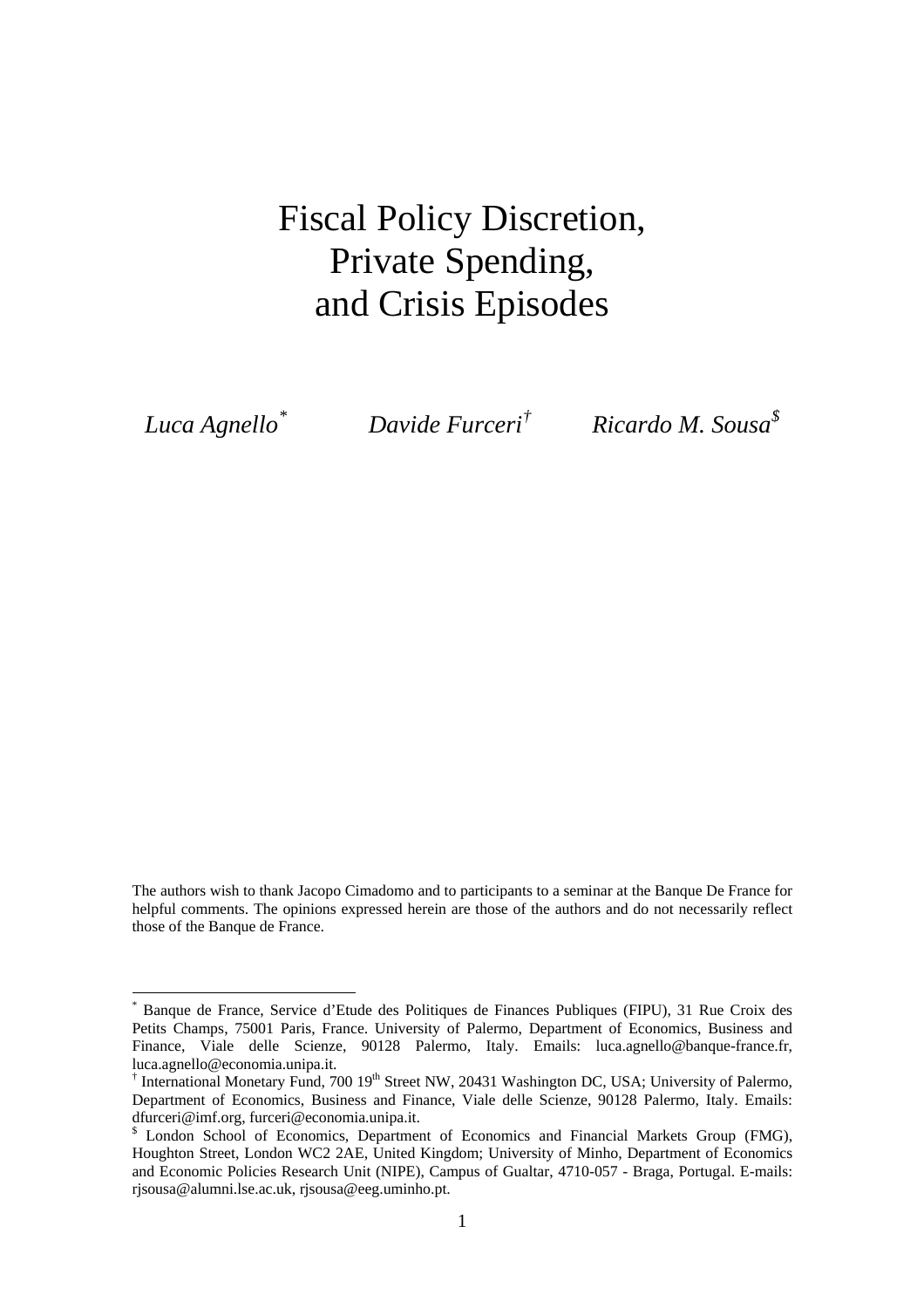# Fiscal Policy Discretion, Private Spending, and Crisis Episodes

*Luca Agnello*[*] *Davide Furceri*[†] *Ricardo M. Sousa*[$]

The authors wish to thank Jacopo Cimadomo and to participants to a seminar at the Banque De France for helpful comments. The opinions expressed herein are those of the authors and do not necessarily reflect those of the Banque de France.

---

[*] Banque de France, Service d'Etude des Politiques de Finances Publiques (FIPU), 31 Rue Croix des Petits Champs, 75001 Paris, France. University of Palermo, Department of Economics, Business and Finance, Viale delle Scienze, 90128 Palermo, Italy. Emails: luca.agnello@banque-france.fr, luca.agnello@economia.unipa.it.

[†] International Monetary Fund, 700 19th Street NW, 20431 Washington DC, USA; University of Palermo, Department of Economics, Business and Finance, Viale delle Scienze, 90128 Palermo, Italy. Emails: dfurceri@imf.org, furceri@economia.unipa.it.

[$] London School of Economics, Department of Economics and Financial Markets Group (FMG), Houghton Street, London WC2 2AE, United Kingdom; University of Minho, Department of Economics and Economic Policies Research Unit (NIPE), Campus of Gualtar, 4710-057 - Braga, Portugal. E-mails: rjsousa@alumni.lse.ac.uk, rjsousa@eeg.uminho.pt.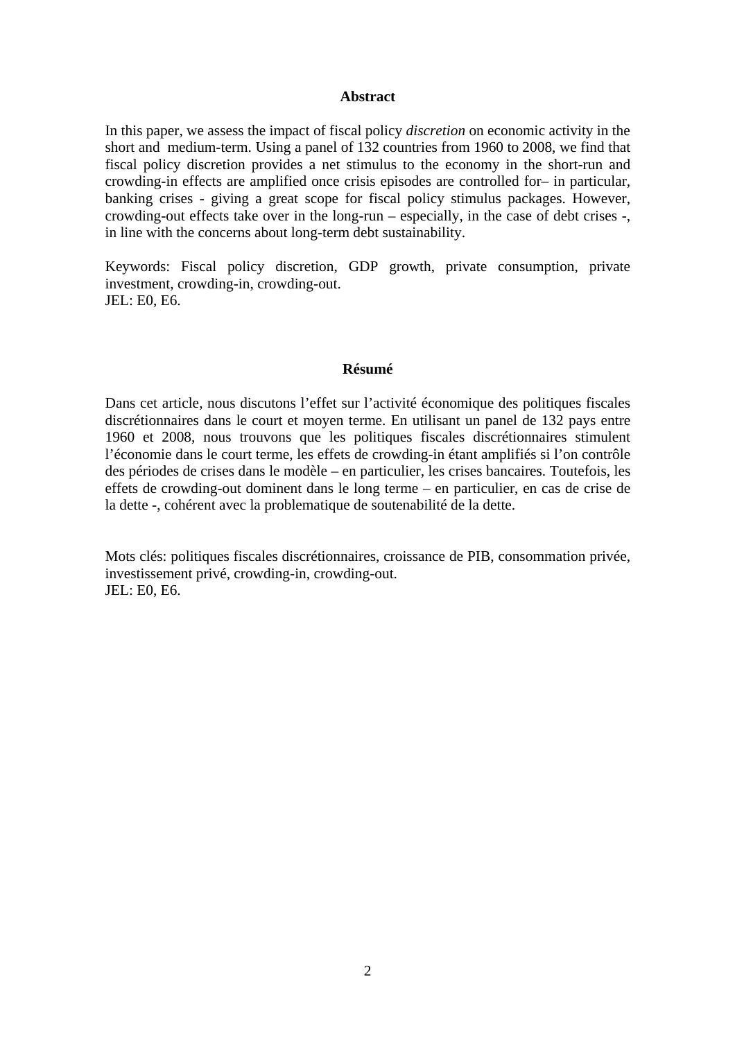## Abstract

In this paper, we assess the impact of fiscal policy *discretion* on economic activity in the short and medium-term. Using a panel of 132 countries from 1960 to 2008, we find that fiscal policy discretion provides a net stimulus to the economy in the short-run and crowding-in effects are amplified once crisis episodes are controlled for– in particular, banking crises - giving a great scope for fiscal policy stimulus packages. However, crowding-out effects take over in the long-run – especially, in the case of debt crises -, in line with the concerns about long-term debt sustainability.

Keywords: Fiscal policy discretion, GDP growth, private consumption, private investment, crowding-in, crowding-out.
JEL: E0, E6.

## Résumé

Dans cet article, nous discutons l'effet sur l'activité économique des politiques fiscales discrétionnaires dans le court et moyen terme. En utilisant un panel de 132 pays entre 1960 et 2008, nous trouvons que les politiques fiscales discrétionnaires stimulent l'économie dans le court terme, les effets de crowding-in étant amplifiés si l'on contrôle des périodes de crises dans le modèle – en particulier, les crises bancaires. Toutefois, les effets de crowding-out dominent dans le long terme – en particulier, en cas de crise de la dette -, cohérent avec la problematique de soutenabilité de la dette.

Mots clés: politiques fiscales discrétionnaires, croissance de PIB, consommation privée, investissement privé, crowding-in, crowding-out.
JEL: E0, E6.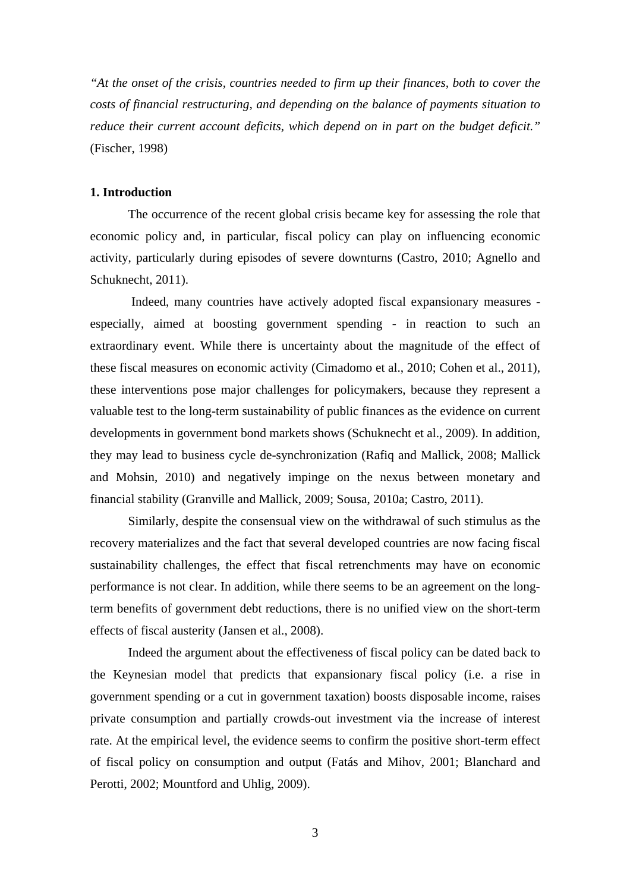*"At the onset of the crisis, countries needed to firm up their finances, both to cover the costs of financial restructuring, and depending on the balance of payments situation to reduce their current account deficits, which depend on in part on the budget deficit."* (Fischer, 1998)

## 1. Introduction

The occurrence of the recent global crisis became key for assessing the role that economic policy and, in particular, fiscal policy can play on influencing economic activity, particularly during episodes of severe downturns (Castro, 2010; Agnello and Schuknecht, 2011).

Indeed, many countries have actively adopted fiscal expansionary measures - especially, aimed at boosting government spending - in reaction to such an extraordinary event. While there is uncertainty about the magnitude of the effect of these fiscal measures on economic activity (Cimadomo et al., 2010; Cohen et al., 2011), these interventions pose major challenges for policymakers, because they represent a valuable test to the long-term sustainability of public finances as the evidence on current developments in government bond markets shows (Schuknecht et al., 2009). In addition, they may lead to business cycle de-synchronization (Rafiq and Mallick, 2008; Mallick and Mohsin, 2010) and negatively impinge on the nexus between monetary and financial stability (Granville and Mallick, 2009; Sousa, 2010a; Castro, 2011).

Similarly, despite the consensual view on the withdrawal of such stimulus as the recovery materializes and the fact that several developed countries are now facing fiscal sustainability challenges, the effect that fiscal retrenchments may have on economic performance is not clear. In addition, while there seems to be an agreement on the long-term benefits of government debt reductions, there is no unified view on the short-term effects of fiscal austerity (Jansen et al., 2008).

Indeed the argument about the effectiveness of fiscal policy can be dated back to the Keynesian model that predicts that expansionary fiscal policy (i.e. a rise in government spending or a cut in government taxation) boosts disposable income, raises private consumption and partially crowds-out investment via the increase of interest rate. At the empirical level, the evidence seems to confirm the positive short-term effect of fiscal policy on consumption and output (Fatás and Mihov, 2001; Blanchard and Perotti, 2002; Mountford and Uhlig, 2009).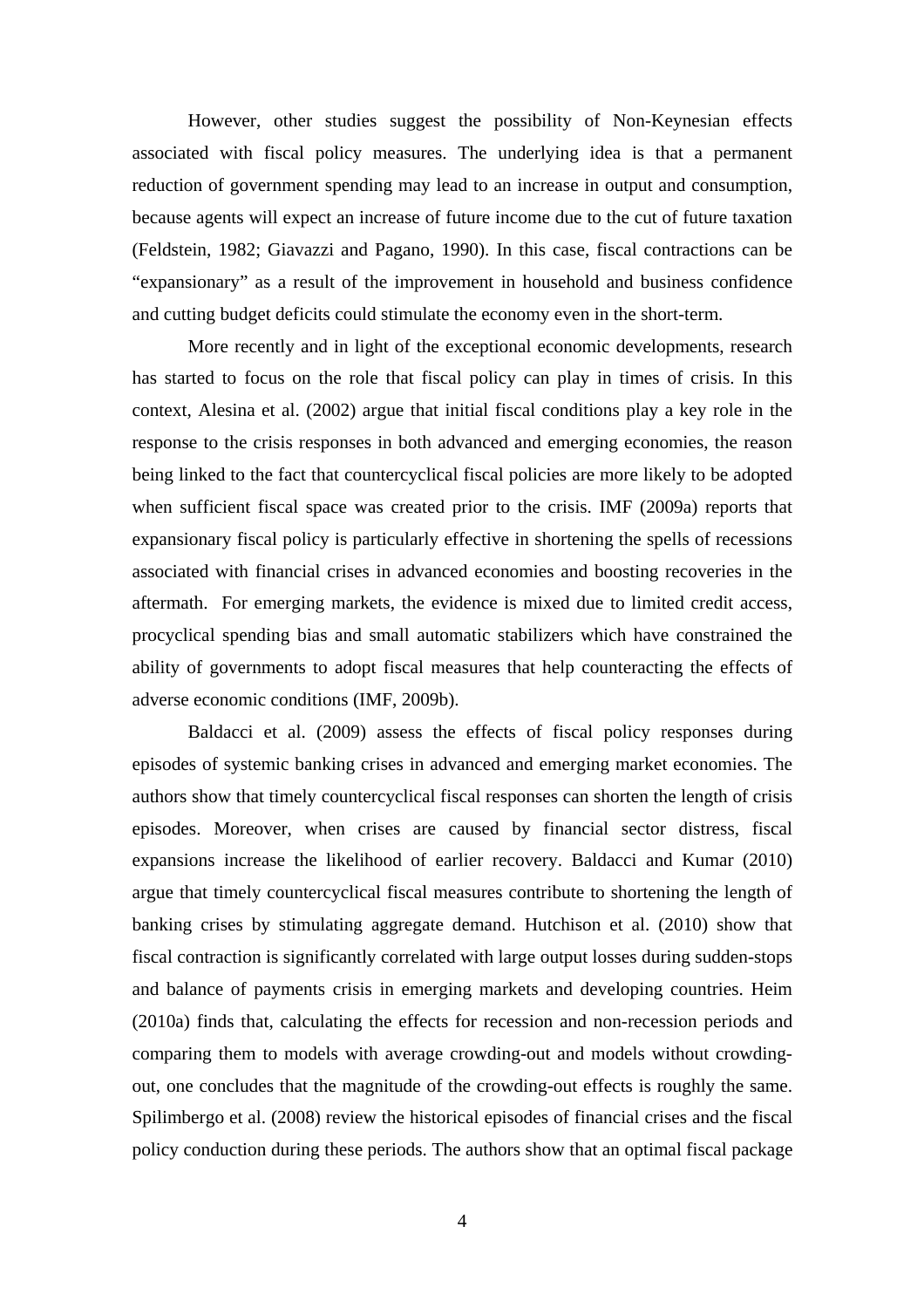However, other studies suggest the possibility of Non-Keynesian effects associated with fiscal policy measures. The underlying idea is that a permanent reduction of government spending may lead to an increase in output and consumption, because agents will expect an increase of future income due to the cut of future taxation (Feldstein, 1982; Giavazzi and Pagano, 1990). In this case, fiscal contractions can be "expansionary" as a result of the improvement in household and business confidence and cutting budget deficits could stimulate the economy even in the short-term.

More recently and in light of the exceptional economic developments, research has started to focus on the role that fiscal policy can play in times of crisis. In this context, Alesina et al. (2002) argue that initial fiscal conditions play a key role in the response to the crisis responses in both advanced and emerging economies, the reason being linked to the fact that countercyclical fiscal policies are more likely to be adopted when sufficient fiscal space was created prior to the crisis. IMF (2009a) reports that expansionary fiscal policy is particularly effective in shortening the spells of recessions associated with financial crises in advanced economies and boosting recoveries in the aftermath. For emerging markets, the evidence is mixed due to limited credit access, procyclical spending bias and small automatic stabilizers which have constrained the ability of governments to adopt fiscal measures that help counteracting the effects of adverse economic conditions (IMF, 2009b).

Baldacci et al. (2009) assess the effects of fiscal policy responses during episodes of systemic banking crises in advanced and emerging market economies. The authors show that timely countercyclical fiscal responses can shorten the length of crisis episodes. Moreover, when crises are caused by financial sector distress, fiscal expansions increase the likelihood of earlier recovery. Baldacci and Kumar (2010) argue that timely countercyclical fiscal measures contribute to shortening the length of banking crises by stimulating aggregate demand. Hutchison et al. (2010) show that fiscal contraction is significantly correlated with large output losses during sudden-stops and balance of payments crisis in emerging markets and developing countries. Heim (2010a) finds that, calculating the effects for recession and non-recession periods and comparing them to models with average crowding-out and models without crowding-out, one concludes that the magnitude of the crowding-out effects is roughly the same. Spilimbergo et al. (2008) review the historical episodes of financial crises and the fiscal policy conduction during these periods. The authors show that an optimal fiscal package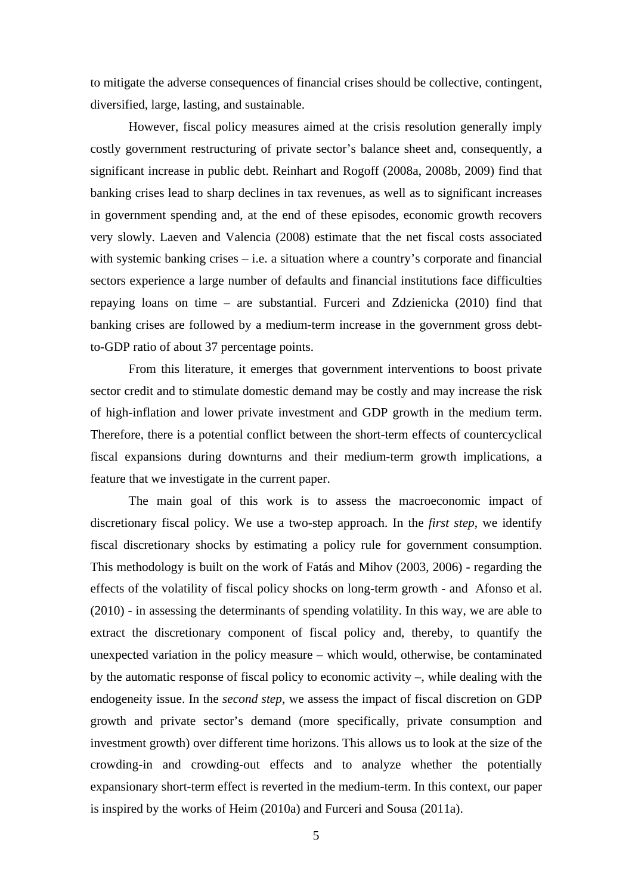to mitigate the adverse consequences of financial crises should be collective, contingent, diversified, large, lasting, and sustainable.

However, fiscal policy measures aimed at the crisis resolution generally imply costly government restructuring of private sector's balance sheet and, consequently, a significant increase in public debt. Reinhart and Rogoff (2008a, 2008b, 2009) find that banking crises lead to sharp declines in tax revenues, as well as to significant increases in government spending and, at the end of these episodes, economic growth recovers very slowly. Laeven and Valencia (2008) estimate that the net fiscal costs associated with systemic banking crises – i.e. a situation where a country's corporate and financial sectors experience a large number of defaults and financial institutions face difficulties repaying loans on time – are substantial. Furceri and Zdzienicka (2010) find that banking crises are followed by a medium-term increase in the government gross debt-to-GDP ratio of about 37 percentage points.

From this literature, it emerges that government interventions to boost private sector credit and to stimulate domestic demand may be costly and may increase the risk of high-inflation and lower private investment and GDP growth in the medium term. Therefore, there is a potential conflict between the short-term effects of countercyclical fiscal expansions during downturns and their medium-term growth implications, a feature that we investigate in the current paper.

The main goal of this work is to assess the macroeconomic impact of discretionary fiscal policy. We use a two-step approach. In the *first step*, we identify fiscal discretionary shocks by estimating a policy rule for government consumption. This methodology is built on the work of Fatás and Mihov (2003, 2006) - regarding the effects of the volatility of fiscal policy shocks on long-term growth - and Afonso et al. (2010) - in assessing the determinants of spending volatility. In this way, we are able to extract the discretionary component of fiscal policy and, thereby, to quantify the unexpected variation in the policy measure – which would, otherwise, be contaminated by the automatic response of fiscal policy to economic activity –, while dealing with the endogeneity issue. In the *second step*, we assess the impact of fiscal discretion on GDP growth and private sector's demand (more specifically, private consumption and investment growth) over different time horizons. This allows us to look at the size of the crowding-in and crowding-out effects and to analyze whether the potentially expansionary short-term effect is reverted in the medium-term. In this context, our paper is inspired by the works of Heim (2010a) and Furceri and Sousa (2011a).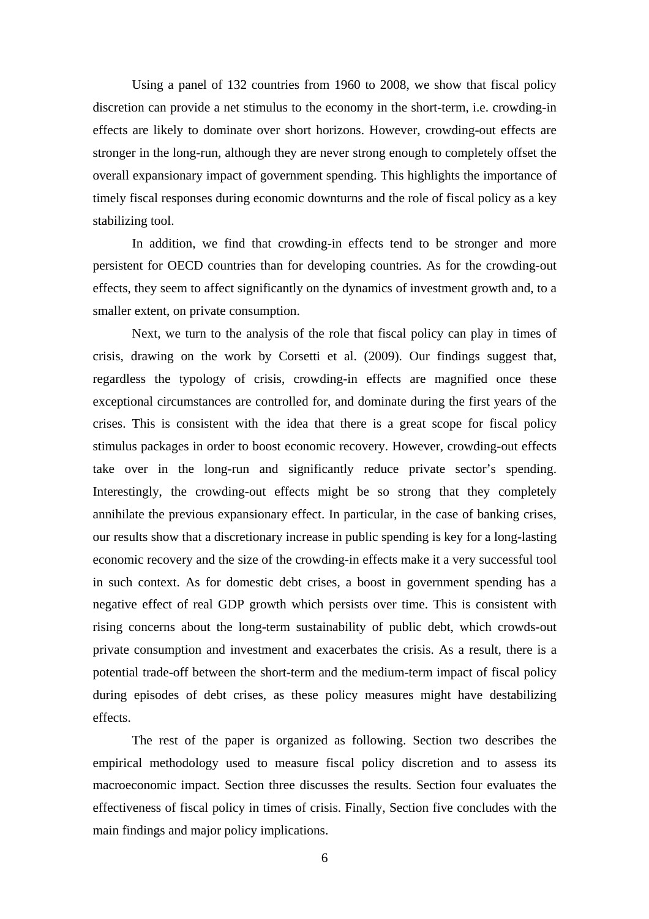Using a panel of 132 countries from 1960 to 2008, we show that fiscal policy discretion can provide a net stimulus to the economy in the short-term, i.e. crowding-in effects are likely to dominate over short horizons. However, crowding-out effects are stronger in the long-run, although they are never strong enough to completely offset the overall expansionary impact of government spending. This highlights the importance of timely fiscal responses during economic downturns and the role of fiscal policy as a key stabilizing tool.

In addition, we find that crowding-in effects tend to be stronger and more persistent for OECD countries than for developing countries. As for the crowding-out effects, they seem to affect significantly on the dynamics of investment growth and, to a smaller extent, on private consumption.

Next, we turn to the analysis of the role that fiscal policy can play in times of crisis, drawing on the work by Corsetti et al. (2009). Our findings suggest that, regardless the typology of crisis, crowding-in effects are magnified once these exceptional circumstances are controlled for, and dominate during the first years of the crises. This is consistent with the idea that there is a great scope for fiscal policy stimulus packages in order to boost economic recovery. However, crowding-out effects take over in the long-run and significantly reduce private sector's spending. Interestingly, the crowding-out effects might be so strong that they completely annihilate the previous expansionary effect. In particular, in the case of banking crises, our results show that a discretionary increase in public spending is key for a long-lasting economic recovery and the size of the crowding-in effects make it a very successful tool in such context. As for domestic debt crises, a boost in government spending has a negative effect of real GDP growth which persists over time. This is consistent with rising concerns about the long-term sustainability of public debt, which crowds-out private consumption and investment and exacerbates the crisis. As a result, there is a potential trade-off between the short-term and the medium-term impact of fiscal policy during episodes of debt crises, as these policy measures might have destabilizing effects.

The rest of the paper is organized as following. Section two describes the empirical methodology used to measure fiscal policy discretion and to assess its macroeconomic impact. Section three discusses the results. Section four evaluates the effectiveness of fiscal policy in times of crisis. Finally, Section five concludes with the main findings and major policy implications.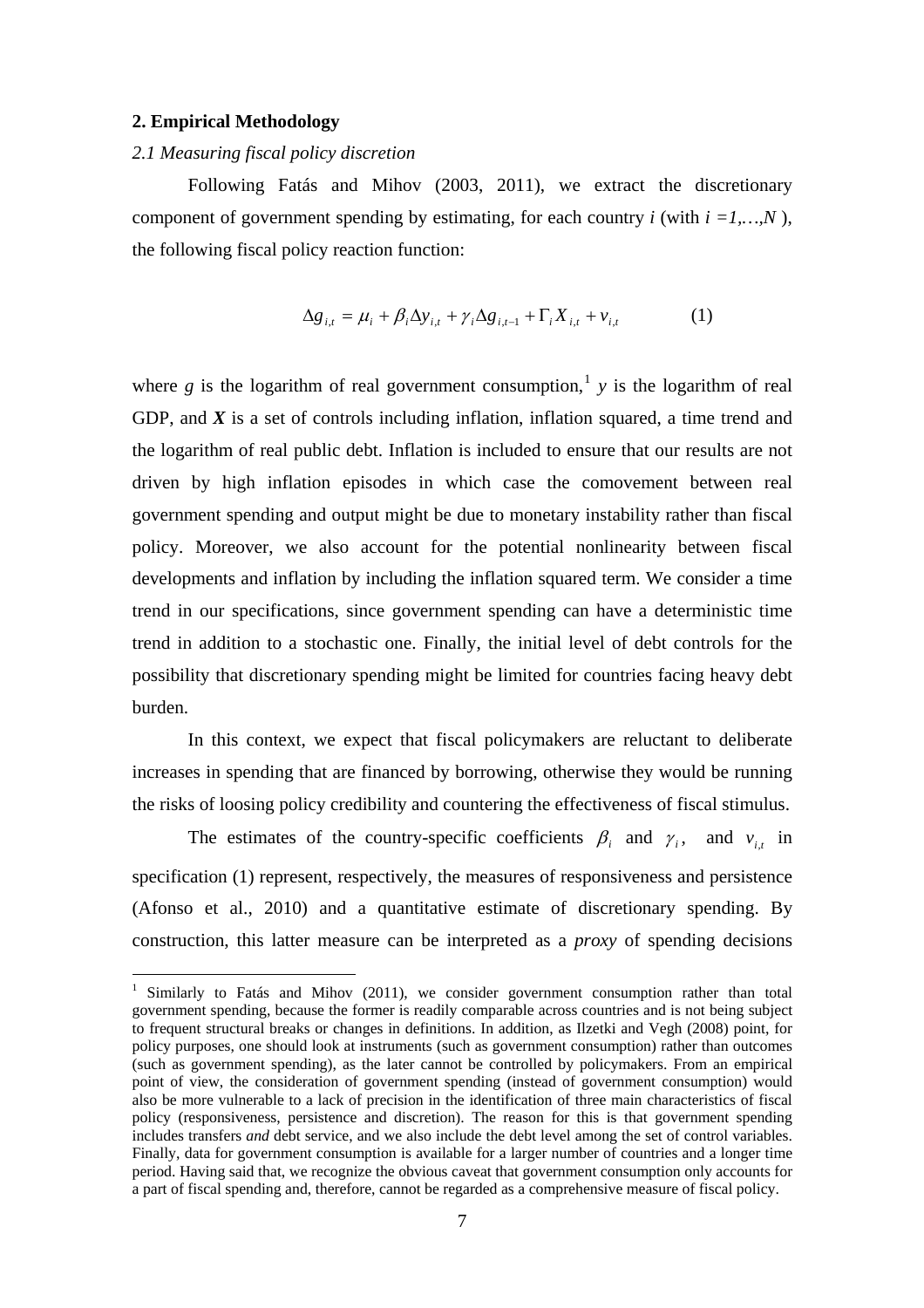## 2. Empirical Methodology

### *2.1 Measuring fiscal policy discretion*

Following Fatás and Mihov (2003, 2011), we extract the discretionary component of government spending by estimating, for each country $i$ (with $i = 1,\ldots,N$ ), the following fiscal policy reaction function:

$$\Delta g_{i,t} = \mu_i + \beta_i \Delta y_{i,t} + \gamma_i \Delta g_{i,t-1} + \Gamma_i X_{i,t} + v_{i,t} \qquad (1)$$

where $g$ is the logarithm of real government consumption,[1] $y$ is the logarithm of real GDP, and $\boldsymbol{X}$ is a set of controls including inflation, inflation squared, a time trend and the logarithm of real public debt. Inflation is included to ensure that our results are not driven by high inflation episodes in which case the comovement between real government spending and output might be due to monetary instability rather than fiscal policy. Moreover, we also account for the potential nonlinearity between fiscal developments and inflation by including the inflation squared term. We consider a time trend in our specifications, since government spending can have a deterministic time trend in addition to a stochastic one. Finally, the initial level of debt controls for the possibility that discretionary spending might be limited for countries facing heavy debt burden.

In this context, we expect that fiscal policymakers are reluctant to deliberate increases in spending that are financed by borrowing, otherwise they would be running the risks of loosing policy credibility and countering the effectiveness of fiscal stimulus.

The estimates of the country-specific coefficients $\beta_i$ and $\gamma_i$, and $v_{i,t}$ in specification (1) represent, respectively, the measures of responsiveness and persistence (Afonso et al., 2010) and a quantitative estimate of discretionary spending. By construction, this latter measure can be interpreted as a *proxy* of spending decisions

[1] Similarly to Fatás and Mihov (2011), we consider government consumption rather than total government spending, because the former is readily comparable across countries and is not being subject to frequent structural breaks or changes in definitions. In addition, as Ilzetki and Vegh (2008) point, for policy purposes, one should look at instruments (such as government consumption) rather than outcomes (such as government spending), as the later cannot be controlled by policymakers. From an empirical point of view, the consideration of government spending (instead of government consumption) would also be more vulnerable to a lack of precision in the identification of three main characteristics of fiscal policy (responsiveness, persistence and discretion). The reason for this is that government spending includes transfers *and* debt service, and we also include the debt level among the set of control variables. Finally, data for government consumption is available for a larger number of countries and a longer time period. Having said that, we recognize the obvious caveat that government consumption only accounts for a part of fiscal spending and, therefore, cannot be regarded as a comprehensive measure of fiscal policy.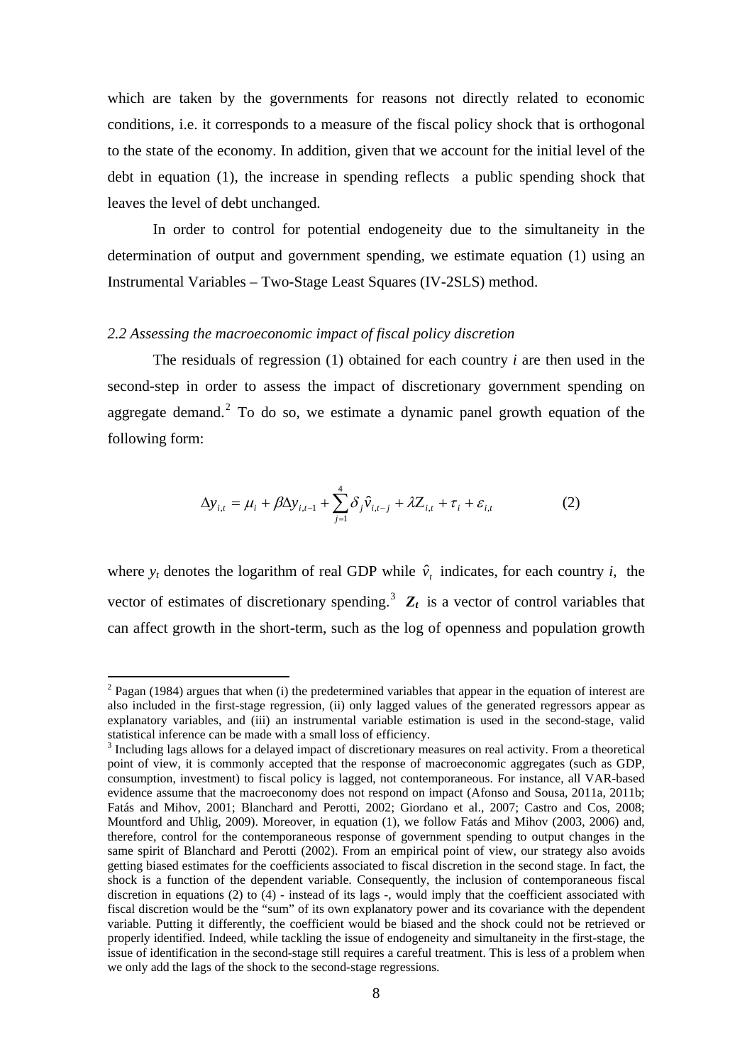which are taken by the governments for reasons not directly related to economic conditions, i.e. it corresponds to a measure of the fiscal policy shock that is orthogonal to the state of the economy. In addition, given that we account for the initial level of the debt in equation (1), the increase in spending reflects a public spending shock that leaves the level of debt unchanged.

In order to control for potential endogeneity due to the simultaneity in the determination of output and government spending, we estimate equation (1) using an Instrumental Variables – Two-Stage Least Squares (IV-2SLS) method.

### *2.2 Assessing the macroeconomic impact of fiscal policy discretion*

The residuals of regression (1) obtained for each country $i$ are then used in the second-step in order to assess the impact of discretionary government spending on aggregate demand.[2] To do so, we estimate a dynamic panel growth equation of the following form:

$$\Delta y_{i,t} = \mu_i + \beta \Delta y_{i,t-1} + \sum_{j=1}^{4} \delta_j \hat{v}_{i,t-j} + \lambda Z_{i,t} + \tau_i + \varepsilon_{i,t} \qquad (2)$$

where $y_t$ denotes the logarithm of real GDP while $\hat{v}_t$ indicates, for each country $i$, the vector of estimates of discretionary spending.[3] $\boldsymbol{Z_t}$ is a vector of control variables that can affect growth in the short-term, such as the log of openness and population growth

[2] Pagan (1984) argues that when (i) the predetermined variables that appear in the equation of interest are also included in the first-stage regression, (ii) only lagged values of the generated regressors appear as explanatory variables, and (iii) an instrumental variable estimation is used in the second-stage, valid statistical inference can be made with a small loss of efficiency.

[3] Including lags allows for a delayed impact of discretionary measures on real activity. From a theoretical point of view, it is commonly accepted that the response of macroeconomic aggregates (such as GDP, consumption, investment) to fiscal policy is lagged, not contemporaneous. For instance, all VAR-based evidence assume that the macroeconomy does not respond on impact (Afonso and Sousa, 2011a, 2011b; Fatás and Mihov, 2001; Blanchard and Perotti, 2002; Giordano et al., 2007; Castro and Cos, 2008; Mountford and Uhlig, 2009). Moreover, in equation (1), we follow Fatás and Mihov (2003, 2006) and, therefore, control for the contemporaneous response of government spending to output changes in the same spirit of Blanchard and Perotti (2002). From an empirical point of view, our strategy also avoids getting biased estimates for the coefficients associated to fiscal discretion in the second stage. In fact, the shock is a function of the dependent variable. Consequently, the inclusion of contemporaneous fiscal discretion in equations (2) to (4) - instead of its lags -, would imply that the coefficient associated with fiscal discretion would be the "sum" of its own explanatory power and its covariance with the dependent variable. Putting it differently, the coefficient would be biased and the shock could not be retrieved or properly identified. Indeed, while tackling the issue of endogeneity and simultaneity in the first-stage, the issue of identification in the second-stage still requires a careful treatment. This is less of a problem when we only add the lags of the shock to the second-stage regressions.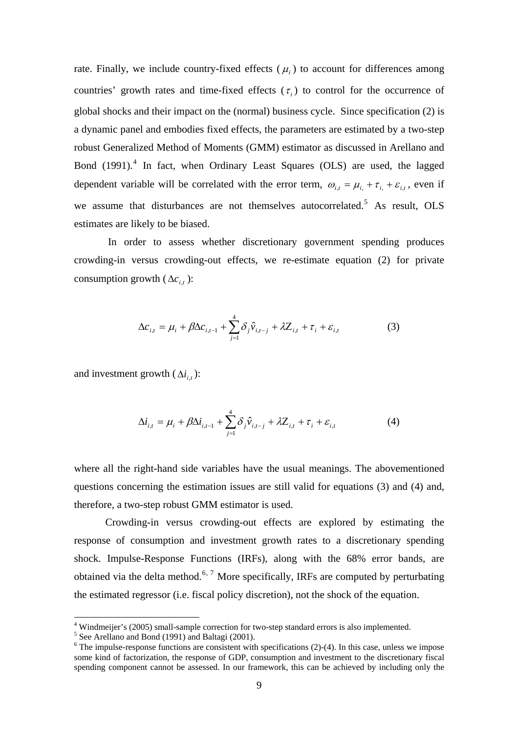rate. Finally, we include country-fixed effects ($\mu_i$) to account for differences among countries' growth rates and time-fixed effects ($\tau_i$) to control for the occurrence of global shocks and their impact on the (normal) business cycle. Since specification (2) is a dynamic panel and embodies fixed effects, the parameters are estimated by a two-step robust Generalized Method of Moments (GMM) estimator as discussed in Arellano and Bond (1991).[4] In fact, when Ordinary Least Squares (OLS) are used, the lagged dependent variable will be correlated with the error term, $\omega_{i,t} = \mu_{i,} + \tau_{i,} + \varepsilon_{i,t}$, even if we assume that disturbances are not themselves autocorrelated.[5] As result, OLS estimates are likely to be biased.

In order to assess whether discretionary government spending produces crowding-in versus crowding-out effects, we re-estimate equation (2) for private consumption growth ($\Delta c_{i,t}$):

$$\Delta c_{i,t} = \mu_i + \beta \Delta c_{i,t-1} + \sum_{j=1}^{4} \delta_j \hat{v}_{i,t-j} + \lambda Z_{i,t} + \tau_i + \varepsilon_{i,t} \qquad (3)$$

and investment growth ($\Delta i_{i,t}$):

$$\Delta i_{i,t} = \mu_i + \beta \Delta i_{i,t-1} + \sum_{j=1}^{4} \delta_j \hat{v}_{i,t-j} + \lambda Z_{i,t} + \tau_i + \varepsilon_{i,t} \qquad (4)$$

where all the right-hand side variables have the usual meanings. The abovementioned questions concerning the estimation issues are still valid for equations (3) and (4) and, therefore, a two-step robust GMM estimator is used.

Crowding-in versus crowding-out effects are explored by estimating the response of consumption and investment growth rates to a discretionary spending shock. Impulse-Response Functions (IRFs), along with the 68% error bands, are obtained via the delta method.[6, 7] More specifically, IRFs are computed by perturbating the estimated regressor (i.e. fiscal policy discretion), not the shock of the equation.

[4] Windmeijer's (2005) small-sample correction for two-step standard errors is also implemented.

[5] See Arellano and Bond (1991) and Baltagi (2001).

[6] The impulse-response functions are consistent with specifications (2)-(4). In this case, unless we impose some kind of factorization, the response of GDP, consumption and investment to the discretionary fiscal spending component cannot be assessed. In our framework, this can be achieved by including only the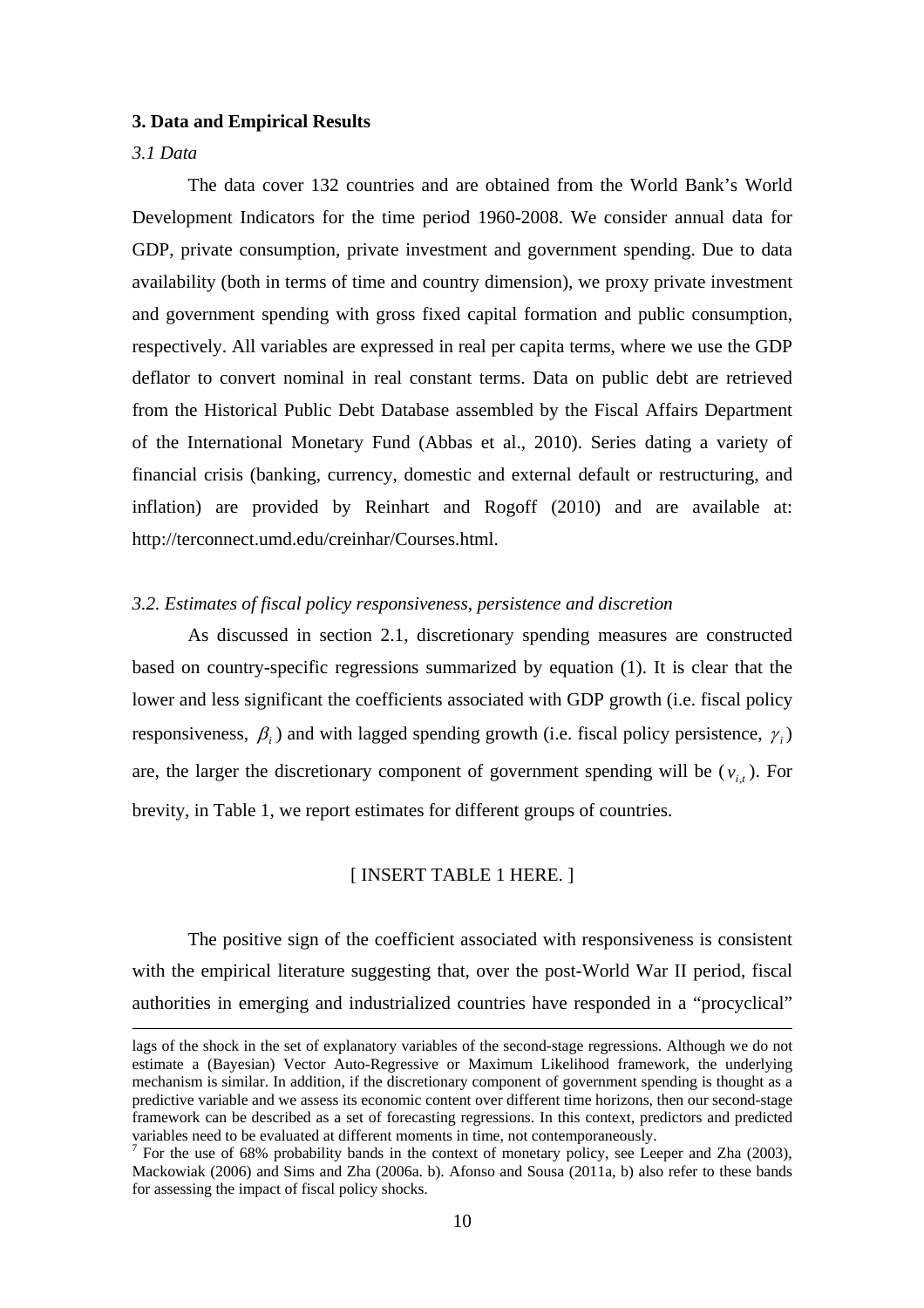## 3. Data and Empirical Results

### *3.1 Data*

The data cover 132 countries and are obtained from the World Bank's World Development Indicators for the time period 1960-2008. We consider annual data for GDP, private consumption, private investment and government spending. Due to data availability (both in terms of time and country dimension), we proxy private investment and government spending with gross fixed capital formation and public consumption, respectively. All variables are expressed in real per capita terms, where we use the GDP deflator to convert nominal in real constant terms. Data on public debt are retrieved from the Historical Public Debt Database assembled by the Fiscal Affairs Department of the International Monetary Fund (Abbas et al., 2010). Series dating a variety of financial crisis (banking, currency, domestic and external default or restructuring, and inflation) are provided by Reinhart and Rogoff (2010) and are available at: http://terconnect.umd.edu/creinhar/Courses.html.

### *3.2. Estimates of fiscal policy responsiveness, persistence and discretion*

As discussed in section 2.1, discretionary spending measures are constructed based on country-specific regressions summarized by equation (1). It is clear that the lower and less significant the coefficients associated with GDP growth (i.e. fiscal policy responsiveness, $\beta_i$) and with lagged spending growth (i.e. fiscal policy persistence, $\gamma_i$) are, the larger the discretionary component of government spending will be ($v_{i,t}$). For brevity, in Table 1, we report estimates for different groups of countries.

[ INSERT TABLE 1 HERE. ]

The positive sign of the coefficient associated with responsiveness is consistent with the empirical literature suggesting that, over the post-World War II period, fiscal authorities in emerging and industrialized countries have responded in a "procyclical"

---

lags of the shock in the set of explanatory variables of the second-stage regressions. Although we do not estimate a (Bayesian) Vector Auto-Regressive or Maximum Likelihood framework, the underlying mechanism is similar. In addition, if the discretionary component of government spending is thought as a predictive variable and we assess its economic content over different time horizons, then our second-stage framework can be described as a set of forecasting regressions. In this context, predictors and predicted variables need to be evaluated at different moments in time, not contemporaneously.

[7] For the use of 68% probability bands in the context of monetary policy, see Leeper and Zha (2003), Mackowiak (2006) and Sims and Zha (2006a. b). Afonso and Sousa (2011a, b) also refer to these bands for assessing the impact of fiscal policy shocks.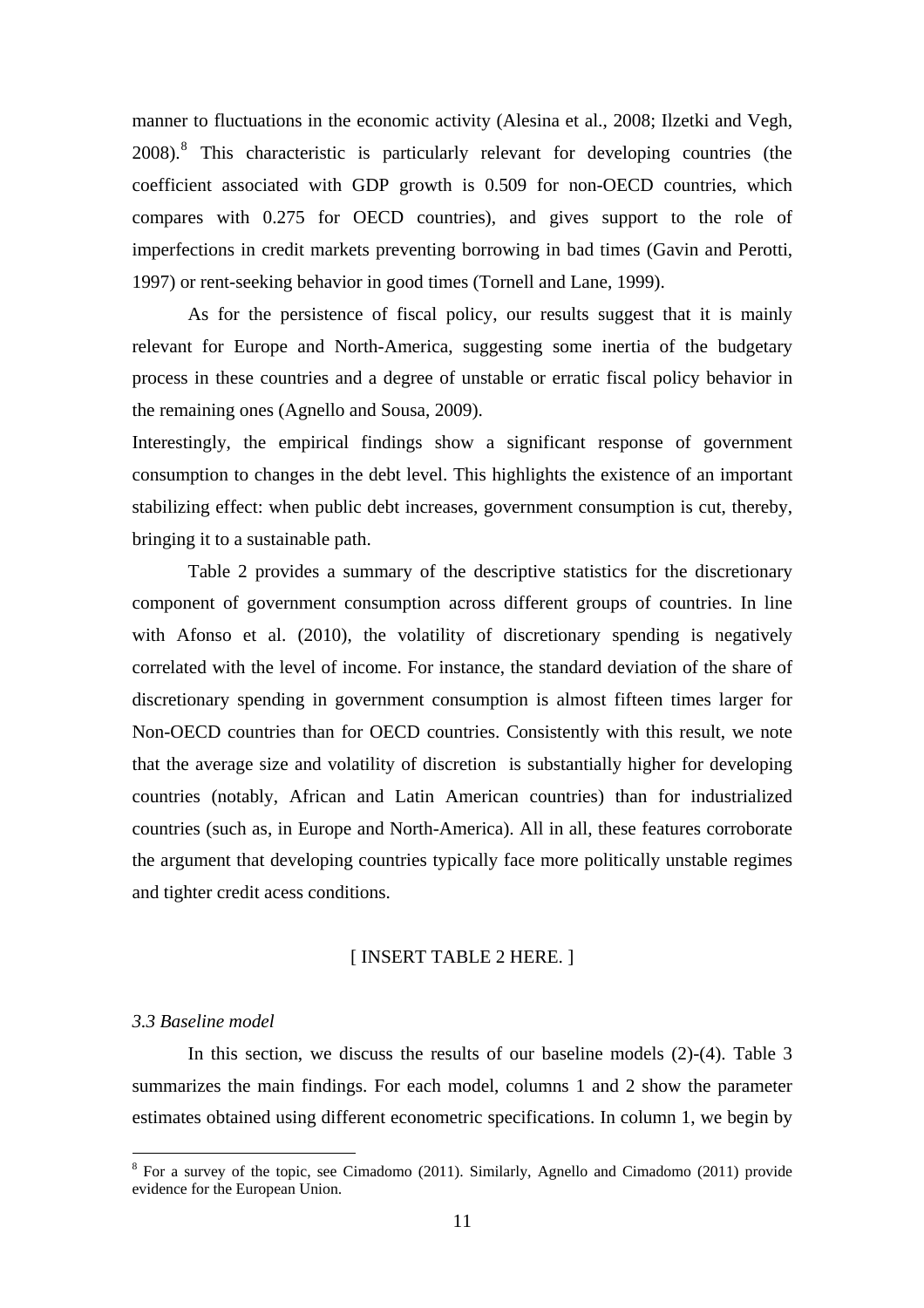manner to fluctuations in the economic activity (Alesina et al., 2008; Ilzetki and Vegh, 2008).[8] This characteristic is particularly relevant for developing countries (the coefficient associated with GDP growth is 0.509 for non-OECD countries, which compares with 0.275 for OECD countries), and gives support to the role of imperfections in credit markets preventing borrowing in bad times (Gavin and Perotti, 1997) or rent-seeking behavior in good times (Tornell and Lane, 1999).

As for the persistence of fiscal policy, our results suggest that it is mainly relevant for Europe and North-America, suggesting some inertia of the budgetary process in these countries and a degree of unstable or erratic fiscal policy behavior in the remaining ones (Agnello and Sousa, 2009).

Interestingly, the empirical findings show a significant response of government consumption to changes in the debt level. This highlights the existence of an important stabilizing effect: when public debt increases, government consumption is cut, thereby, bringing it to a sustainable path.

Table 2 provides a summary of the descriptive statistics for the discretionary component of government consumption across different groups of countries. In line with Afonso et al. (2010), the volatility of discretionary spending is negatively correlated with the level of income. For instance, the standard deviation of the share of discretionary spending in government consumption is almost fifteen times larger for Non-OECD countries than for OECD countries. Consistently with this result, we note that the average size and volatility of discretion is substantially higher for developing countries (notably, African and Latin American countries) than for industrialized countries (such as, in Europe and North-America). All in all, these features corroborate the argument that developing countries typically face more politically unstable regimes and tighter credit acess conditions.

[ INSERT TABLE 2 HERE. ]

### *3.3 Baseline model*

In this section, we discuss the results of our baseline models (2)-(4). Table 3 summarizes the main findings. For each model, columns 1 and 2 show the parameter estimates obtained using different econometric specifications. In column 1, we begin by

[8] For a survey of the topic, see Cimadomo (2011). Similarly, Agnello and Cimadomo (2011) provide evidence for the European Union.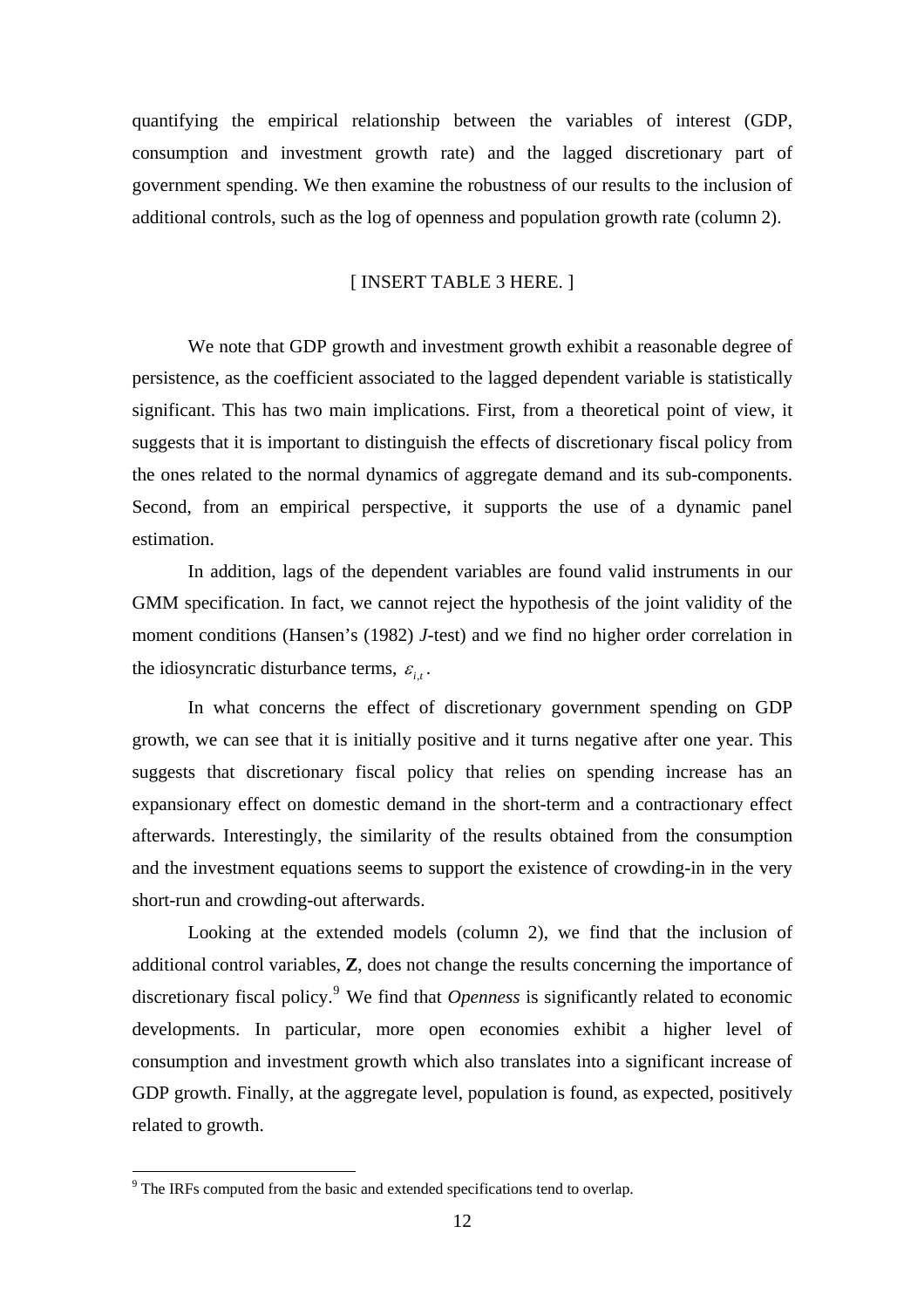quantifying the empirical relationship between the variables of interest (GDP, consumption and investment growth rate) and the lagged discretionary part of government spending. We then examine the robustness of our results to the inclusion of additional controls, such as the log of openness and population growth rate (column 2).

[ INSERT TABLE 3 HERE. ]

We note that GDP growth and investment growth exhibit a reasonable degree of persistence, as the coefficient associated to the lagged dependent variable is statistically significant. This has two main implications. First, from a theoretical point of view, it suggests that it is important to distinguish the effects of discretionary fiscal policy from the ones related to the normal dynamics of aggregate demand and its sub-components. Second, from an empirical perspective, it supports the use of a dynamic panel estimation.

In addition, lags of the dependent variables are found valid instruments in our GMM specification. In fact, we cannot reject the hypothesis of the joint validity of the moment conditions (Hansen's (1982) *J*-test) and we find no higher order correlation in the idiosyncratic disturbance terms, $\varepsilon_{i,t}$.

In what concerns the effect of discretionary government spending on GDP growth, we can see that it is initially positive and it turns negative after one year. This suggests that discretionary fiscal policy that relies on spending increase has an expansionary effect on domestic demand in the short-term and a contractionary effect afterwards. Interestingly, the similarity of the results obtained from the consumption and the investment equations seems to support the existence of crowding-in in the very short-run and crowding-out afterwards.

Looking at the extended models (column 2), we find that the inclusion of additional control variables, **Z**, does not change the results concerning the importance of discretionary fiscal policy.[9] We find that *Openness* is significantly related to economic developments. In particular, more open economies exhibit a higher level of consumption and investment growth which also translates into a significant increase of GDP growth. Finally, at the aggregate level, population is found, as expected, positively related to growth.

[9] The IRFs computed from the basic and extended specifications tend to overlap.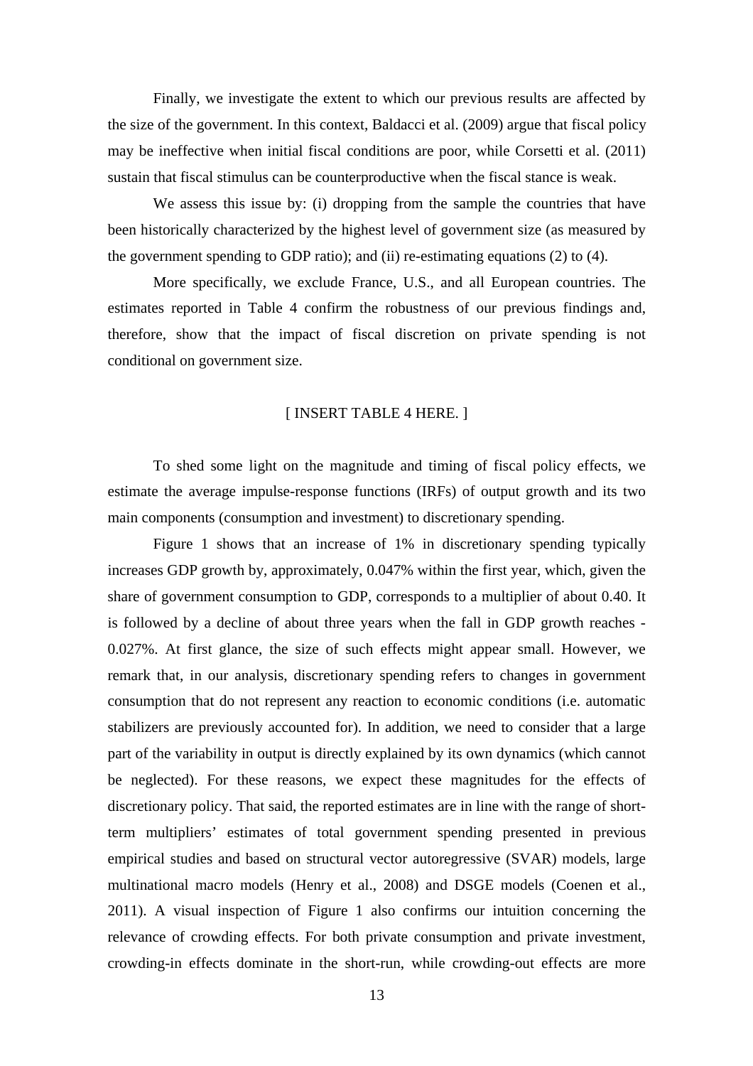Finally, we investigate the extent to which our previous results are affected by the size of the government. In this context, Baldacci et al. (2009) argue that fiscal policy may be ineffective when initial fiscal conditions are poor, while Corsetti et al. (2011) sustain that fiscal stimulus can be counterproductive when the fiscal stance is weak.

We assess this issue by: (i) dropping from the sample the countries that have been historically characterized by the highest level of government size (as measured by the government spending to GDP ratio); and (ii) re-estimating equations (2) to (4).

More specifically, we exclude France, U.S., and all European countries. The estimates reported in Table 4 confirm the robustness of our previous findings and, therefore, show that the impact of fiscal discretion on private spending is not conditional on government size.

[ INSERT TABLE 4 HERE. ]

To shed some light on the magnitude and timing of fiscal policy effects, we estimate the average impulse-response functions (IRFs) of output growth and its two main components (consumption and investment) to discretionary spending.

Figure 1 shows that an increase of 1% in discretionary spending typically increases GDP growth by, approximately, 0.047% within the first year, which, given the share of government consumption to GDP, corresponds to a multiplier of about 0.40. It is followed by a decline of about three years when the fall in GDP growth reaches -0.027%. At first glance, the size of such effects might appear small. However, we remark that, in our analysis, discretionary spending refers to changes in government consumption that do not represent any reaction to economic conditions (i.e. automatic stabilizers are previously accounted for). In addition, we need to consider that a large part of the variability in output is directly explained by its own dynamics (which cannot be neglected). For these reasons, we expect these magnitudes for the effects of discretionary policy. That said, the reported estimates are in line with the range of short-term multipliers' estimates of total government spending presented in previous empirical studies and based on structural vector autoregressive (SVAR) models, large multinational macro models (Henry et al., 2008) and DSGE models (Coenen et al., 2011). A visual inspection of Figure 1 also confirms our intuition concerning the relevance of crowding effects. For both private consumption and private investment, crowding-in effects dominate in the short-run, while crowding-out effects are more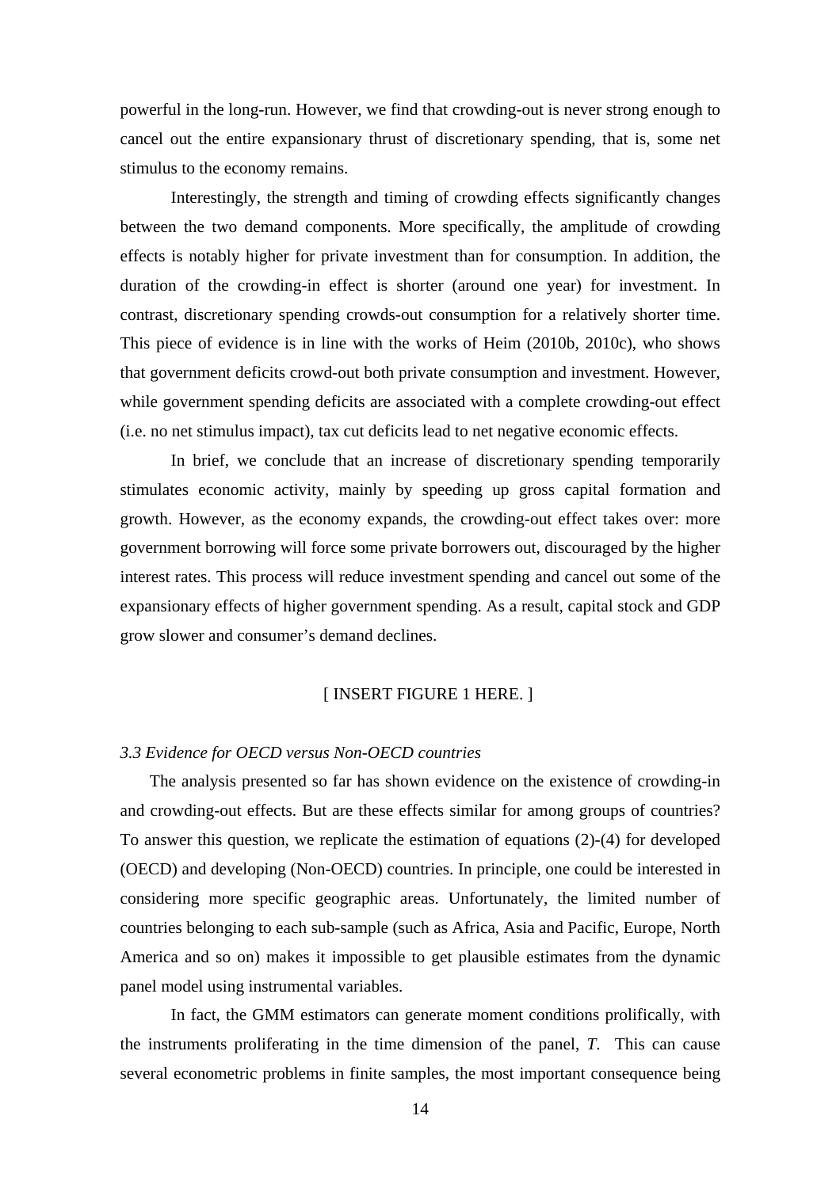powerful in the long-run. However, we find that crowding-out is never strong enough to cancel out the entire expansionary thrust of discretionary spending, that is, some net stimulus to the economy remains.

Interestingly, the strength and timing of crowding effects significantly changes between the two demand components. More specifically, the amplitude of crowding effects is notably higher for private investment than for consumption. In addition, the duration of the crowding-in effect is shorter (around one year) for investment. In contrast, discretionary spending crowds-out consumption for a relatively shorter time. This piece of evidence is in line with the works of Heim (2010b, 2010c), who shows that government deficits crowd-out both private consumption and investment. However, while government spending deficits are associated with a complete crowding-out effect (i.e. no net stimulus impact), tax cut deficits lead to net negative economic effects.

In brief, we conclude that an increase of discretionary spending temporarily stimulates economic activity, mainly by speeding up gross capital formation and growth. However, as the economy expands, the crowding-out effect takes over: more government borrowing will force some private borrowers out, discouraged by the higher interest rates. This process will reduce investment spending and cancel out some of the expansionary effects of higher government spending. As a result, capital stock and GDP grow slower and consumer's demand declines.

[ INSERT FIGURE 1 HERE. ]

*3.3 Evidence for OECD versus Non-OECD countries*

The analysis presented so far has shown evidence on the existence of crowding-in and crowding-out effects. But are these effects similar for among groups of countries? To answer this question, we replicate the estimation of equations (2)-(4) for developed (OECD) and developing (Non-OECD) countries. In principle, one could be interested in considering more specific geographic areas. Unfortunately, the limited number of countries belonging to each sub-sample (such as Africa, Asia and Pacific, Europe, North America and so on) makes it impossible to get plausible estimates from the dynamic panel model using instrumental variables.

In fact, the GMM estimators can generate moment conditions prolifically, with the instruments proliferating in the time dimension of the panel, $T$. This can cause several econometric problems in finite samples, the most important consequence being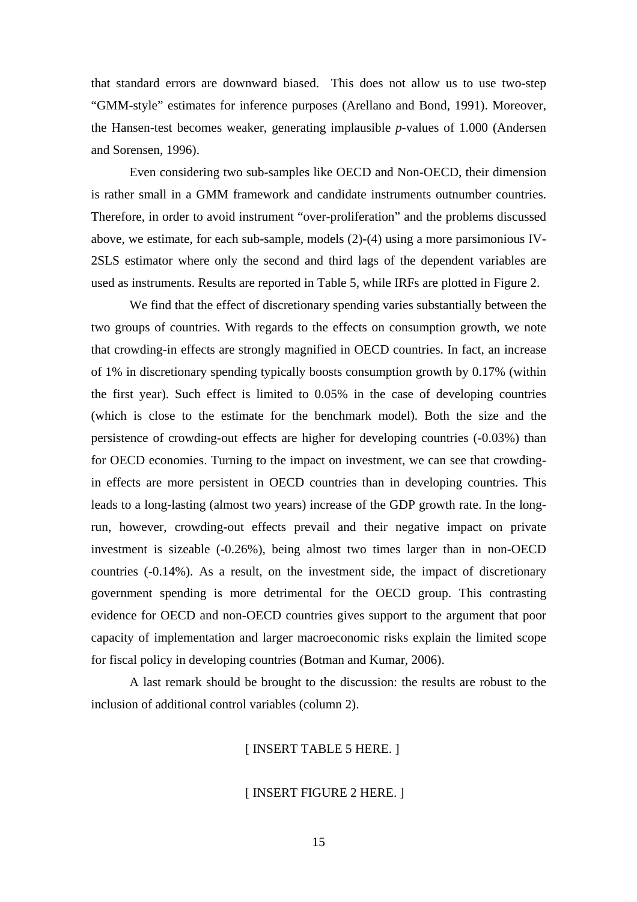that standard errors are downward biased. This does not allow us to use two-step "GMM-style" estimates for inference purposes (Arellano and Bond, 1991). Moreover, the Hansen-test becomes weaker, generating implausible *p*-values of 1.000 (Andersen and Sorensen, 1996).

Even considering two sub-samples like OECD and Non-OECD, their dimension is rather small in a GMM framework and candidate instruments outnumber countries. Therefore, in order to avoid instrument "over-proliferation" and the problems discussed above, we estimate, for each sub-sample, models (2)-(4) using a more parsimonious IV-2SLS estimator where only the second and third lags of the dependent variables are used as instruments. Results are reported in Table 5, while IRFs are plotted in Figure 2.

We find that the effect of discretionary spending varies substantially between the two groups of countries. With regards to the effects on consumption growth, we note that crowding-in effects are strongly magnified in OECD countries. In fact, an increase of 1% in discretionary spending typically boosts consumption growth by 0.17% (within the first year). Such effect is limited to 0.05% in the case of developing countries (which is close to the estimate for the benchmark model). Both the size and the persistence of crowding-out effects are higher for developing countries (-0.03%) than for OECD economies. Turning to the impact on investment, we can see that crowding-in effects are more persistent in OECD countries than in developing countries. This leads to a long-lasting (almost two years) increase of the GDP growth rate. In the long-run, however, crowding-out effects prevail and their negative impact on private investment is sizeable (-0.26%), being almost two times larger than in non-OECD countries (-0.14%). As a result, on the investment side, the impact of discretionary government spending is more detrimental for the OECD group. This contrasting evidence for OECD and non-OECD countries gives support to the argument that poor capacity of implementation and larger macroeconomic risks explain the limited scope for fiscal policy in developing countries (Botman and Kumar, 2006).

A last remark should be brought to the discussion: the results are robust to the inclusion of additional control variables (column 2).

[ INSERT TABLE 5 HERE. ]

[ INSERT FIGURE 2 HERE. ]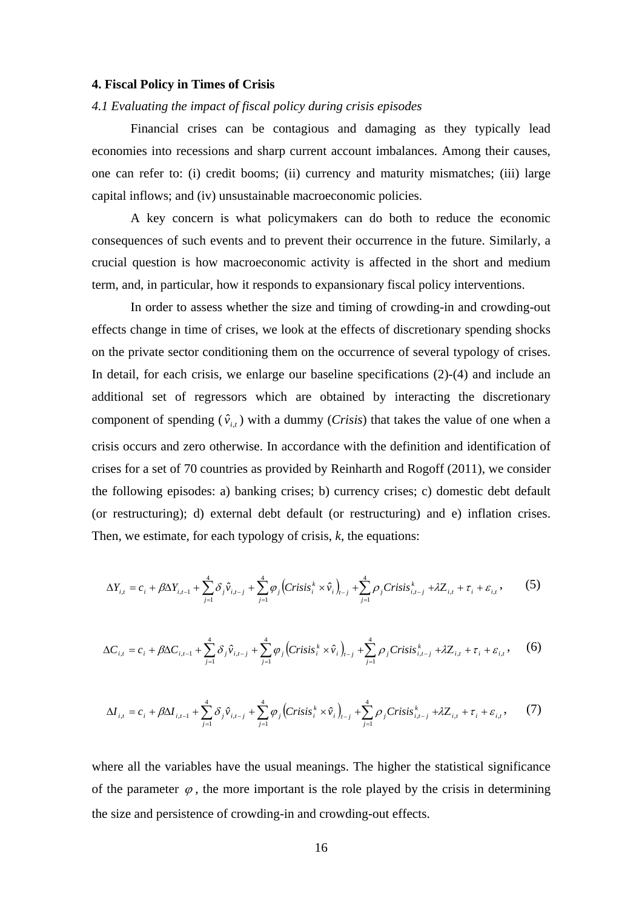## 4. Fiscal Policy in Times of Crisis

### *4.1 Evaluating the impact of fiscal policy during crisis episodes*

Financial crises can be contagious and damaging as they typically lead economies into recessions and sharp current account imbalances. Among their causes, one can refer to: (i) credit booms; (ii) currency and maturity mismatches; (iii) large capital inflows; and (iv) unsustainable macroeconomic policies.

A key concern is what policymakers can do both to reduce the economic consequences of such events and to prevent their occurrence in the future. Similarly, a crucial question is how macroeconomic activity is affected in the short and medium term, and, in particular, how it responds to expansionary fiscal policy interventions.

In order to assess whether the size and timing of crowding-in and crowding-out effects change in time of crises, we look at the effects of discretionary spending shocks on the private sector conditioning them on the occurrence of several typology of crises. In detail, for each crisis, we enlarge our baseline specifications (2)-(4) and include an additional set of regressors which are obtained by interacting the discretionary component of spending ($\hat{v}_{i,t}$) with a dummy (*Crisis*) that takes the value of one when a crisis occurs and zero otherwise. In accordance with the definition and identification of crises for a set of 70 countries as provided by Reinharth and Rogoff (2011), we consider the following episodes: a) banking crises; b) currency crises; c) domestic debt default (or restructuring); d) external debt default (or restructuring) and e) inflation crises. Then, we estimate, for each typology of crisis, *k*, the equations:

$$\Delta Y_{i,t} = c_i + \beta \Delta Y_{i,t-1} + \sum_{j=1}^{4} \delta_j \hat{v}_{i,t-j} + \sum_{j=1}^{4} \varphi_j \left( Crisis_i^k \times \hat{v}_i \right)_{t-j} + \sum_{j=1}^{4} \rho_j Crisis_{i,t-j}^k + \lambda Z_{i,t} + \tau_i + \varepsilon_{i,t}, \qquad (5)$$

$$\Delta C_{i,t} = c_i + \beta \Delta C_{i,t-1} + \sum_{j=1}^{4} \delta_j \hat{v}_{i,t-j} + \sum_{j=1}^{4} \varphi_j \left( Crisis_i^k \times \hat{v}_i \right)_{t-j} + \sum_{j=1}^{4} \rho_j Crisis_{i,t-j}^k + \lambda Z_{i,t} + \tau_i + \varepsilon_{i,t}, \qquad (6)$$

$$\Delta I_{i,t} = c_i + \beta \Delta I_{i,t-1} + \sum_{j=1}^{4} \delta_j \hat{v}_{i,t-j} + \sum_{j=1}^{4} \varphi_j \left( Crisis_i^k \times \hat{v}_i \right)_{t-j} + \sum_{j=1}^{4} \rho_j Crisis_{i,t-j}^k + \lambda Z_{i,t} + \tau_i + \varepsilon_{i,t}, \qquad (7)$$

where all the variables have the usual meanings. The higher the statistical significance of the parameter $\varphi$, the more important is the role played by the crisis in determining the size and persistence of crowding-in and crowding-out effects.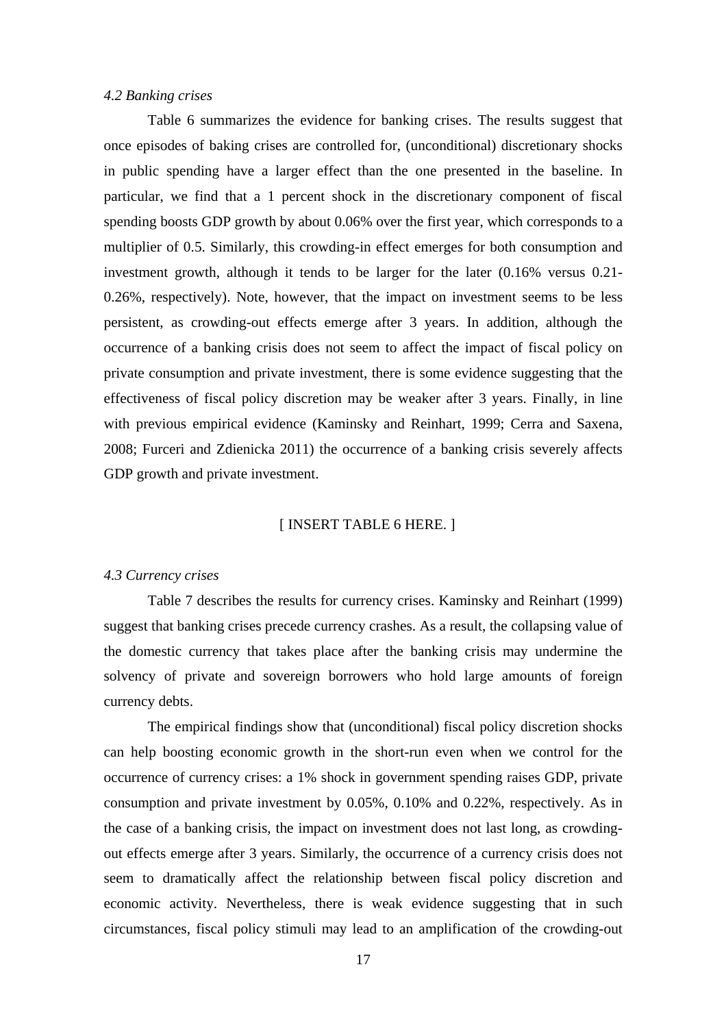*4.2 Banking crises*

Table 6 summarizes the evidence for banking crises. The results suggest that once episodes of baking crises are controlled for, (unconditional) discretionary shocks in public spending have a larger effect than the one presented in the baseline. In particular, we find that a 1 percent shock in the discretionary component of fiscal spending boosts GDP growth by about 0.06% over the first year, which corresponds to a multiplier of 0.5. Similarly, this crowding-in effect emerges for both consumption and investment growth, although it tends to be larger for the later (0.16% versus 0.21-0.26%, respectively). Note, however, that the impact on investment seems to be less persistent, as crowding-out effects emerge after 3 years. In addition, although the occurrence of a banking crisis does not seem to affect the impact of fiscal policy on private consumption and private investment, there is some evidence suggesting that the effectiveness of fiscal policy discretion may be weaker after 3 years. Finally, in line with previous empirical evidence (Kaminsky and Reinhart, 1999; Cerra and Saxena, 2008; Furceri and Zdienicka 2011) the occurrence of a banking crisis severely affects GDP growth and private investment.

[ INSERT TABLE 6 HERE. ]

*4.3 Currency crises*

Table 7 describes the results for currency crises. Kaminsky and Reinhart (1999) suggest that banking crises precede currency crashes. As a result, the collapsing value of the domestic currency that takes place after the banking crisis may undermine the solvency of private and sovereign borrowers who hold large amounts of foreign currency debts.

The empirical findings show that (unconditional) fiscal policy discretion shocks can help boosting economic growth in the short-run even when we control for the occurrence of currency crises: a 1% shock in government spending raises GDP, private consumption and private investment by 0.05%, 0.10% and 0.22%, respectively. As in the case of a banking crisis, the impact on investment does not last long, as crowding-out effects emerge after 3 years. Similarly, the occurrence of a currency crisis does not seem to dramatically affect the relationship between fiscal policy discretion and economic activity. Nevertheless, there is weak evidence suggesting that in such circumstances, fiscal policy stimuli may lead to an amplification of the crowding-out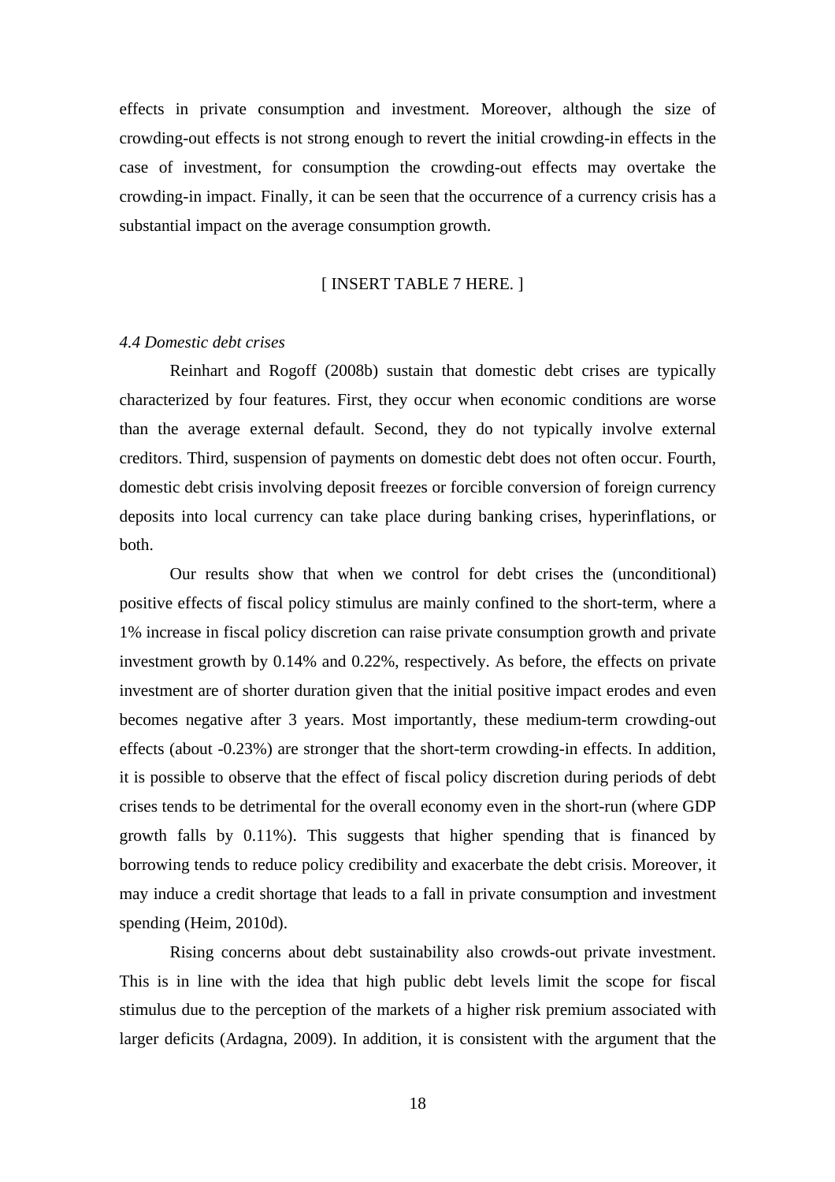effects in private consumption and investment. Moreover, although the size of crowding-out effects is not strong enough to revert the initial crowding-in effects in the case of investment, for consumption the crowding-out effects may overtake the crowding-in impact. Finally, it can be seen that the occurrence of a currency crisis has a substantial impact on the average consumption growth.

[ INSERT TABLE 7 HERE. ]

### *4.4 Domestic debt crises*

Reinhart and Rogoff (2008b) sustain that domestic debt crises are typically characterized by four features. First, they occur when economic conditions are worse than the average external default. Second, they do not typically involve external creditors. Third, suspension of payments on domestic debt does not often occur. Fourth, domestic debt crisis involving deposit freezes or forcible conversion of foreign currency deposits into local currency can take place during banking crises, hyperinflations, or both.

Our results show that when we control for debt crises the (unconditional) positive effects of fiscal policy stimulus are mainly confined to the short-term, where a 1% increase in fiscal policy discretion can raise private consumption growth and private investment growth by 0.14% and 0.22%, respectively. As before, the effects on private investment are of shorter duration given that the initial positive impact erodes and even becomes negative after 3 years. Most importantly, these medium-term crowding-out effects (about -0.23%) are stronger that the short-term crowding-in effects. In addition, it is possible to observe that the effect of fiscal policy discretion during periods of debt crises tends to be detrimental for the overall economy even in the short-run (where GDP growth falls by 0.11%). This suggests that higher spending that is financed by borrowing tends to reduce policy credibility and exacerbate the debt crisis. Moreover, it may induce a credit shortage that leads to a fall in private consumption and investment spending (Heim, 2010d).

Rising concerns about debt sustainability also crowds-out private investment. This is in line with the idea that high public debt levels limit the scope for fiscal stimulus due to the perception of the markets of a higher risk premium associated with larger deficits (Ardagna, 2009). In addition, it is consistent with the argument that the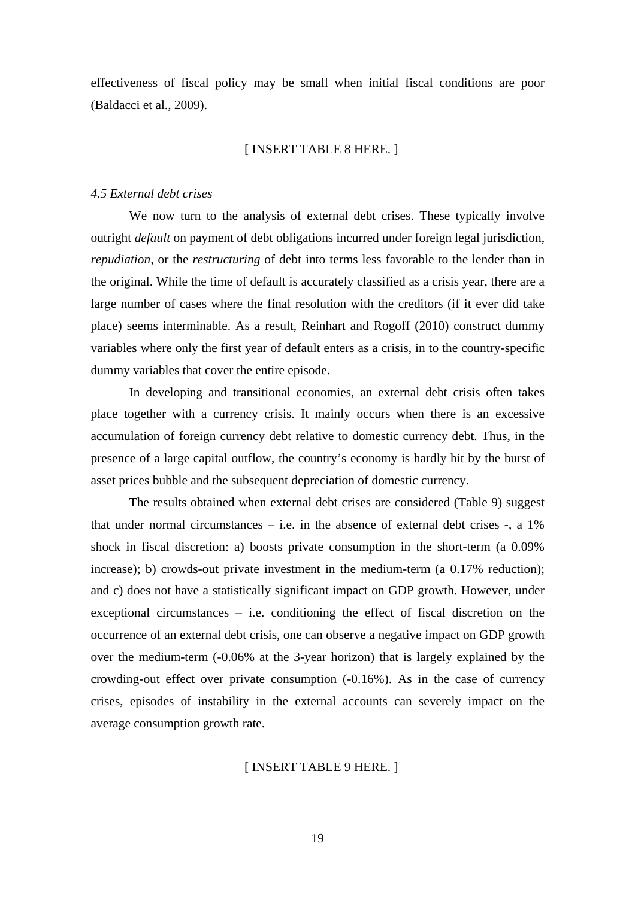effectiveness of fiscal policy may be small when initial fiscal conditions are poor (Baldacci et al., 2009).

[ INSERT TABLE 8 HERE. ]

*4.5 External debt crises*

We now turn to the analysis of external debt crises. These typically involve outright *default* on payment of debt obligations incurred under foreign legal jurisdiction, *repudiation,* or the *restructuring* of debt into terms less favorable to the lender than in the original. While the time of default is accurately classified as a crisis year, there are a large number of cases where the final resolution with the creditors (if it ever did take place) seems interminable. As a result, Reinhart and Rogoff (2010) construct dummy variables where only the first year of default enters as a crisis, in to the country-specific dummy variables that cover the entire episode.

In developing and transitional economies, an external debt crisis often takes place together with a currency crisis. It mainly occurs when there is an excessive accumulation of foreign currency debt relative to domestic currency debt. Thus, in the presence of a large capital outflow, the country's economy is hardly hit by the burst of asset prices bubble and the subsequent depreciation of domestic currency.

The results obtained when external debt crises are considered (Table 9) suggest that under normal circumstances – i.e. in the absence of external debt crises -, a 1% shock in fiscal discretion: a) boosts private consumption in the short-term (a 0.09% increase); b) crowds-out private investment in the medium-term (a 0.17% reduction); and c) does not have a statistically significant impact on GDP growth. However, under exceptional circumstances – i.e. conditioning the effect of fiscal discretion on the occurrence of an external debt crisis, one can observe a negative impact on GDP growth over the medium-term (-0.06% at the 3-year horizon) that is largely explained by the crowding-out effect over private consumption (-0.16%). As in the case of currency crises, episodes of instability in the external accounts can severely impact on the average consumption growth rate.

[ INSERT TABLE 9 HERE. ]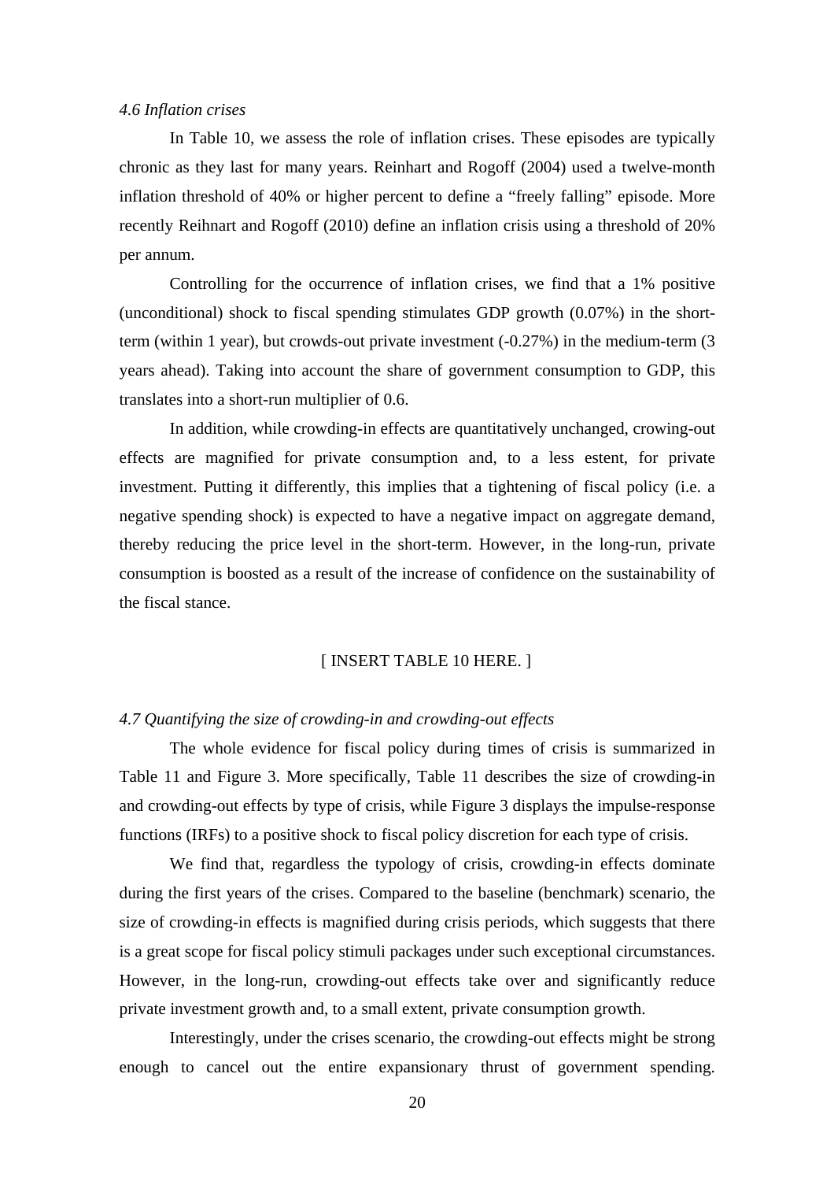*4.6 Inflation crises*

In Table 10, we assess the role of inflation crises. These episodes are typically chronic as they last for many years. Reinhart and Rogoff (2004) used a twelve-month inflation threshold of 40% or higher percent to define a "freely falling" episode. More recently Reihnart and Rogoff (2010) define an inflation crisis using a threshold of 20% per annum.

Controlling for the occurrence of inflation crises, we find that a 1% positive (unconditional) shock to fiscal spending stimulates GDP growth (0.07%) in the short-term (within 1 year), but crowds-out private investment (-0.27%) in the medium-term (3 years ahead). Taking into account the share of government consumption to GDP, this translates into a short-run multiplier of 0.6.

In addition, while crowding-in effects are quantitatively unchanged, crowing-out effects are magnified for private consumption and, to a less estent, for private investment. Putting it differently, this implies that a tightening of fiscal policy (i.e. a negative spending shock) is expected to have a negative impact on aggregate demand, thereby reducing the price level in the short-term. However, in the long-run, private consumption is boosted as a result of the increase of confidence on the sustainability of the fiscal stance.

[ INSERT TABLE 10 HERE. ]

*4.7 Quantifying the size of crowding-in and crowding-out effects*

The whole evidence for fiscal policy during times of crisis is summarized in Table 11 and Figure 3. More specifically, Table 11 describes the size of crowding-in and crowding-out effects by type of crisis, while Figure 3 displays the impulse-response functions (IRFs) to a positive shock to fiscal policy discretion for each type of crisis.

We find that, regardless the typology of crisis, crowding-in effects dominate during the first years of the crises. Compared to the baseline (benchmark) scenario, the size of crowding-in effects is magnified during crisis periods, which suggests that there is a great scope for fiscal policy stimuli packages under such exceptional circumstances. However, in the long-run, crowding-out effects take over and significantly reduce private investment growth and, to a small extent, private consumption growth.

Interestingly, under the crises scenario, the crowding-out effects might be strong enough to cancel out the entire expansionary thrust of government spending.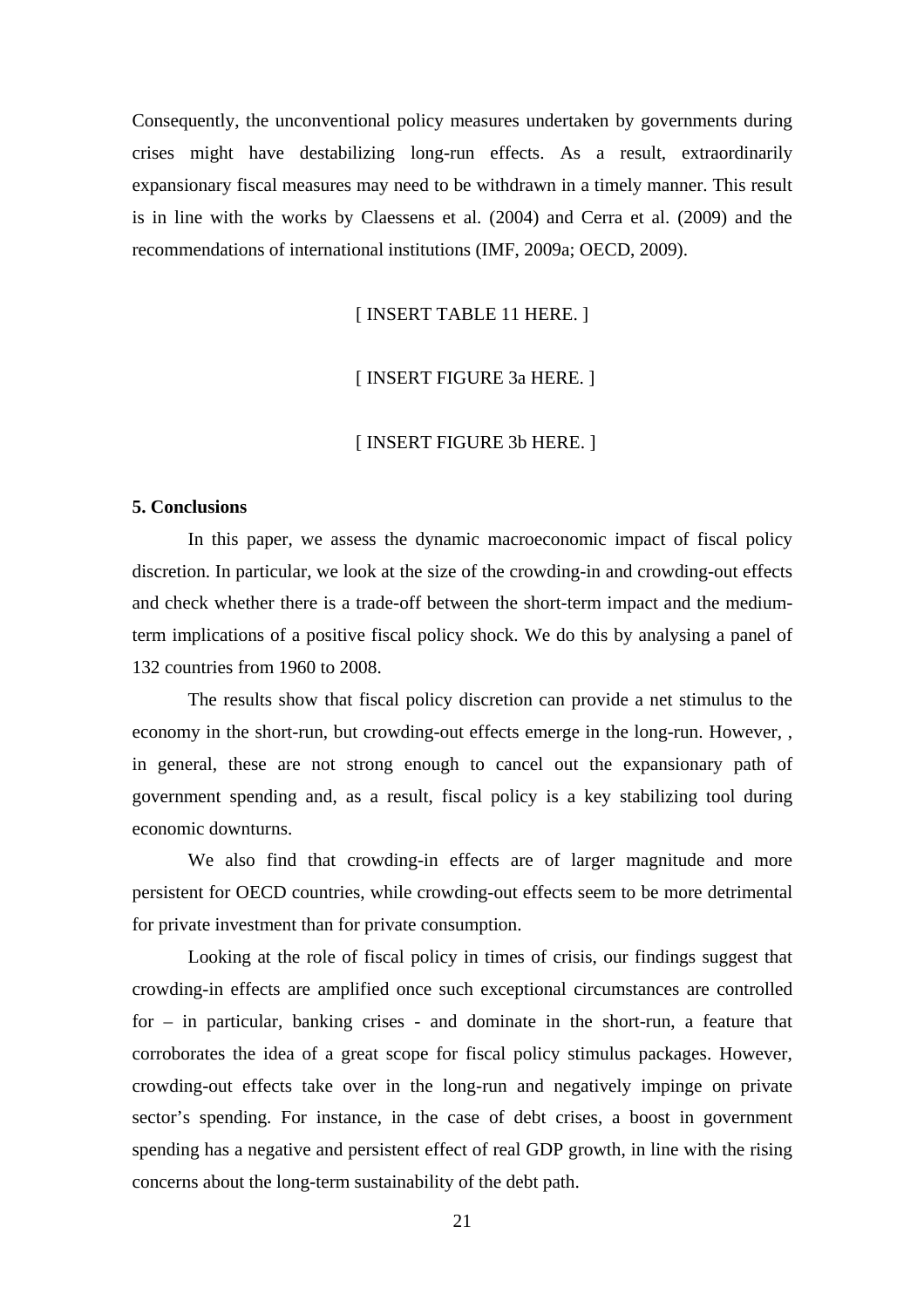Consequently, the unconventional policy measures undertaken by governments during crises might have destabilizing long-run effects. As a result, extraordinarily expansionary fiscal measures may need to be withdrawn in a timely manner. This result is in line with the works by Claessens et al. (2004) and Cerra et al. (2009) and the recommendations of international institutions (IMF, 2009a; OECD, 2009).

[ INSERT TABLE 11 HERE. ]

[ INSERT FIGURE 3a HERE. ]

[ INSERT FIGURE 3b HERE. ]

**5. Conclusions**

In this paper, we assess the dynamic macroeconomic impact of fiscal policy discretion. In particular, we look at the size of the crowding-in and crowding-out effects and check whether there is a trade-off between the short-term impact and the medium-term implications of a positive fiscal policy shock. We do this by analysing a panel of 132 countries from 1960 to 2008.

The results show that fiscal policy discretion can provide a net stimulus to the economy in the short-run, but crowding-out effects emerge in the long-run. However, , in general, these are not strong enough to cancel out the expansionary path of government spending and, as a result, fiscal policy is a key stabilizing tool during economic downturns.

We also find that crowding-in effects are of larger magnitude and more persistent for OECD countries, while crowding-out effects seem to be more detrimental for private investment than for private consumption.

Looking at the role of fiscal policy in times of crisis, our findings suggest that crowding-in effects are amplified once such exceptional circumstances are controlled for – in particular, banking crises - and dominate in the short-run, a feature that corroborates the idea of a great scope for fiscal policy stimulus packages. However, crowding-out effects take over in the long-run and negatively impinge on private sector's spending. For instance, in the case of debt crises, a boost in government spending has a negative and persistent effect of real GDP growth, in line with the rising concerns about the long-term sustainability of the debt path.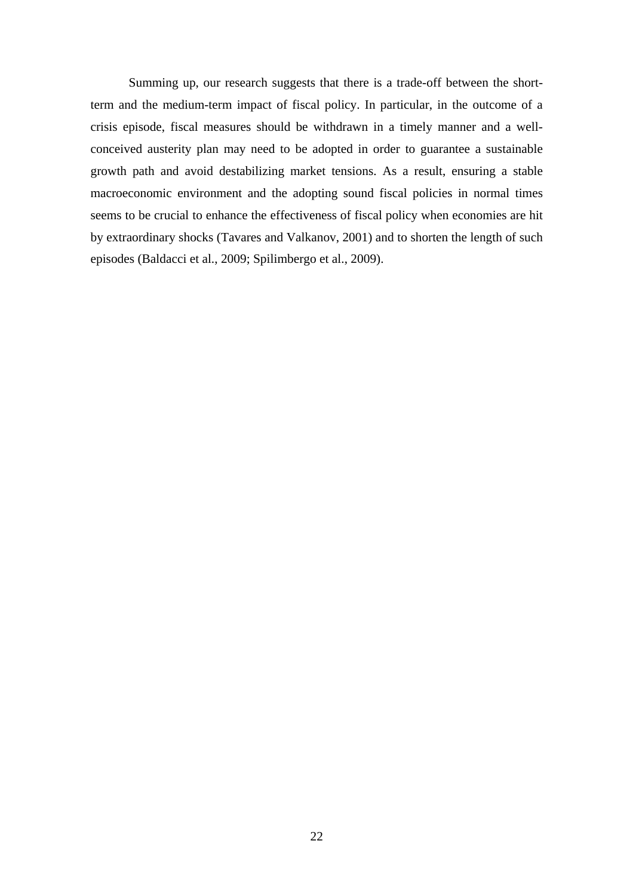Summing up, our research suggests that there is a trade-off between the short-term and the medium-term impact of fiscal policy. In particular, in the outcome of a crisis episode, fiscal measures should be withdrawn in a timely manner and a well-conceived austerity plan may need to be adopted in order to guarantee a sustainable growth path and avoid destabilizing market tensions. As a result, ensuring a stable macroeconomic environment and the adopting sound fiscal policies in normal times seems to be crucial to enhance the effectiveness of fiscal policy when economies are hit by extraordinary shocks (Tavares and Valkanov, 2001) and to shorten the length of such episodes (Baldacci et al., 2009; Spilimbergo et al., 2009).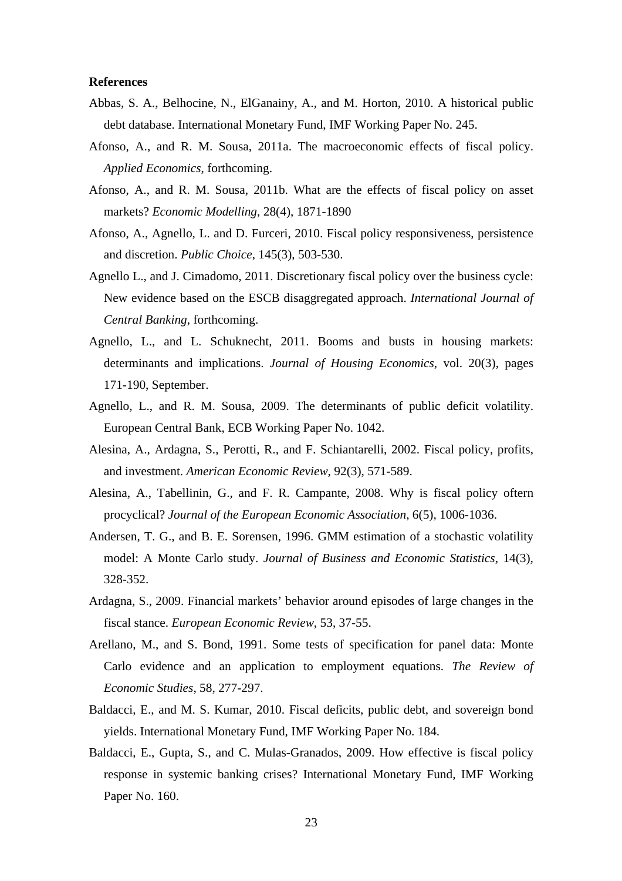**References**

Abbas, S. A., Belhocine, N., ElGanainy, A., and M. Horton, 2010. A historical public debt database. International Monetary Fund, IMF Working Paper No. 245.

Afonso, A., and R. M. Sousa, 2011a. The macroeconomic effects of fiscal policy. *Applied Economics*, forthcoming.

Afonso, A., and R. M. Sousa, 2011b. What are the effects of fiscal policy on asset markets? *Economic Modelling*, 28(4), 1871-1890

Afonso, A., Agnello, L. and D. Furceri, 2010. Fiscal policy responsiveness, persistence and discretion. *Public Choice*, 145(3), 503-530.

Agnello L., and J. Cimadomo, 2011. Discretionary fiscal policy over the business cycle: New evidence based on the ESCB disaggregated approach. *International Journal of Central Banking*, forthcoming.

Agnello, L., and L. Schuknecht, 2011. Booms and busts in housing markets: determinants and implications. *Journal of Housing Economics*, vol. 20(3), pages 171-190, September.

Agnello, L., and R. M. Sousa, 2009. The determinants of public deficit volatility. European Central Bank, ECB Working Paper No. 1042.

Alesina, A., Ardagna, S., Perotti, R., and F. Schiantarelli, 2002. Fiscal policy, profits, and investment. *American Economic Review*, 92(3), 571-589.

Alesina, A., Tabellinin, G., and F. R. Campante, 2008. Why is fiscal policy oftern procyclical? *Journal of the European Economic Association*, 6(5), 1006-1036.

Andersen, T. G., and B. E. Sorensen, 1996. GMM estimation of a stochastic volatility model: A Monte Carlo study. *Journal of Business and Economic Statistics*, 14(3), 328-352.

Ardagna, S., 2009. Financial markets' behavior around episodes of large changes in the fiscal stance. *European Economic Review*, 53, 37-55.

Arellano, M., and S. Bond, 1991. Some tests of specification for panel data: Monte Carlo evidence and an application to employment equations. *The Review of Economic Studies*, 58, 277-297.

Baldacci, E., and M. S. Kumar, 2010. Fiscal deficits, public debt, and sovereign bond yields. International Monetary Fund, IMF Working Paper No. 184.

Baldacci, E., Gupta, S., and C. Mulas-Granados, 2009. How effective is fiscal policy response in systemic banking crises? International Monetary Fund, IMF Working Paper No. 160.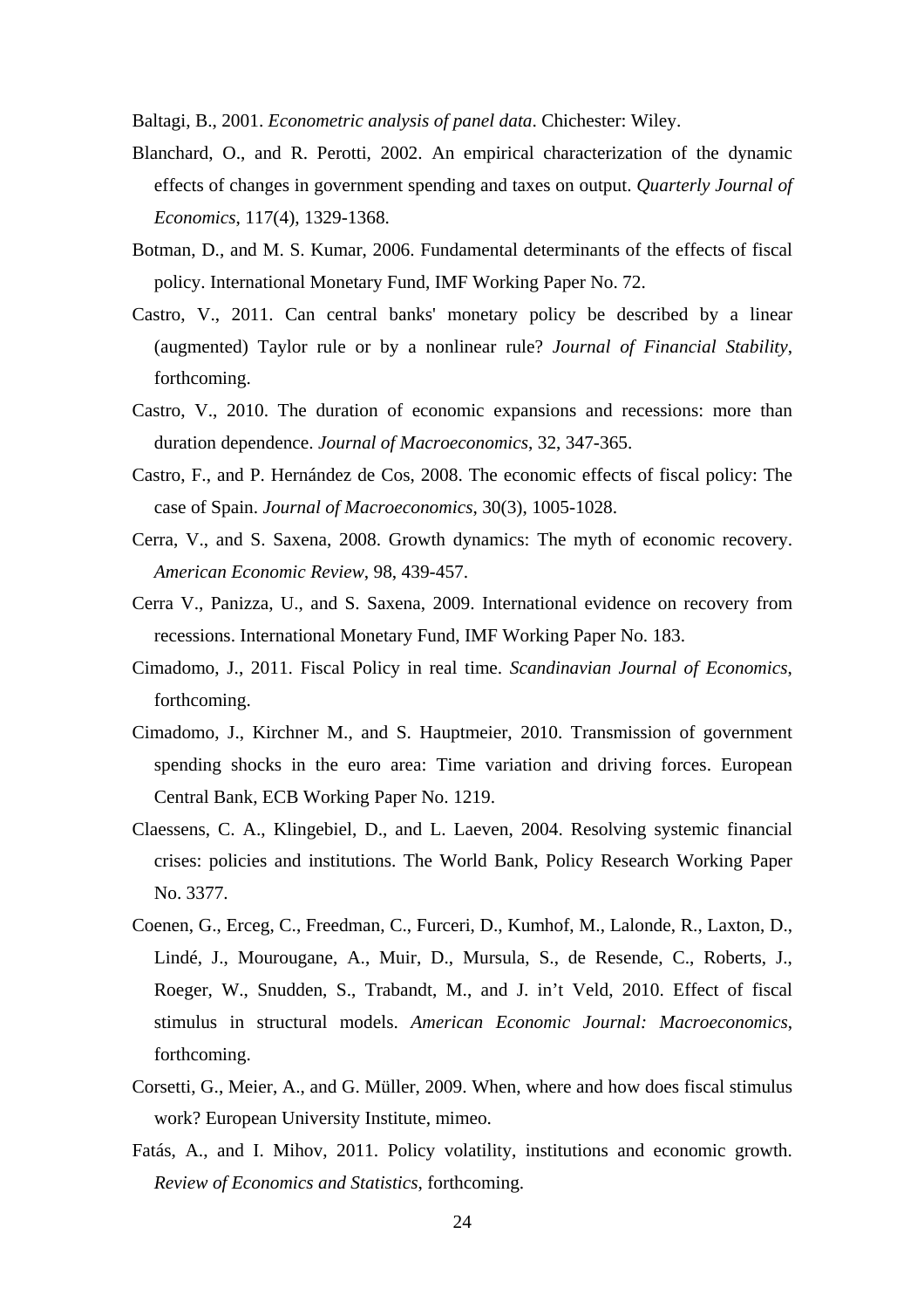Baltagi, B., 2001. *Econometric analysis of panel data*. Chichester: Wiley.

Blanchard, O., and R. Perotti, 2002. An empirical characterization of the dynamic effects of changes in government spending and taxes on output. *Quarterly Journal of Economics*, 117(4), 1329-1368.

Botman, D., and M. S. Kumar, 2006. Fundamental determinants of the effects of fiscal policy. International Monetary Fund, IMF Working Paper No. 72.

Castro, V., 2011. Can central banks' monetary policy be described by a linear (augmented) Taylor rule or by a nonlinear rule? *Journal of Financial Stability*, forthcoming.

Castro, V., 2010. The duration of economic expansions and recessions: more than duration dependence. *Journal of Macroeconomics*, 32, 347-365.

Castro, F., and P. Hernández de Cos, 2008. The economic effects of fiscal policy: The case of Spain. *Journal of Macroeconomics*, 30(3), 1005-1028.

Cerra, V., and S. Saxena, 2008. Growth dynamics: The myth of economic recovery. *American Economic Review*, 98, 439-457.

Cerra V., Panizza, U., and S. Saxena, 2009. International evidence on recovery from recessions. International Monetary Fund, IMF Working Paper No. 183.

Cimadomo, J., 2011. Fiscal Policy in real time. *Scandinavian Journal of Economics*, forthcoming.

Cimadomo, J., Kirchner M., and S. Hauptmeier, 2010. Transmission of government spending shocks in the euro area: Time variation and driving forces. European Central Bank, ECB Working Paper No. 1219.

Claessens, C. A., Klingebiel, D., and L. Laeven, 2004. Resolving systemic financial crises: policies and institutions. The World Bank, Policy Research Working Paper No. 3377.

Coenen, G., Erceg, C., Freedman, C., Furceri, D., Kumhof, M., Lalonde, R., Laxton, D., Lindé, J., Mourougane, A., Muir, D., Mursula, S., de Resende, C., Roberts, J., Roeger, W., Snudden, S., Trabandt, M., and J. in't Veld, 2010. Effect of fiscal stimulus in structural models. *American Economic Journal: Macroeconomics*, forthcoming.

Corsetti, G., Meier, A., and G. Müller, 2009. When, where and how does fiscal stimulus work? European University Institute, mimeo.

Fatás, A., and I. Mihov, 2011. Policy volatility, institutions and economic growth. *Review of Economics and Statistics*, forthcoming.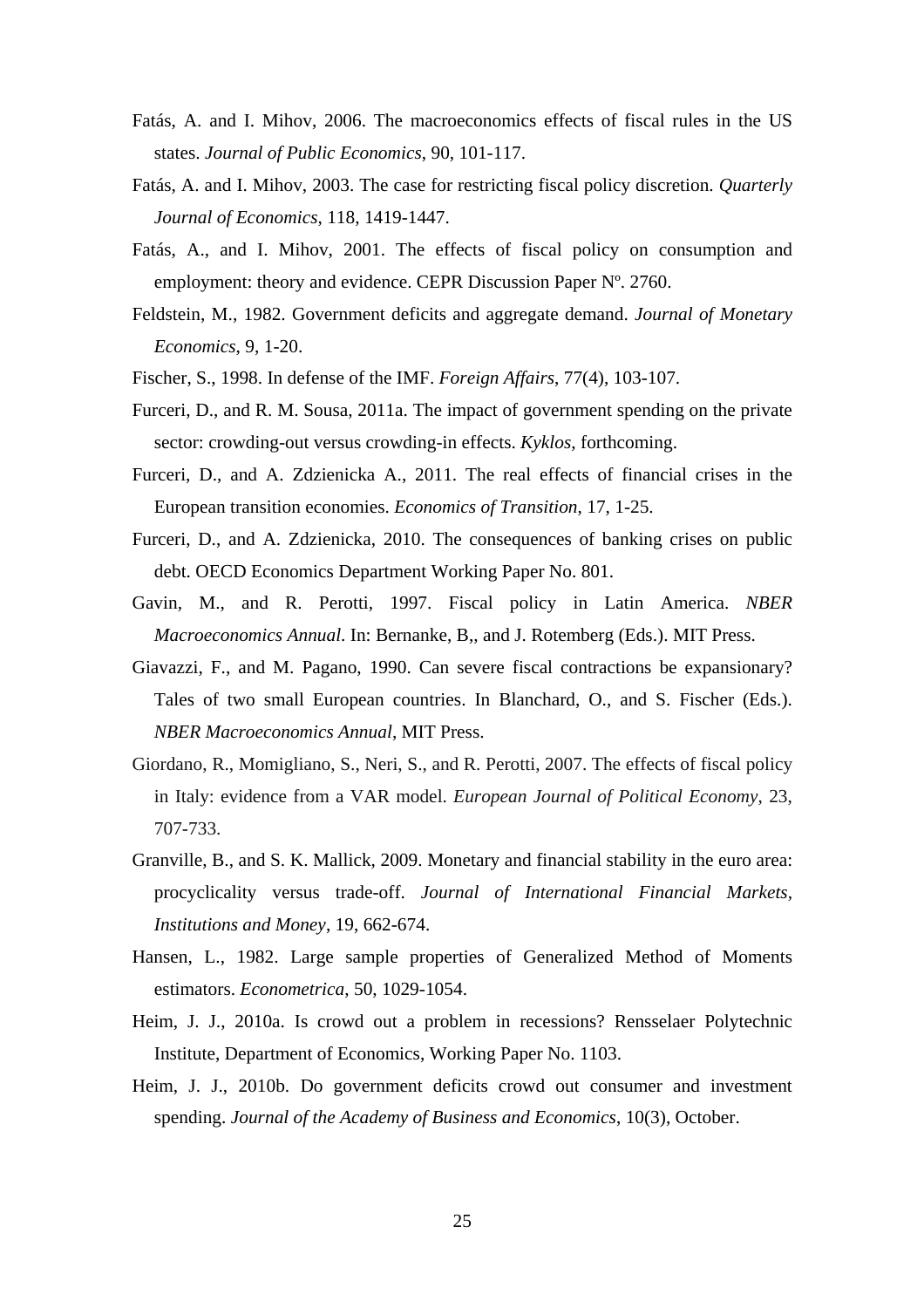Fatás, A. and I. Mihov, 2006. The macroeconomics effects of fiscal rules in the US states. *Journal of Public Economics*, 90, 101-117.

Fatás, A. and I. Mihov, 2003. The case for restricting fiscal policy discretion. *Quarterly Journal of Economics*, 118, 1419-1447.

Fatás, A., and I. Mihov, 2001. The effects of fiscal policy on consumption and employment: theory and evidence. CEPR Discussion Paper Nº. 2760.

Feldstein, M., 1982. Government deficits and aggregate demand. *Journal of Monetary Economics*, 9, 1-20.

Fischer, S., 1998. In defense of the IMF. *Foreign Affairs*, 77(4), 103-107.

Furceri, D., and R. M. Sousa, 2011a. The impact of government spending on the private sector: crowding-out versus crowding-in effects. *Kyklos*, forthcoming.

Furceri, D., and A. Zdzienicka A., 2011. The real effects of financial crises in the European transition economies. *Economics of Transition*, 17, 1-25.

Furceri, D., and A. Zdzienicka, 2010. The consequences of banking crises on public debt. OECD Economics Department Working Paper No. 801.

Gavin, M., and R. Perotti, 1997. Fiscal policy in Latin America. *NBER Macroeconomics Annual*. In: Bernanke, B,, and J. Rotemberg (Eds.). MIT Press.

Giavazzi, F., and M. Pagano, 1990. Can severe fiscal contractions be expansionary? Tales of two small European countries. In Blanchard, O., and S. Fischer (Eds.). *NBER Macroeconomics Annual*, MIT Press.

Giordano, R., Momigliano, S., Neri, S., and R. Perotti, 2007. The effects of fiscal policy in Italy: evidence from a VAR model. *European Journal of Political Economy*, 23, 707-733.

Granville, B., and S. K. Mallick, 2009. Monetary and financial stability in the euro area: procyclicality versus trade-off. *Journal of International Financial Markets, Institutions and Money*, 19, 662-674.

Hansen, L., 1982. Large sample properties of Generalized Method of Moments estimators. *Econometrica*, 50, 1029-1054.

Heim, J. J., 2010a. Is crowd out a problem in recessions? Rensselaer Polytechnic Institute, Department of Economics, Working Paper No. 1103.

Heim, J. J., 2010b. Do government deficits crowd out consumer and investment spending. *Journal of the Academy of Business and Economics*, 10(3), October.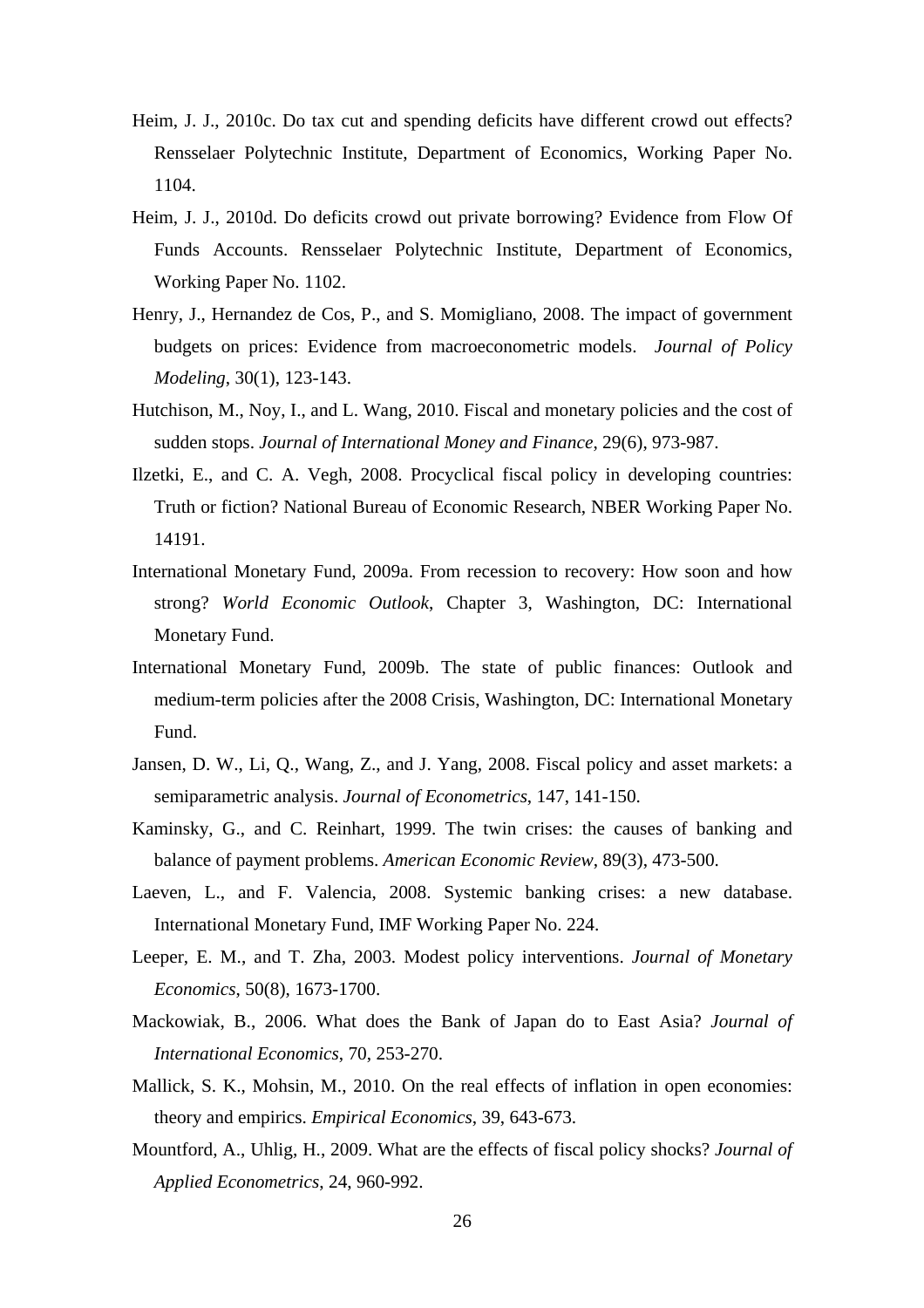Heim, J. J., 2010c. Do tax cut and spending deficits have different crowd out effects? Rensselaer Polytechnic Institute, Department of Economics, Working Paper No. 1104.

Heim, J. J., 2010d. Do deficits crowd out private borrowing? Evidence from Flow Of Funds Accounts. Rensselaer Polytechnic Institute, Department of Economics, Working Paper No. 1102.

Henry, J., Hernandez de Cos, P., and S. Momigliano, 2008. The impact of government budgets on prices: Evidence from macroeconometric models. *Journal of Policy Modeling*, 30(1), 123-143.

Hutchison, M., Noy, I., and L. Wang, 2010. Fiscal and monetary policies and the cost of sudden stops. *Journal of International Money and Finance*, 29(6), 973-987.

Ilzetki, E., and C. A. Vegh, 2008. Procyclical fiscal policy in developing countries: Truth or fiction? National Bureau of Economic Research, NBER Working Paper No. 14191.

International Monetary Fund, 2009a. From recession to recovery: How soon and how strong? *World Economic Outlook*, Chapter 3, Washington, DC: International Monetary Fund.

International Monetary Fund, 2009b. The state of public finances: Outlook and medium-term policies after the 2008 Crisis, Washington, DC: International Monetary Fund.

Jansen, D. W., Li, Q., Wang, Z., and J. Yang, 2008. Fiscal policy and asset markets: a semiparametric analysis. *Journal of Econometrics*, 147, 141-150.

Kaminsky, G., and C. Reinhart, 1999. The twin crises: the causes of banking and balance of payment problems. *American Economic Review*, 89(3), 473-500.

Laeven, L., and F. Valencia, 2008. Systemic banking crises: a new database. International Monetary Fund, IMF Working Paper No. 224.

Leeper, E. M., and T. Zha, 2003. Modest policy interventions. *Journal of Monetary Economics*, 50(8), 1673-1700.

Mackowiak, B., 2006. What does the Bank of Japan do to East Asia? *Journal of International Economics*, 70, 253-270.

Mallick, S. K., Mohsin, M., 2010. On the real effects of inflation in open economies: theory and empirics. *Empirical Economics*, 39, 643-673.

Mountford, A., Uhlig, H., 2009. What are the effects of fiscal policy shocks? *Journal of Applied Econometrics*, 24, 960-992.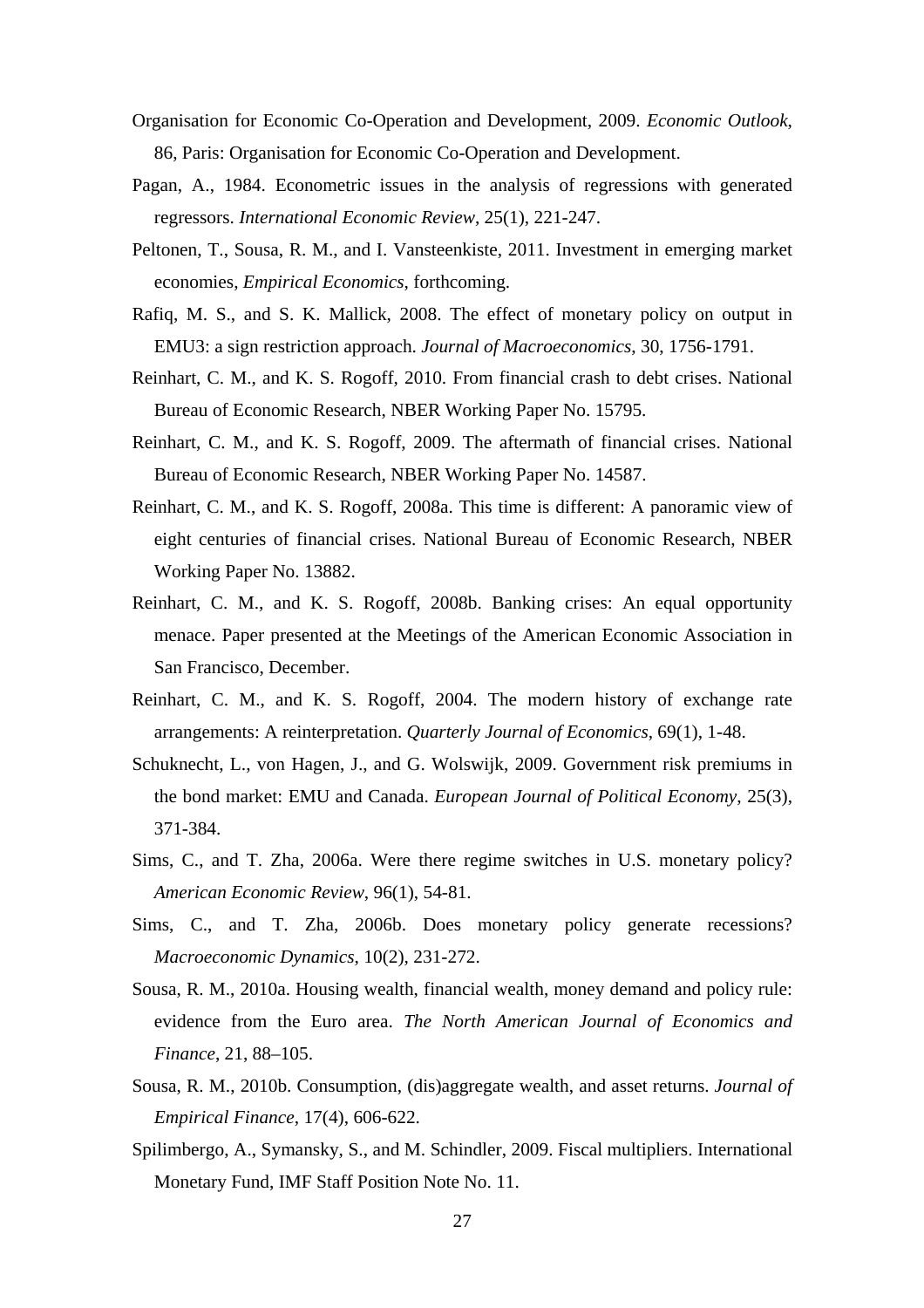Organisation for Economic Co-Operation and Development, 2009. *Economic Outlook*, 86, Paris: Organisation for Economic Co-Operation and Development.

Pagan, A., 1984. Econometric issues in the analysis of regressions with generated regressors. *International Economic Review*, 25(1), 221-247.

Peltonen, T., Sousa, R. M., and I. Vansteenkiste, 2011. Investment in emerging market economies, *Empirical Economics*, forthcoming.

Rafiq, M. S., and S. K. Mallick, 2008. The effect of monetary policy on output in EMU3: a sign restriction approach. *Journal of Macroeconomics*, 30, 1756-1791.

Reinhart, C. M., and K. S. Rogoff, 2010. From financial crash to debt crises. National Bureau of Economic Research, NBER Working Paper No. 15795.

Reinhart, C. M., and K. S. Rogoff, 2009. The aftermath of financial crises. National Bureau of Economic Research, NBER Working Paper No. 14587.

Reinhart, C. M., and K. S. Rogoff, 2008a. This time is different: A panoramic view of eight centuries of financial crises. National Bureau of Economic Research, NBER Working Paper No. 13882.

Reinhart, C. M., and K. S. Rogoff, 2008b. Banking crises: An equal opportunity menace. Paper presented at the Meetings of the American Economic Association in San Francisco, December.

Reinhart, C. M., and K. S. Rogoff, 2004. The modern history of exchange rate arrangements: A reinterpretation. *Quarterly Journal of Economics*, 69(1), 1-48.

Schuknecht, L., von Hagen, J., and G. Wolswijk, 2009. Government risk premiums in the bond market: EMU and Canada. *European Journal of Political Economy*, 25(3), 371-384.

Sims, C., and T. Zha, 2006a. Were there regime switches in U.S. monetary policy? *American Economic Review*, 96(1), 54-81.

Sims, C., and T. Zha, 2006b. Does monetary policy generate recessions? *Macroeconomic Dynamics*, 10(2), 231-272.

Sousa, R. M., 2010a. Housing wealth, financial wealth, money demand and policy rule: evidence from the Euro area. *The North American Journal of Economics and Finance*, 21, 88–105.

Sousa, R. M., 2010b. Consumption, (dis)aggregate wealth, and asset returns. *Journal of Empirical Finance*, 17(4), 606-622.

Spilimbergo, A., Symansky, S., and M. Schindler, 2009. Fiscal multipliers. International Monetary Fund, IMF Staff Position Note No. 11.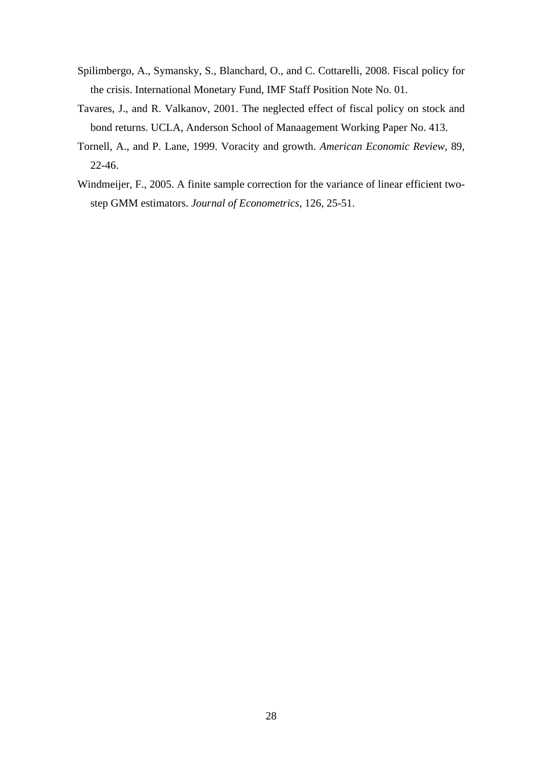Spilimbergo, A., Symansky, S., Blanchard, O., and C. Cottarelli, 2008. Fiscal policy for the crisis. International Monetary Fund, IMF Staff Position Note No. 01.

Tavares, J., and R. Valkanov, 2001. The neglected effect of fiscal policy on stock and bond returns. UCLA, Anderson School of Manaagement Working Paper No. 413.

Tornell, A., and P. Lane, 1999. Voracity and growth. *American Economic Review*, 89, 22-46.

Windmeijer, F., 2005. A finite sample correction for the variance of linear efficient two-step GMM estimators. *Journal of Econometrics*, 126, 25-51.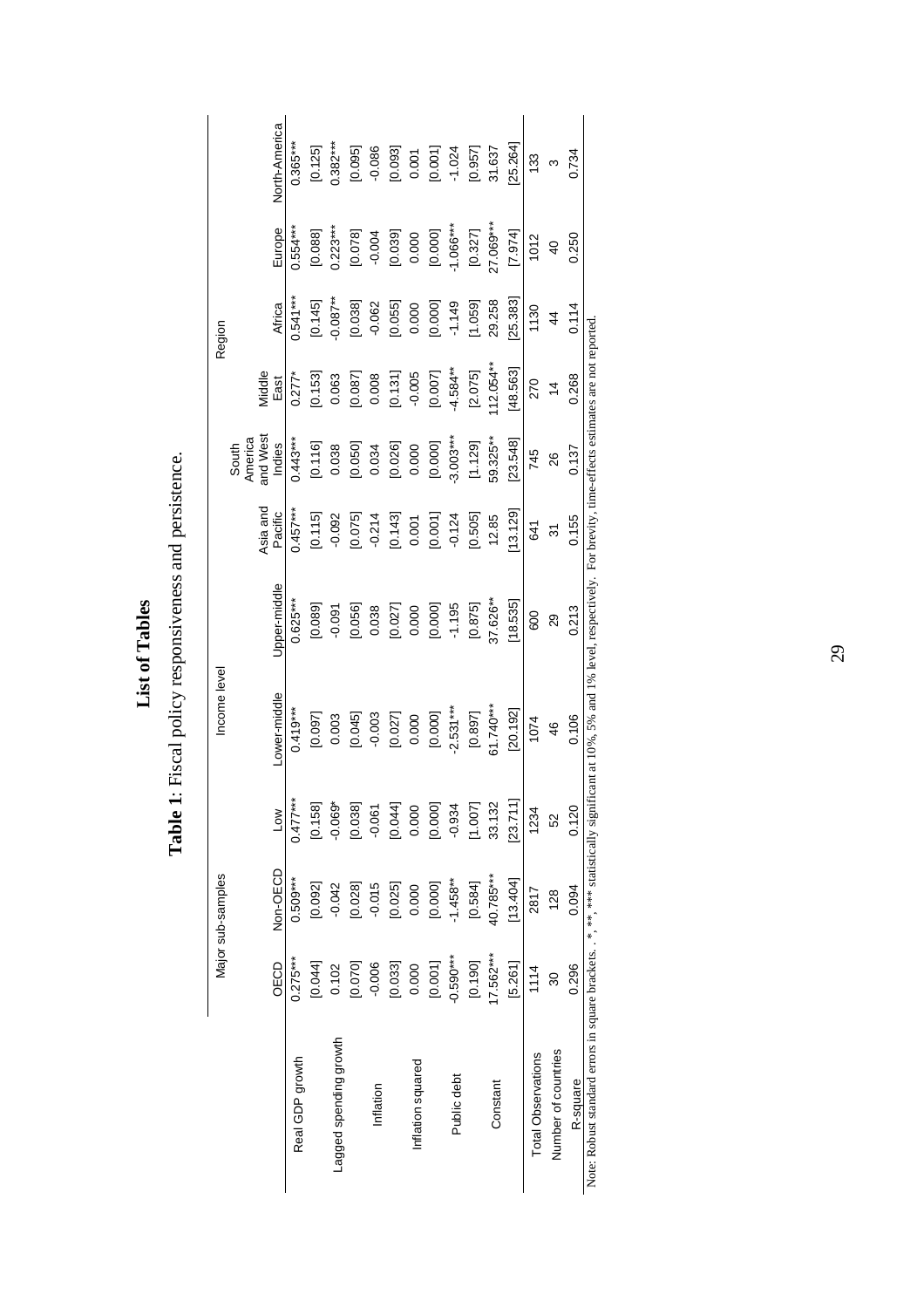# List of Tables

**Table 1**: Fiscal policy responsiveness and persistence.

| | Major sub-samples | | Income level | | | Region | | | | | |
|---|---|---|---|---|---|---|---|---|---|---|---|
| | OECD | Non-OECD | Low | Lower-middle | Upper-middle | Asia and Pacific | South America and West Indies | Middle East | Africa | Europe | North-America |
| Real GDP growth | 0.275*** | 0.509*** | 0.477*** | 0.419*** | 0.625*** | 0.457*** | 0.443*** | 0.277* | 0.541*** | 0.554*** | 0.365*** |
| | [0.044] | [0.092] | [0.158] | [0.097] | [0.089] | [0.115] | [0.116] | [0.153] | [0.145] | [0.088] | [0.125] |
| Lagged spending growth | 0.102 | -0.042 | -0.069* | 0.003 | -0.091 | -0.092 | 0.038 | 0.063 | -0.087** | 0.223*** | 0.382*** |
| | [0.070] | [0.028] | [0.038] | [0.045] | [0.056] | [0.075] | [0.050] | [0.087] | [0.038] | [0.078] | [0.095] |
| Inflation | -0.006 | -0.015 | -0.061 | -0.003 | 0.038 | -0.214 | 0.034 | 0.008 | -0.062 | -0.004 | -0.086 |
| | [0.033] | [0.025] | [0.044] | [0.027] | [0.027] | [0.143] | [0.026] | [0.131] | [0.055] | [0.039] | [0.093] |
| Inflation squared | 0.000 | 0.000 | 0.000 | 0.000 | 0.000 | 0.001 | 0.000 | -0.005 | 0.000 | 0.000 | 0.001 |
| | [0.001] | [0.000] | [0.000] | [0.000] | [0.000] | [0.001] | [0.000] | [0.007] | [0.000] | [0.000] | [0.001] |
| Public debt | -0.590*** | -1.458** | -0.934 | -2.531*** | -1.195 | -0.124 | -3.003*** | -4.584** | -1.149 | -1.066*** | -1.024 |
| | [0.190] | [0.584] | [1.007] | [0.897] | [0.875] | [0.505] | [1.129] | [2.075] | [1.059] | [0.327] | [0.957] |
| Constant | 17.562*** | 40.785*** | 33.132 | 61.740*** | 37.626** | 12.85 | 59.325** | 112.054** | 29.258 | 27.069*** | 31.637 |
| | [5.261] | [13.404] | [23.711] | [20.192] | [18.535] | [13.129] | [23.548] | [48.563] | [25.383] | [7.974] | [25.264] |
| Total Observations | 1114 | 2817 | 1234 | 1074 | 600 | 641 | 745 | 270 | 1130 | 1012 | 133 |
| Number of countries | 30 | 128 | 52 | 46 | 29 | 31 | 26 | 14 | 44 | 40 | 3 |
| R-square | 0.296 | 0.094 | 0.120 | 0.106 | 0.213 | 0.155 | 0.137 | 0.268 | 0.114 | 0.250 | 0.734 |

Note: Robust standard errors in square brackets. . *, **, *** statistically significant at 10%, 5% and 1% level, respectively. For brevity, time-effects estimates are not reported.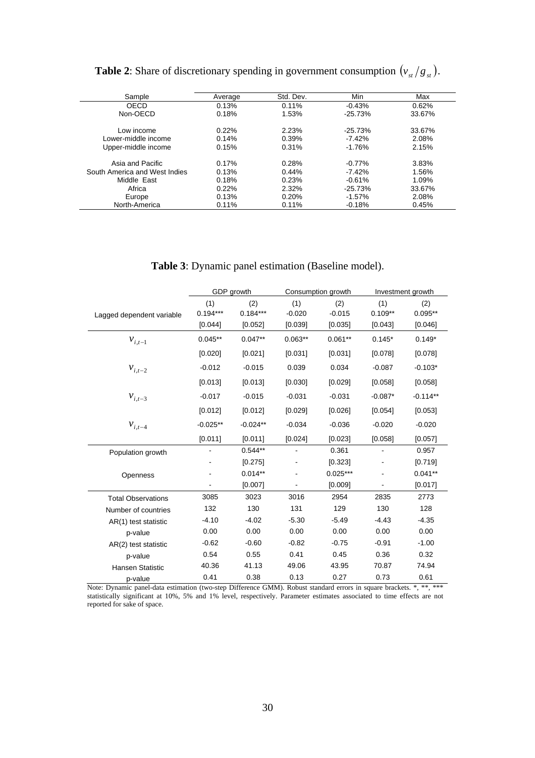**Table 2**: Share of discretionary spending in government consumption $(v_{st}/g_{st})$.

| Sample | Average | Std. Dev. | Min | Max |
|---|---|---|---|---|
| OECD | 0.13% | 0.11% | -0.43% | 0.62% |
| Non-OECD | 0.18% | 1.53% | -25.73% | 33.67% |
| Low income | 0.22% | 2.23% | -25.73% | 33.67% |
| Lower-middle income | 0.14% | 0.39% | -7.42% | 2.08% |
| Upper-middle income | 0.15% | 0.31% | -1.76% | 2.15% |
| Asia and Pacific | 0.17% | 0.28% | -0.77% | 3.83% |
| South America and West Indies | 0.13% | 0.44% | -7.42% | 1.56% |
| Middle East | 0.18% | 0.23% | -0.61% | 1.09% |
| Africa | 0.22% | 2.32% | -25.73% | 33.67% |
| Europe | 0.13% | 0.20% | -1.57% | 2.08% |
| North-America | 0.11% | 0.11% | -0.18% | 0.45% |

**Table 3**: Dynamic panel estimation (Baseline model).

| | GDP growth | | Consumption growth | | Investment growth | |
|---|---|---|---|---|---|---|
| | (1) | (2) | (1) | (2) | (1) | (2) |
| Lagged dependent variable | 0.194*** | 0.184*** | -0.020 | -0.015 | 0.109** | 0.095** |
| | [0.044] | [0.052] | [0.039] | [0.035] | [0.043] | [0.046] |
| $v_{i,t-1}$ | 0.045** | 0.047** | 0.063** | 0.061** | 0.145* | 0.149* |
| | [0.020] | [0.021] | [0.031] | [0.031] | [0.078] | [0.078] |
| $v_{i,t-2}$ | -0.012 | -0.015 | 0.039 | 0.034 | -0.087 | -0.103* |
| | [0.013] | [0.013] | [0.030] | [0.029] | [0.058] | [0.058] |
| $v_{i,t-3}$ | -0.017 | -0.015 | -0.031 | -0.031 | -0.087* | -0.114** |
| | [0.012] | [0.012] | [0.029] | [0.026] | [0.054] | [0.053] |
| $v_{i,t-4}$ | -0.025** | -0.024** | -0.034 | -0.036 | -0.020 | -0.020 |
| | [0.011] | [0.011] | [0.024] | [0.023] | [0.058] | [0.057] |
| Population growth | - | 0.544** | - | 0.361 | - | 0.957 |
| | - | [0.275] | - | [0.323] | - | [0.719] |
| Openness | - | 0.014** | - | 0.025*** | - | 0.041** |
| | - | [0.007] | - | [0.009] | - | [0.017] |
| Total Observations | 3085 | 3023 | 3016 | 2954 | 2835 | 2773 |
| Number of countries | 132 | 130 | 131 | 129 | 130 | 128 |
| AR(1) test statistic | -4.10 | -4.02 | -5.30 | -5.49 | -4.43 | -4.35 |
| p-value | 0.00 | 0.00 | 0.00 | 0.00 | 0.00 | 0.00 |
| AR(2) test statistic | -0.62 | -0.60 | -0.82 | -0.75 | -0.91 | -1.00 |
| p-value | 0.54 | 0.55 | 0.41 | 0.45 | 0.36 | 0.32 |
| Hansen Statistic | 40.36 | 41.13 | 49.06 | 43.95 | 70.87 | 74.94 |
| p-value | 0.41 | 0.38 | 0.13 | 0.27 | 0.73 | 0.61 |

Note: Dynamic panel-data estimation (two-step Difference GMM). Robust standard errors in square brackets. *, **, *** statistically significant at 10%, 5% and 1% level, respectively. Parameter estimates associated to time effects are not reported for sake of space.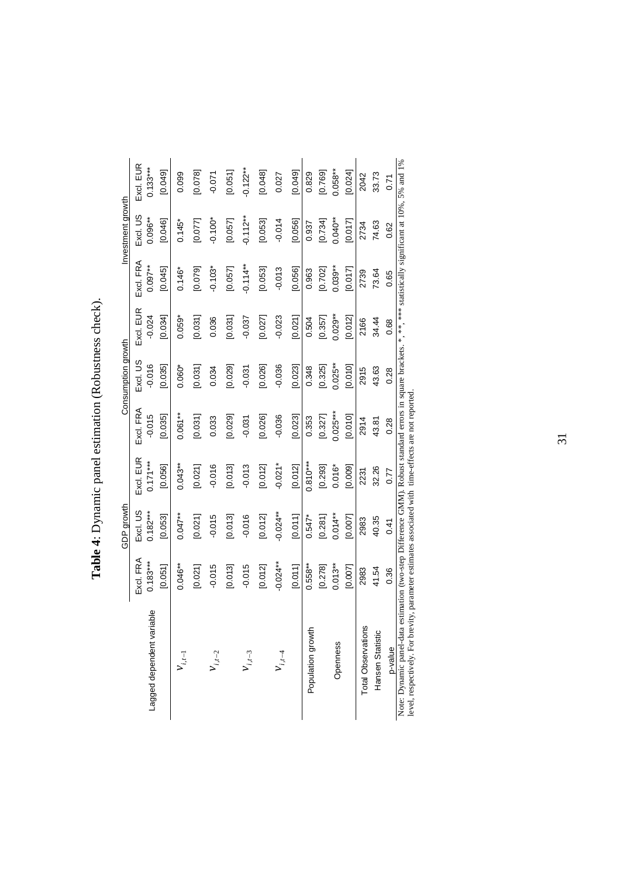**Table 4**: Dynamic panel estimation (Robustness check).

| | GDP growth | | | Consumption growth | | | Investment growth | | |
|---|---|---|---|---|---|---|---|---|---|
| | Excl. FRA | Excl. US | Excl. EUR | Excl. FRA | Excl. US | Excl. EUR | Excl. FRA | Excl. US | Excl. EUR |
| Lagged dependent variable | 0.183*** | 0.182*** | 0.171*** | -0.015 | -0.016 | -0.024 | 0.097** | 0.096** | 0.133*** |
| | [0.051] | [0.053] | [0.056] | [0.035] | [0.035] | [0.034] | [0.045] | [0.046] | [0.049] |
| $\nu_{i,t-1}$ | 0.046** | 0.047** | 0.043** | 0.061** | 0.060* | 0.059* | 0.146* | 0.145* | 0.099 |
| | [0.021] | [0.021] | [0.021] | [0.031] | [0.031] | [0.031] | [0.079] | [0.077] | [0.078] |
| $\nu_{i,t-2}$ | -0.015 | -0.015 | -0.016 | 0.033 | 0.034 | 0.036 | -0.103* | -0.100* | -0.071 |
| | [0.013] | [0.013] | [0.013] | [0.029] | [0.029] | [0.031] | [0.057] | [0.057] | [0.051] |
| $\nu_{i,t-3}$ | -0.015 | -0.016 | -0.013 | -0.031 | -0.031 | -0.037 | -0.114** | -0.112** | -0.122** |
| | [0.012] | [0.012] | [0.012] | [0.026] | [0.026] | [0.027] | [0.053] | [0.053] | [0.048] |
| $\nu_{i,t-4}$ | -0.024** | -0.024** | -0.021* | -0.036 | -0.036 | -0.023 | -0.013 | -0.014 | 0.027 |
| | [0.011] | [0.011] | [0.012] | [0.023] | [0.023] | [0.021] | [0.056] | [0.056] | [0.049] |
| Population growth | 0.558** | 0.547* | 0.810*** | 0.353 | 0.348 | 0.504 | 0.963 | 0.937 | 0.829 |
| | [0.278] | [0.281] | [0.293] | [0.327] | [0.325] | [0.357] | [0.702] | [0.734] | [0.769] |
| Openness | 0.013** | 0.014** | 0.016* | 0.025*** | 0.025** | 0.029** | 0.039** | 0.040** | 0.058** |
| | [0.007] | [0.007] | [0.009] | [0.010] | [0.010] | [0.012] | [0.017] | [0.017] | [0.024] |
| Total Observations | 2983 | 2983 | 2231 | 2914 | 2915 | 2166 | 2739 | 2734 | 2042 |
| Hansen Statistic | 41.54 | 40.35 | 32.26 | 43.81 | 43.63 | 34.44 | 73.64 | 74.63 | 33.73 |
| p-value | 0.36 | 0.41 | 0.77 | 0.28 | 0.28 | 0.68 | 0.65 | 0.62 | 0.71 |

Note: Dynamic panel-data estimation (two-step Difference GMM). Robust standard errors in square brackets. *, **, *** statistically significant at 10%, 5% and 1% level, respectively. For brevity, parameter estimates associated with time-effects are not reported.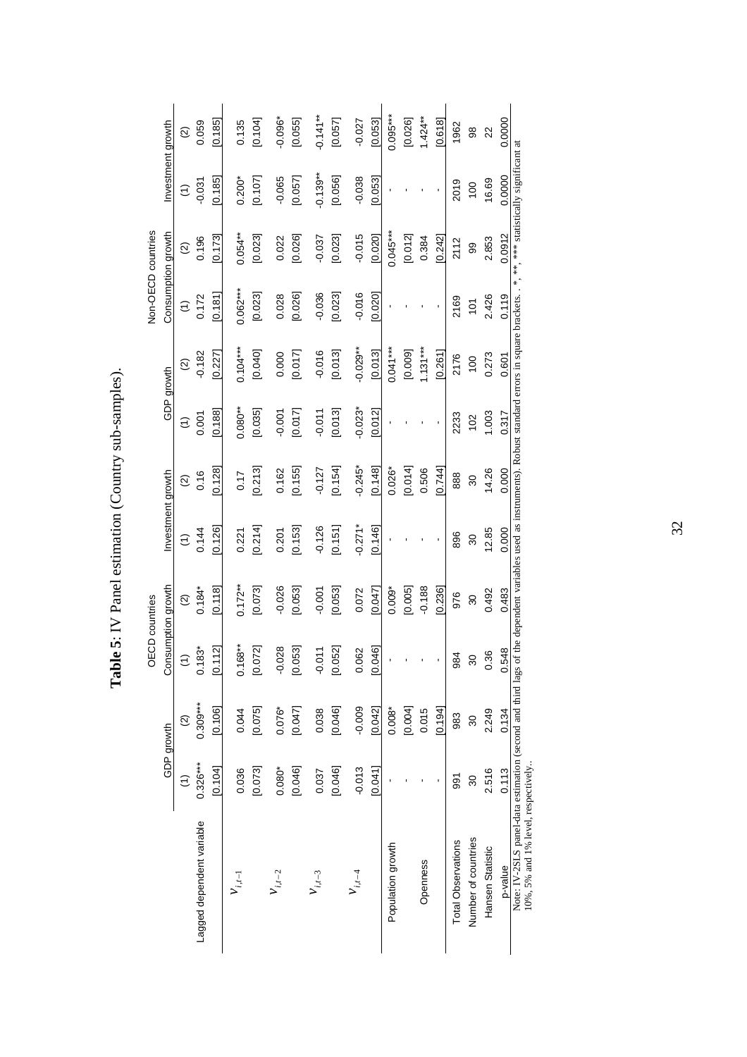**Table 5**: IV Panel estimation (Country sub-samples).

| | OECD countries | | | | | | Non-OECD countries | | | | | |
|---|---|---|---|---|---|---|---|---|---|---|---|---|
| | GDP growth | | Consumption growth | | Investment growth | | GDP growth | | Consumption growth | | Investment growth | |
| | (1) | (2) | (1) | (2) | (1) | (2) | (1) | (2) | (1) | (2) | (1) | (2) |
| Lagged dependent variable | 0.326*** | 0.309*** | 0.183* | 0.184* | 0.144 | 0.16 | 0.001 | -0.182 | 0.172 | 0.196 | -0.031 | 0.059 |
| | [0.104] | [0.106] | [0.112] | [0.118] | [0.126] | [0.128] | [0.188] | [0.227] | [0.181] | [0.173] | [0.185] | [0.185] |
| $v_{i,t-1}$ | 0.036 | 0.044 | 0.168** | 0.172** | 0.221 | 0.17 | 0.080** | 0.104*** | 0.062*** | 0.054** | 0.200* | 0.135 |
| | [0.073] | [0.075] | [0.072] | [0.073] | [0.214] | [0.213] | [0.035] | [0.040] | [0.023] | [0.023] | [0.107] | [0.104] |
| $v_{i,t-2}$ | 0.080* | 0.076* | -0.028 | -0.026 | 0.201 | 0.162 | -0.001 | 0.000 | 0.028 | 0.022 | -0.065 | -0.096* |
| | [0.046] | [0.047] | [0.053] | [0.053] | [0.153] | [0.155] | [0.017] | [0.017] | [0.026] | [0.026] | [0.057] | [0.055] |
| $v_{i,t-3}$ | 0.037 | 0.038 | -0.011 | -0.001 | -0.126 | -0.127 | -0.011 | -0.016 | -0.036 | -0.037 | -0.139** | -0.141** |
| | [0.046] | [0.046] | [0.052] | [0.053] | [0.151] | [0.154] | [0.013] | [0.013] | [0.023] | [0.023] | [0.056] | [0.057] |
| $v_{i,t-4}$ | -0.013 | -0.009 | 0.062 | 0.072 | -0.271* | -0.245* | -0.023* | -0.029** | -0.016 | -0.015 | -0.038 | -0.027 |
| | [0.041] | [0.042] | [0.046] | [0.047] | [0.146] | [0.148] | [0.012] | [0.013] | [0.020] | [0.020] | [0.053] | [0.053] |
| Population growth | - | 0.008* | - | 0.009* | - | 0.026* | - | 0.041*** | - | 0.045*** | - | 0.095*** |
| | - | [0.004] | - | [0.005] | - | [0.014] | - | [0.009] | - | [0.012] | - | [0.026] |
| Openness | - | 0.015 | - | -0.188 | - | 0.506 | - | 1.131*** | - | 0.384 | - | 1.424** |
| | - | [0.194] | - | [0.236] | - | [0.744] | - | [0.261] | - | [0.242] | - | [0.618] |
| Total Observations | 991 | 983 | 984 | 976 | 896 | 888 | 2233 | 2176 | 2169 | 2112 | 2019 | 1962 |
| Number of countries | 30 | 30 | 30 | 30 | 30 | 30 | 102 | 100 | 101 | 99 | 100 | 98 |
| Hansen Statistic | 2.516 | 2.249 | 0.36 | 0.492 | 12.85 | 14.26 | 1.003 | 0.273 | 2.426 | 2.853 | 16.69 | 22 |
| p-value | 0.113 | 0.134 | 0.548 | 0.483 | 0.000 | 0.000 | 0.317 | 0.601 | 0.119 | 0.0912 | 0.0000 | 0.0000 |

Note: IV-2SLS panel-data estimation (second and third lags of the dependent variables used as instruments). Robust standard errors in square brackets. . *, **, *** statistically significant at 10%, 5% and 1% level, respectively..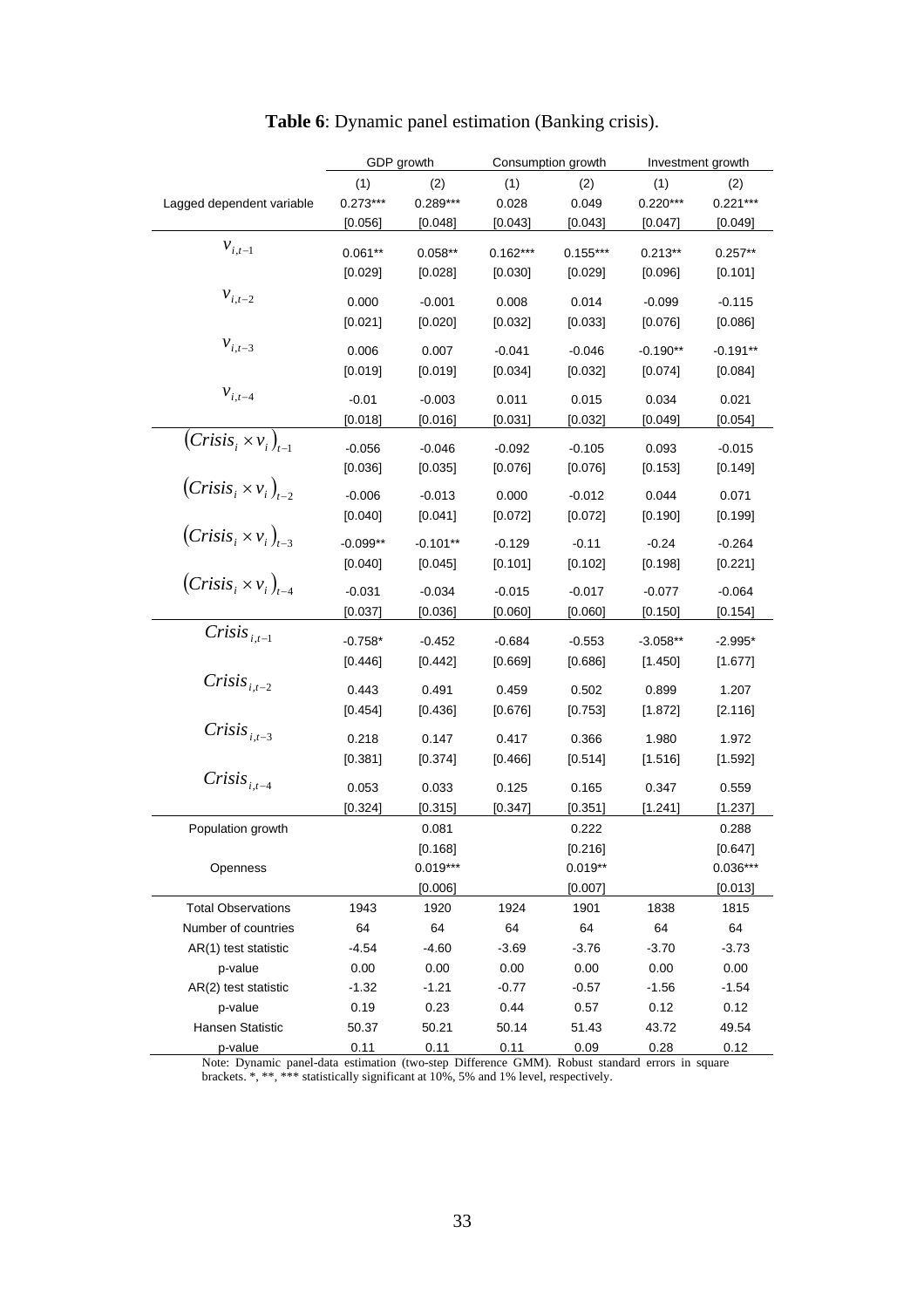**Table 6**: Dynamic panel estimation (Banking crisis).

| | GDP growth | | Consumption growth | | Investment growth | |
|---|---|---|---|---|---|---|
| | (1) | (2) | (1) | (2) | (1) | (2) |
| Lagged dependent variable | 0.273*** | 0.289*** | 0.028 | 0.049 | 0.220*** | 0.221*** |
| | [0.056] | [0.048] | [0.043] | [0.043] | [0.047] | [0.049] |
| $v_{i,t-1}$ | 0.061** | 0.058** | 0.162*** | 0.155*** | 0.213** | 0.257** |
| | [0.029] | [0.028] | [0.030] | [0.029] | [0.096] | [0.101] |
| $v_{i,t-2}$ | 0.000 | -0.001 | 0.008 | 0.014 | -0.099 | -0.115 |
| | [0.021] | [0.020] | [0.032] | [0.033] | [0.076] | [0.086] |
| $v_{i,t-3}$ | 0.006 | 0.007 | -0.041 | -0.046 | -0.190** | -0.191** |
| | [0.019] | [0.019] | [0.034] | [0.032] | [0.074] | [0.084] |
| $v_{i,t-4}$ | -0.01 | -0.003 | 0.011 | 0.015 | 0.034 | 0.021 |
| | [0.018] | [0.016] | [0.031] | [0.032] | [0.049] | [0.054] |
| $(Crisis_i \times v_i)_{t-1}$ | -0.056 | -0.046 | -0.092 | -0.105 | 0.093 | -0.015 |
| | [0.036] | [0.035] | [0.076] | [0.076] | [0.153] | [0.149] |
| $(Crisis_i \times v_i)_{t-2}$ | -0.006 | -0.013 | 0.000 | -0.012 | 0.044 | 0.071 |
| | [0.040] | [0.041] | [0.072] | [0.072] | [0.190] | [0.199] |
| $(Crisis_i \times v_i)_{t-3}$ | -0.099** | -0.101** | -0.129 | -0.11 | -0.24 | -0.264 |
| | [0.040] | [0.045] | [0.101] | [0.102] | [0.198] | [0.221] |
| $(Crisis_i \times v_i)_{t-4}$ | -0.031 | -0.034 | -0.015 | -0.017 | -0.077 | -0.064 |
| | [0.037] | [0.036] | [0.060] | [0.060] | [0.150] | [0.154] |
| $Crisis_{i,t-1}$ | -0.758* | -0.452 | -0.684 | -0.553 | -3.058** | -2.995* |
| | [0.446] | [0.442] | [0.669] | [0.686] | [1.450] | [1.677] |
| $Crisis_{i,t-2}$ | 0.443 | 0.491 | 0.459 | 0.502 | 0.899 | 1.207 |
| | [0.454] | [0.436] | [0.676] | [0.753] | [1.872] | [2.116] |
| $Crisis_{i,t-3}$ | 0.218 | 0.147 | 0.417 | 0.366 | 1.980 | 1.972 |
| | [0.381] | [0.374] | [0.466] | [0.514] | [1.516] | [1.592] |
| $Crisis_{i,t-4}$ | 0.053 | 0.033 | 0.125 | 0.165 | 0.347 | 0.559 |
| | [0.324] | [0.315] | [0.347] | [0.351] | [1.241] | [1.237] |
| Population growth | | 0.081 | | 0.222 | | 0.288 |
| | | [0.168] | | [0.216] | | [0.647] |
| Openness | | 0.019*** | | 0.019** | | 0.036*** |
| | | [0.006] | | [0.007] | | [0.013] |
| Total Observations | 1943 | 1920 | 1924 | 1901 | 1838 | 1815 |
| Number of countries | 64 | 64 | 64 | 64 | 64 | 64 |
| AR(1) test statistic | -4.54 | -4.60 | -3.69 | -3.76 | -3.70 | -3.73 |
| p-value | 0.00 | 0.00 | 0.00 | 0.00 | 0.00 | 0.00 |
| AR(2) test statistic | -1.32 | -1.21 | -0.77 | -0.57 | -1.56 | -1.54 |
| p-value | 0.19 | 0.23 | 0.44 | 0.57 | 0.12 | 0.12 |
| Hansen Statistic | 50.37 | 50.21 | 50.14 | 51.43 | 43.72 | 49.54 |
| p-value | 0.11 | 0.11 | 0.11 | 0.09 | 0.28 | 0.12 |

Note: Dynamic panel-data estimation (two-step Difference GMM). Robust standard errors in square brackets. *, **, *** statistically significant at 10%, 5% and 1% level, respectively.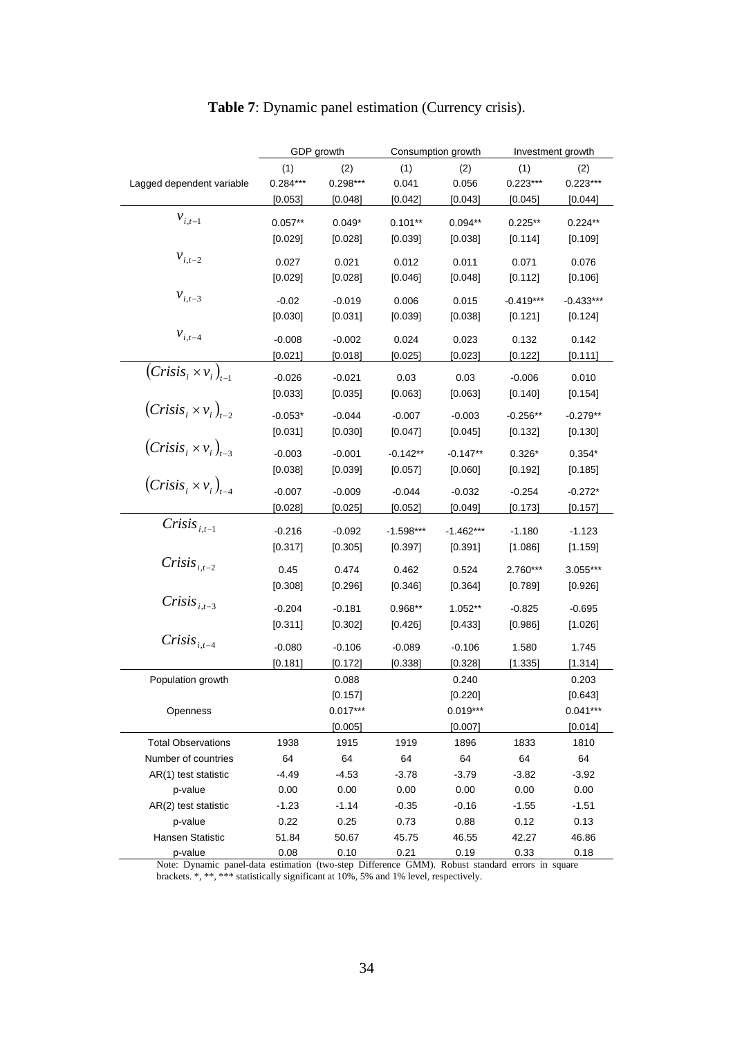**Table 7**: Dynamic panel estimation (Currency crisis).

| | GDP growth | | Consumption growth | | Investment growth | |
|---|---|---|---|---|---|---|
| | (1) | (2) | (1) | (2) | (1) | (2) |
| Lagged dependent variable | 0.284*** | 0.298*** | 0.041 | 0.056 | 0.223*** | 0.223*** |
| | [0.053] | [0.048] | [0.042] | [0.043] | [0.045] | [0.044] |
| $v_{i,t-1}$ | 0.057** | 0.049* | 0.101** | 0.094** | 0.225** | 0.224** |
| | [0.029] | [0.028] | [0.039] | [0.038] | [0.114] | [0.109] |
| $v_{i,t-2}$ | 0.027 | 0.021 | 0.012 | 0.011 | 0.071 | 0.076 |
| | [0.029] | [0.028] | [0.046] | [0.048] | [0.112] | [0.106] |
| $v_{i,t-3}$ | -0.02 | -0.019 | 0.006 | 0.015 | -0.419*** | -0.433*** |
| | [0.030] | [0.031] | [0.039] | [0.038] | [0.121] | [0.124] |
| $v_{i,t-4}$ | -0.008 | -0.002 | 0.024 | 0.023 | 0.132 | 0.142 |
| | [0.021] | [0.018] | [0.025] | [0.023] | [0.122] | [0.111] |
| $(Crisis_i \times v_i)_{t-1}$ | -0.026 | -0.021 | 0.03 | 0.03 | -0.006 | 0.010 |
| | [0.033] | [0.035] | [0.063] | [0.063] | [0.140] | [0.154] |
| $(Crisis_i \times v_i)_{t-2}$ | -0.053* | -0.044 | -0.007 | -0.003 | -0.256** | -0.279** |
| | [0.031] | [0.030] | [0.047] | [0.045] | [0.132] | [0.130] |
| $(Crisis_i \times v_i)_{t-3}$ | -0.003 | -0.001 | -0.142** | -0.147** | 0.326* | 0.354* |
| | [0.038] | [0.039] | [0.057] | [0.060] | [0.192] | [0.185] |
| $(Crisis_i \times v_i)_{t-4}$ | -0.007 | -0.009 | -0.044 | -0.032 | -0.254 | -0.272* |
| | [0.028] | [0.025] | [0.052] | [0.049] | [0.173] | [0.157] |
| $Crisis_{i,t-1}$ | -0.216 | -0.092 | -1.598*** | -1.462*** | -1.180 | -1.123 |
| | [0.317] | [0.305] | [0.397] | [0.391] | [1.086] | [1.159] |
| $Crisis_{i,t-2}$ | 0.45 | 0.474 | 0.462 | 0.524 | 2.760*** | 3.055*** |
| | [0.308] | [0.296] | [0.346] | [0.364] | [0.789] | [0.926] |
| $Crisis_{i,t-3}$ | -0.204 | -0.181 | 0.968** | 1.052** | -0.825 | -0.695 |
| | [0.311] | [0.302] | [0.426] | [0.433] | [0.986] | [1.026] |
| $Crisis_{i,t-4}$ | -0.080 | -0.106 | -0.089 | -0.106 | 1.580 | 1.745 |
| | [0.181] | [0.172] | [0.338] | [0.328] | [1.335] | [1.314] |
| Population growth | | 0.088 | | 0.240 | | 0.203 |
| | | [0.157] | | [0.220] | | [0.643] |
| Openness | | 0.017*** | | 0.019*** | | 0.041*** |
| | | [0.005] | | [0.007] | | [0.014] |
| Total Observations | 1938 | 1915 | 1919 | 1896 | 1833 | 1810 |
| Number of countries | 64 | 64 | 64 | 64 | 64 | 64 |
| AR(1) test statistic | -4.49 | -4.53 | -3.78 | -3.79 | -3.82 | -3.92 |
| p-value | 0.00 | 0.00 | 0.00 | 0.00 | 0.00 | 0.00 |
| AR(2) test statistic | -1.23 | -1.14 | -0.35 | -0.16 | -1.55 | -1.51 |
| p-value | 0.22 | 0.25 | 0.73 | 0.88 | 0.12 | 0.13 |
| Hansen Statistic | 51.84 | 50.67 | 45.75 | 46.55 | 42.27 | 46.86 |
| p-value | 0.08 | 0.10 | 0.21 | 0.19 | 0.33 | 0.18 |

Note: Dynamic panel-data estimation (two-step Difference GMM). Robust standard errors in square brackets. *, **, *** statistically significant at 10%, 5% and 1% level, respectively.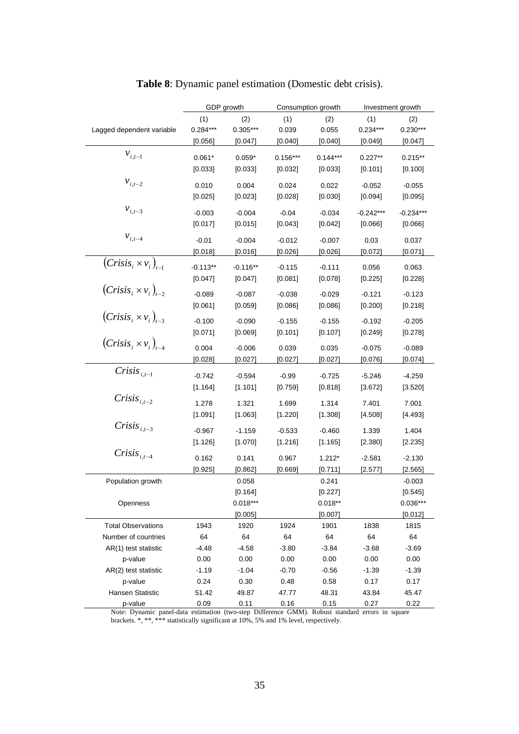**Table 8**: Dynamic panel estimation (Domestic debt crisis).

| | GDP growth | | Consumption growth | | Investment growth | |
|---|---|---|---|---|---|---|
| | (1) | (2) | (1) | (2) | (1) | (2) |
| Lagged dependent variable | 0.284*** | 0.305*** | 0.039 | 0.055 | 0.234*** | 0.230*** |
| | [0.056] | [0.047] | [0.040] | [0.040] | [0.049] | [0.047] |
| $v_{i,t-1}$ | 0.061* | 0.059* | 0.156*** | 0.144*** | 0.227** | 0.215** |
| | [0.033] | [0.033] | [0.032] | [0.033] | [0.101] | [0.100] |
| $v_{i,t-2}$ | 0.010 | 0.004 | 0.024 | 0.022 | -0.052 | -0.055 |
| | [0.025] | [0.023] | [0.028] | [0.030] | [0.094] | [0.095] |
| $v_{i,t-3}$ | -0.003 | -0.004 | -0.04 | -0.034 | -0.242*** | -0.234*** |
| | [0.017] | [0.015] | [0.043] | [0.042] | [0.066] | [0.066] |
| $v_{i,t-4}$ | -0.01 | -0.004 | -0.012 | -0.007 | 0.03 | 0.037 |
| | [0.018] | [0.016] | [0.026] | [0.026] | [0.072] | [0.071] |
| $(Crisis_i \times v_i)_{t-1}$ | -0.113** | -0.116** | -0.115 | -0.111 | 0.056 | 0.063 |
| | [0.047] | [0.047] | [0.081] | [0.078] | [0.225] | [0.228] |
| $(Crisis_i \times v_i)_{t-2}$ | -0.089 | -0.087 | -0.038 | -0.029 | -0.121 | -0.123 |
| | [0.061] | [0.059] | [0.086] | [0.086] | [0.200] | [0.218] |
| $(Crisis_i \times v_i)_{t-3}$ | -0.100 | -0.090 | -0.155 | -0.155 | -0.192 | -0.205 |
| | [0.071] | [0.069] | [0.101] | [0.107] | [0.249] | [0.278] |
| $(Crisis_i \times v_i)_{t-4}$ | 0.004 | -0.006 | 0.039 | 0.035 | -0.075 | -0.089 |
| | [0.028] | [0.027] | [0.027] | [0.027] | [0.076] | [0.074] |
| $Crisis_{i,t-1}$ | -0.742 | -0.594 | -0.99 | -0.725 | -5.246 | -4.259 |
| | [1.164] | [1.101] | [0.759] | [0.818] | [3.672] | [3.520] |
| $Crisis_{i,t-2}$ | 1.278 | 1.321 | 1.699 | 1.314 | 7.401 | 7.001 |
| | [1.091] | [1.063] | [1.220] | [1.308] | [4.508] | [4.493] |
| $Crisis_{i,t-3}$ | -0.967 | -1.159 | -0.533 | -0.460 | 1.339 | 1.404 |
| | [1.126] | [1.070] | [1.216] | [1.165] | [2.380] | [2.235] |
| $Crisis_{i,t-4}$ | 0.162 | 0.141 | 0.967 | 1.212* | -2.581 | -2.130 |
| | [0.925] | [0.862] | [0.669] | [0.711] | [2.577] | [2.565] |
| Population growth | | 0.058 | | 0.241 | | -0.003 |
| | | [0.164] | | [0.227] | | [0.545] |
| Openness | | 0.018*** | | 0.018** | | 0.036*** |
| | | [0.005] | | [0.007] | | [0.012] |
| Total Observations | 1943 | 1920 | 1924 | 1901 | 1838 | 1815 |
| Number of countries | 64 | 64 | 64 | 64 | 64 | 64 |
| AR(1) test statistic | -4.48 | -4.58 | -3.80 | -3.84 | -3.68 | -3.69 |
| p-value | 0.00 | 0.00 | 0.00 | 0.00 | 0.00 | 0.00 |
| AR(2) test statistic | -1.19 | -1.04 | -0.70 | -0.56 | -1.39 | -1.39 |
| p-value | 0.24 | 0.30 | 0.48 | 0.58 | 0.17 | 0.17 |
| Hansen Statistic | 51.42 | 49.87 | 47.77 | 48.31 | 43.84 | 45.47 |
| p-value | 0.09 | 0.11 | 0.16 | 0.15 | 0.27 | 0.22 |

Note: Dynamic panel-data estimation (two-step Difference GMM). Robust standard errors in square brackets. *, **, *** statistically significant at 10%, 5% and 1% level, respectively.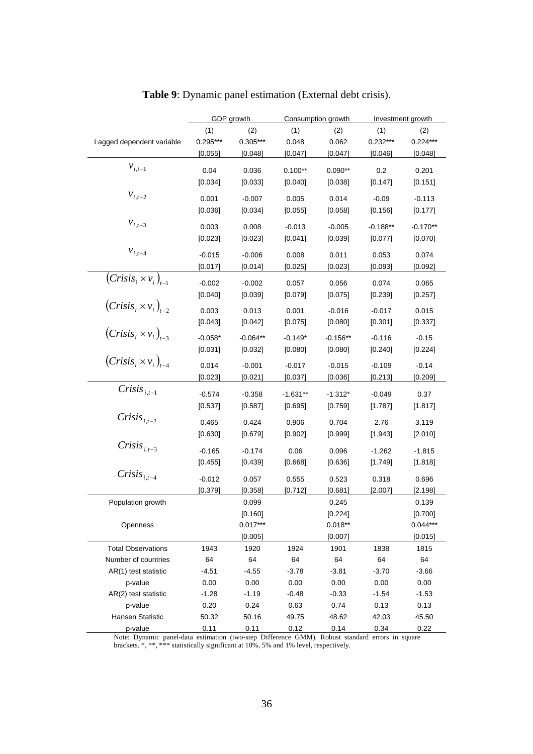**Table 9**: Dynamic panel estimation (External debt crisis).

| | GDP growth | | Consumption growth | | Investment growth | |
|---|---|---|---|---|---|---|
| | (1) | (2) | (1) | (2) | (1) | (2) |
| Lagged dependent variable | 0.295*** | 0.305*** | 0.048 | 0.062 | 0.232*** | 0.224*** |
| | [0.055] | [0.048] | [0.047] | [0.047] | [0.046] | [0.048] |
| $v_{i,t-1}$ | 0.04 | 0.036 | 0.100** | 0.090** | 0.2 | 0.201 |
| | [0.034] | [0.033] | [0.040] | [0.038] | [0.147] | [0.151] |
| $v_{i,t-2}$ | 0.001 | -0.007 | 0.005 | 0.014 | -0.09 | -0.113 |
| | [0.036] | [0.034] | [0.055] | [0.058] | [0.156] | [0.177] |
| $v_{i,t-3}$ | 0.003 | 0.008 | -0.013 | -0.005 | -0.188** | -0.170** |
| | [0.023] | [0.023] | [0.041] | [0.039] | [0.077] | [0.070] |
| $v_{i,t-4}$ | -0.015 | -0.006 | 0.008 | 0.011 | 0.053 | 0.074 |
| | [0.017] | [0.014] | [0.025] | [0.023] | [0.093] | [0.092] |
| $(Crisis_i \times v_i)_{t-1}$ | -0.002 | -0.002 | 0.057 | 0.056 | 0.074 | 0.065 |
| | [0.040] | [0.039] | [0.079] | [0.075] | [0.239] | [0.257] |
| $(Crisis_i \times v_i)_{t-2}$ | 0.003 | 0.013 | 0.001 | -0.016 | -0.017 | 0.015 |
| | [0.043] | [0.042] | [0.075] | [0.080] | [0.301] | [0.337] |
| $(Crisis_i \times v_i)_{t-3}$ | -0.058* | -0.064** | -0.149* | -0.156** | -0.116 | -0.15 |
| | [0.031] | [0.032] | [0.080] | [0.080] | [0.240] | [0.224] |
| $(Crisis_i \times v_i)_{t-4}$ | 0.014 | -0.001 | -0.017 | -0.015 | -0.109 | -0.14 |
| | [0.023] | [0.021] | [0.037] | [0.036] | [0.213] | [0.209] |
| $Crisis_{i,t-1}$ | -0.574 | -0.358 | -1.631** | -1.312* | -0.049 | 0.37 |
| | [0.537] | [0.587] | [0.695] | [0.759] | [1.787] | [1.817] |
| $Crisis_{i,t-2}$ | 0.465 | 0.424 | 0.906 | 0.704 | 2.76 | 3.119 |
| | [0.630] | [0.679] | [0.902] | [0.999] | [1.943] | [2.010] |
| $Crisis_{i,t-3}$ | -0.165 | -0.174 | 0.06 | 0.096 | -1.262 | -1.815 |
| | [0.455] | [0.439] | [0.668] | [0.636] | [1.749] | [1.818] |
| $Crisis_{i,t-4}$ | -0.012 | 0.057 | 0.555 | 0.523 | 0.318 | 0.696 |
| | [0.379] | [0.358] | [0.712] | [0.681] | [2.007] | [2.198] |
| Population growth | | 0.099 | | 0.245 | | 0.139 |
| | | [0.160] | | [0.224] | | [0.700] |
| Openness | | 0.017*** | | 0.018** | | 0.044*** |
| | | [0.005] | | [0.007] | | [0.015] |
| Total Observations | 1943 | 1920 | 1924 | 1901 | 1838 | 1815 |
| Number of countries | 64 | 64 | 64 | 64 | 64 | 64 |
| AR(1) test statistic | -4.51 | -4.55 | -3.78 | -3.81 | -3.70 | -3.66 |
| p-value | 0.00 | 0.00 | 0.00 | 0.00 | 0.00 | 0.00 |
| AR(2) test statistic | -1.28 | -1.19 | -0.48 | -0.33 | -1.54 | -1.53 |
| p-value | 0.20 | 0.24 | 0.63 | 0.74 | 0.13 | 0.13 |
| Hansen Statistic | 50.32 | 50.16 | 49.75 | 48.62 | 42.03 | 45.50 |
| p-value | 0.11 | 0.11 | 0.12 | 0.14 | 0.34 | 0.22 |

Note: Dynamic panel-data estimation (two-step Difference GMM). Robust standard errors in square brackets. *, **, *** statistically significant at 10%, 5% and 1% level, respectively.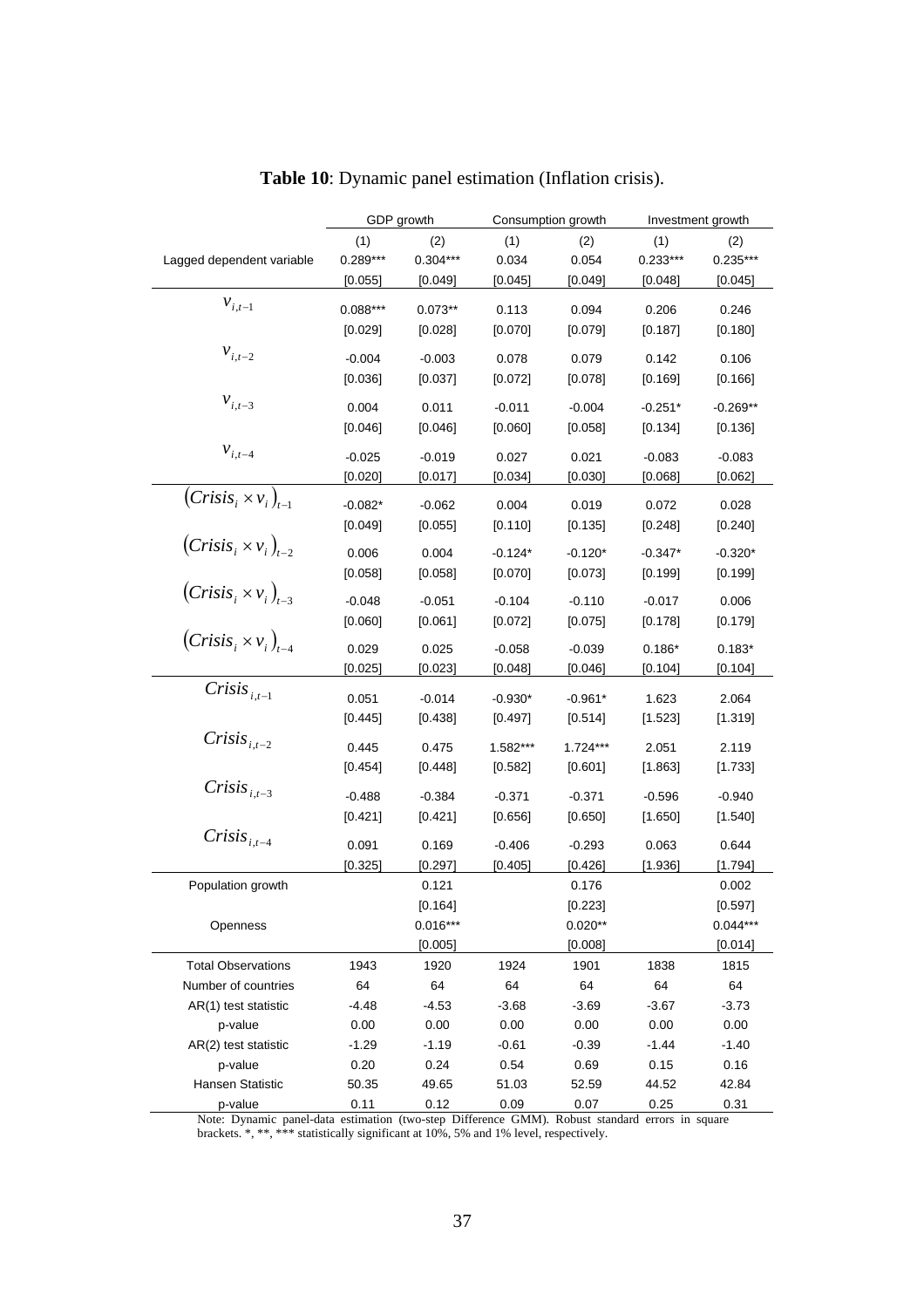**Table 10**: Dynamic panel estimation (Inflation crisis).

| | GDP growth | | Consumption growth | | Investment growth | |
|---|---|---|---|---|---|---|
| | (1) | (2) | (1) | (2) | (1) | (2) |
| Lagged dependent variable | 0.289*** | 0.304*** | 0.034 | 0.054 | 0.233*** | 0.235*** |
| | [0.055] | [0.049] | [0.045] | [0.049] | [0.048] | [0.045] |
| $v_{i,t-1}$ | 0.088*** | 0.073** | 0.113 | 0.094 | 0.206 | 0.246 |
| | [0.029] | [0.028] | [0.070] | [0.079] | [0.187] | [0.180] |
| $v_{i,t-2}$ | -0.004 | -0.003 | 0.078 | 0.079 | 0.142 | 0.106 |
| | [0.036] | [0.037] | [0.072] | [0.078] | [0.169] | [0.166] |
| $v_{i,t-3}$ | 0.004 | 0.011 | -0.011 | -0.004 | -0.251* | -0.269** |
| | [0.046] | [0.046] | [0.060] | [0.058] | [0.134] | [0.136] |
| $v_{i,t-4}$ | -0.025 | -0.019 | 0.027 | 0.021 | -0.083 | -0.083 |
| | [0.020] | [0.017] | [0.034] | [0.030] | [0.068] | [0.062] |
| $(Crisis_i \times v_i)_{t-1}$ | -0.082* | -0.062 | 0.004 | 0.019 | 0.072 | 0.028 |
| | [0.049] | [0.055] | [0.110] | [0.135] | [0.248] | [0.240] |
| $(Crisis_i \times v_i)_{t-2}$ | 0.006 | 0.004 | -0.124* | -0.120* | -0.347* | -0.320* |
| | [0.058] | [0.058] | [0.070] | [0.073] | [0.199] | [0.199] |
| $(Crisis_i \times v_i)_{t-3}$ | -0.048 | -0.051 | -0.104 | -0.110 | -0.017 | 0.006 |
| | [0.060] | [0.061] | [0.072] | [0.075] | [0.178] | [0.179] |
| $(Crisis_i \times v_i)_{t-4}$ | 0.029 | 0.025 | -0.058 | -0.039 | 0.186* | 0.183* |
| | [0.025] | [0.023] | [0.048] | [0.046] | [0.104] | [0.104] |
| $Crisis_{i,t-1}$ | 0.051 | -0.014 | -0.930* | -0.961* | 1.623 | 2.064 |
| | [0.445] | [0.438] | [0.497] | [0.514] | [1.523] | [1.319] |
| $Crisis_{i,t-2}$ | 0.445 | 0.475 | 1.582*** | 1.724*** | 2.051 | 2.119 |
| | [0.454] | [0.448] | [0.582] | [0.601] | [1.863] | [1.733] |
| $Crisis_{i,t-3}$ | -0.488 | -0.384 | -0.371 | -0.371 | -0.596 | -0.940 |
| | [0.421] | [0.421] | [0.656] | [0.650] | [1.650] | [1.540] |
| $Crisis_{i,t-4}$ | 0.091 | 0.169 | -0.406 | -0.293 | 0.063 | 0.644 |
| | [0.325] | [0.297] | [0.405] | [0.426] | [1.936] | [1.794] |
| Population growth | | 0.121 | | 0.176 | | 0.002 |
| | | [0.164] | | [0.223] | | [0.597] |
| Openness | | 0.016*** | | 0.020** | | 0.044*** |
| | | [0.005] | | [0.008] | | [0.014] |
| Total Observations | 1943 | 1920 | 1924 | 1901 | 1838 | 1815 |
| Number of countries | 64 | 64 | 64 | 64 | 64 | 64 |
| AR(1) test statistic | -4.48 | -4.53 | -3.68 | -3.69 | -3.67 | -3.73 |
| p-value | 0.00 | 0.00 | 0.00 | 0.00 | 0.00 | 0.00 |
| AR(2) test statistic | -1.29 | -1.19 | -0.61 | -0.39 | -1.44 | -1.40 |
| p-value | 0.20 | 0.24 | 0.54 | 0.69 | 0.15 | 0.16 |
| Hansen Statistic | 50.35 | 49.65 | 51.03 | 52.59 | 44.52 | 42.84 |
| p-value | 0.11 | 0.12 | 0.09 | 0.07 | 0.25 | 0.31 |

Note: Dynamic panel-data estimation (two-step Difference GMM). Robust standard errors in square brackets. *, **, *** statistically significant at 10%, 5% and 1% level, respectively.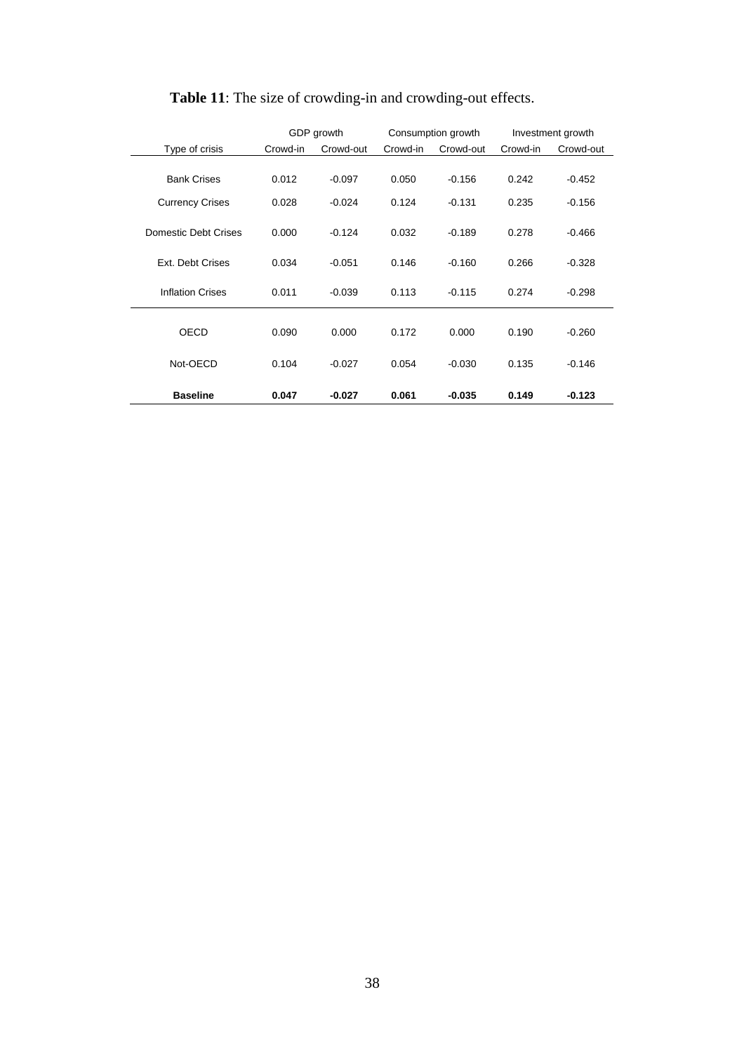**Table 11**: The size of crowding-in and crowding-out effects.

| | GDP growth | | Consumption growth | | Investment growth | |
|---|---|---|---|---|---|---|
| Type of crisis | Crowd-in | Crowd-out | Crowd-in | Crowd-out | Crowd-in | Crowd-out |
| Bank Crises | 0.012 | -0.097 | 0.050 | -0.156 | 0.242 | -0.452 |
| Currency Crises | 0.028 | -0.024 | 0.124 | -0.131 | 0.235 | -0.156 |
| Domestic Debt Crises | 0.000 | -0.124 | 0.032 | -0.189 | 0.278 | -0.466 |
| Ext. Debt Crises | 0.034 | -0.051 | 0.146 | -0.160 | 0.266 | -0.328 |
| Inflation Crises | 0.011 | -0.039 | 0.113 | -0.115 | 0.274 | -0.298 |
| OECD | 0.090 | 0.000 | 0.172 | 0.000 | 0.190 | -0.260 |
| Not-OECD | 0.104 | -0.027 | 0.054 | -0.030 | 0.135 | -0.146 |
| **Baseline** | **0.047** | **-0.027** | **0.061** | **-0.035** | **0.149** | **-0.123** |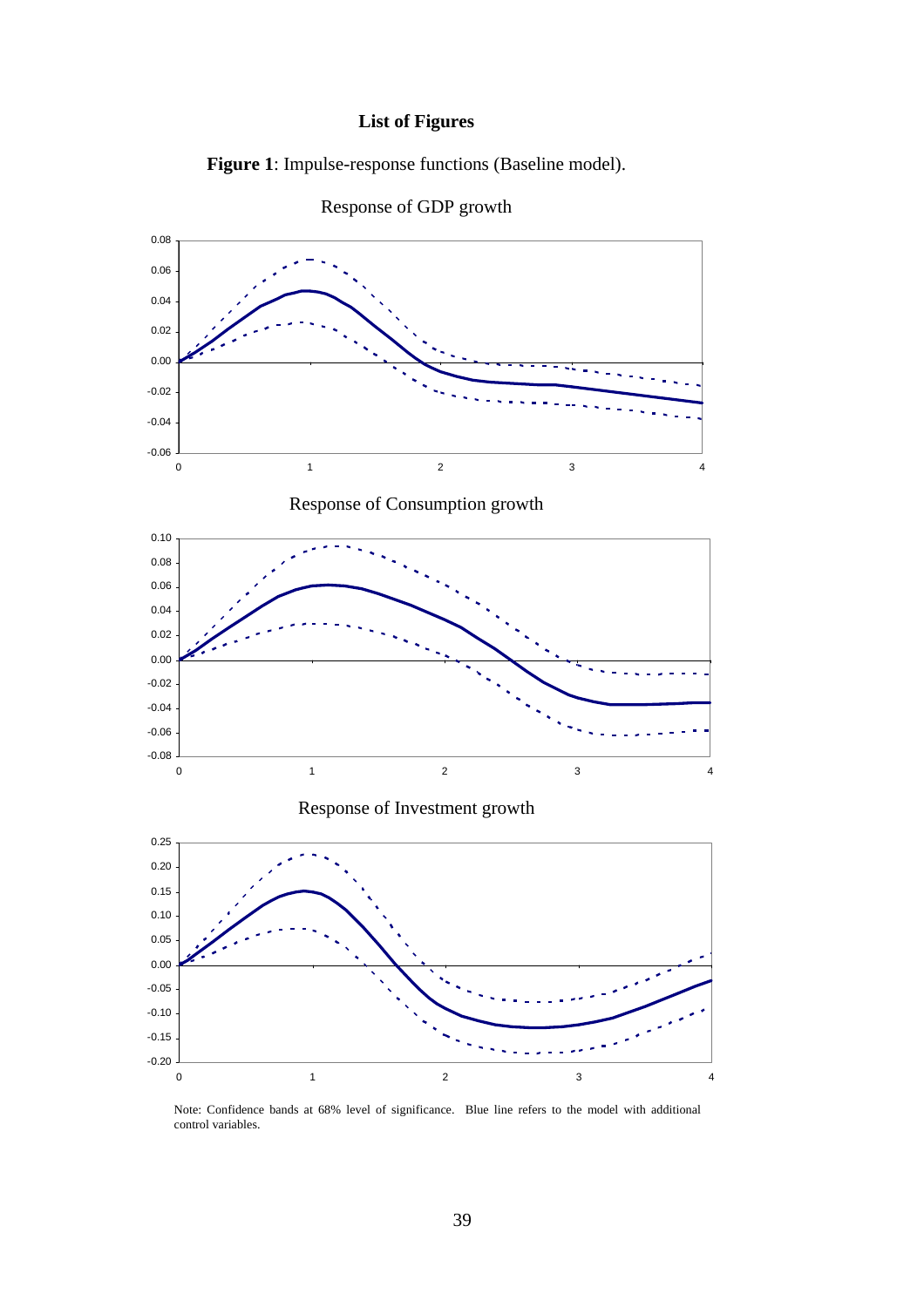# List of Figures

**Figure 1**: Impulse-response functions (Baseline model).

Response of GDP growth

Response of Consumption growth

Response of Investment growth

Note: Confidence bands at 68% level of significance. Blue line refers to the model with additional control variables.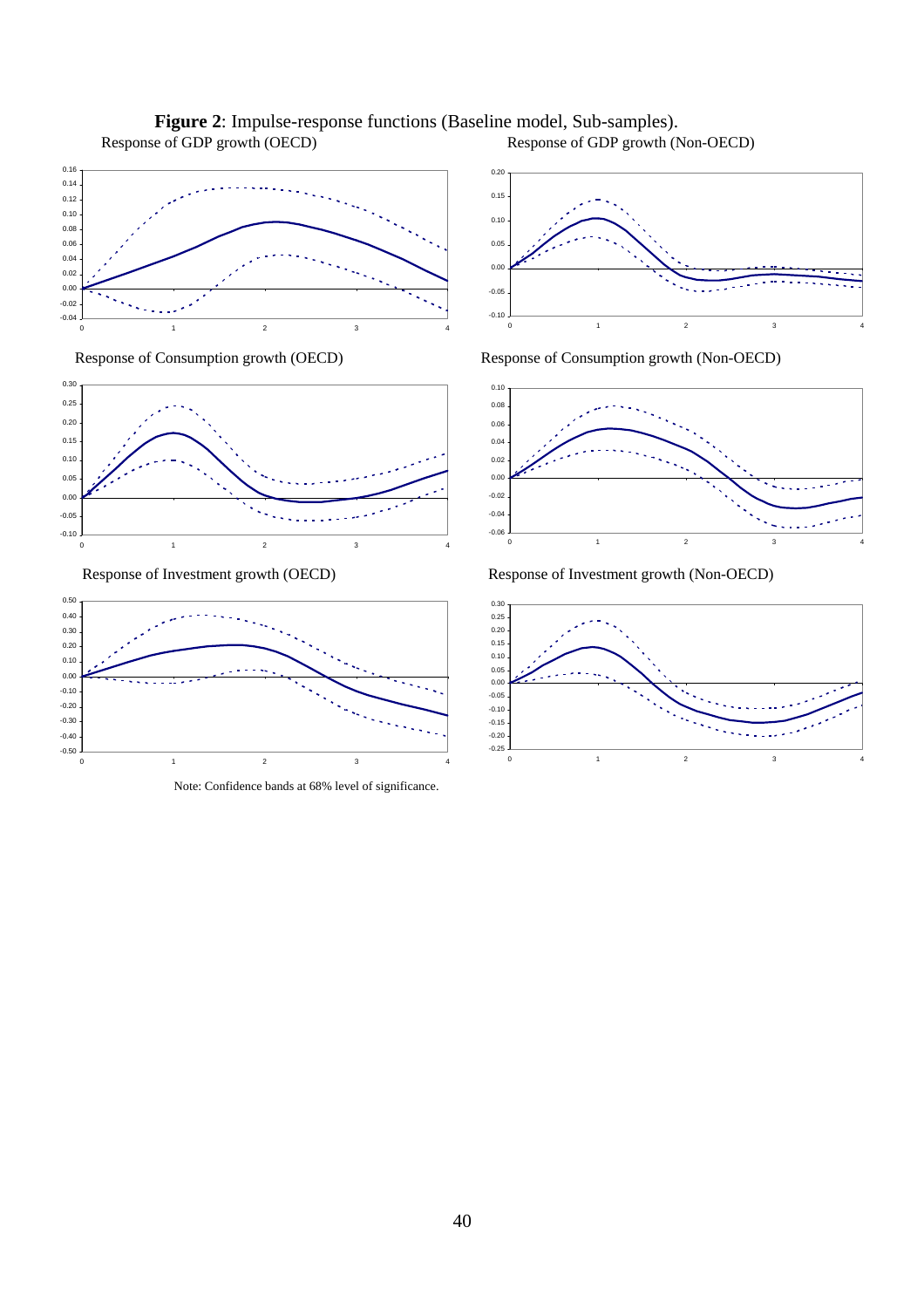**Figure 2**: Impulse-response functions (Baseline model, Sub-samples).

Response of GDP growth (OECD)

Response of GDP growth (Non-OECD)

Response of Consumption growth (OECD)

Response of Consumption growth (Non-OECD)

Response of Investment growth (OECD)

Response of Investment growth (Non-OECD)

Note: Confidence bands at 68% level of significance.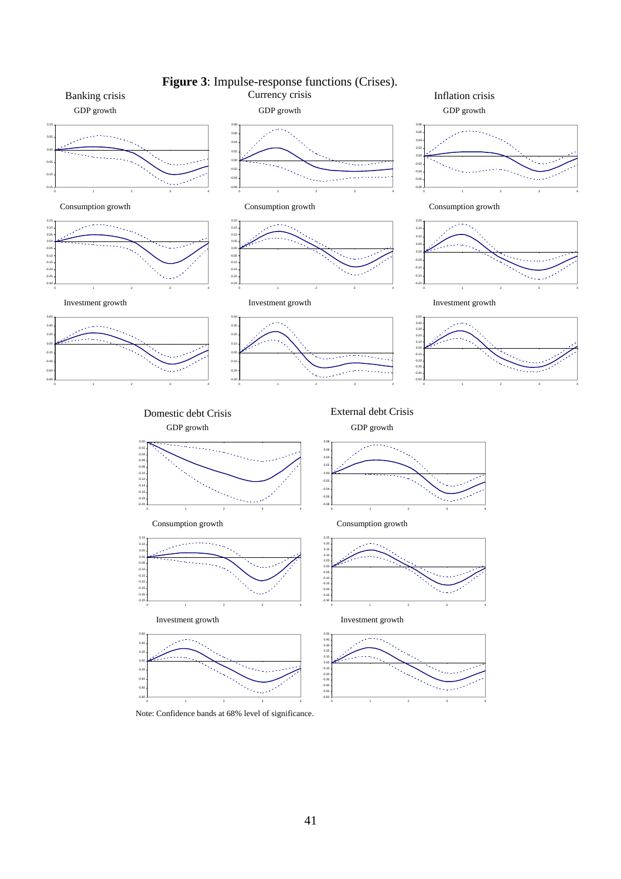**Figure 3**: Impulse-response functions (Crises).

Banking crisis

GDP growth

Consumption growth

Investment growth

Currency crisis

GDP growth

Consumption growth

Investment growth

Inflation crisis

GDP growth

Consumption growth

Investment growth

Domestic debt Crisis

GDP growth

Consumption growth

Investment growth

External debt Crisis

GDP growth

Consumption growth

Investment growth

Note: Confidence bands at 68% level of significance.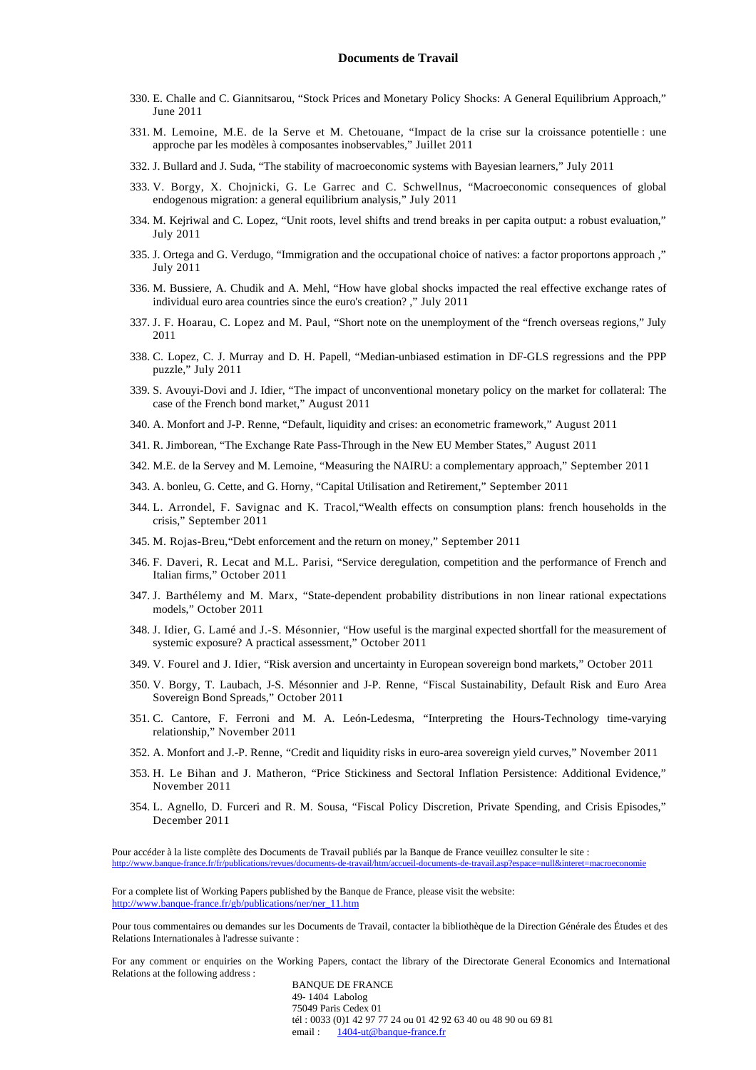# Documents de Travail

330. E. Challe and C. Giannitsarou, "Stock Prices and Monetary Policy Shocks: A General Equilibrium Approach," June 2011

331. M. Lemoine, M.E. de la Serve et M. Chetouane, "Impact de la crise sur la croissance potentielle : une approche par les modèles à composantes inobservables," Juillet 2011

332. J. Bullard and J. Suda, "The stability of macroeconomic systems with Bayesian learners," July 2011

333. V. Borgy, X. Chojnicki, G. Le Garrec and C. Schwellnus, "Macroeconomic consequences of global endogenous migration: a general equilibrium analysis," July 2011

334. M. Kejriwal and C. Lopez, "Unit roots, level shifts and trend breaks in per capita output: a robust evaluation," July 2011

335. J. Ortega and G. Verdugo, "Immigration and the occupational choice of natives: a factor proportons approach ," July 2011

336. M. Bussiere, A. Chudik and A. Mehl, "How have global shocks impacted the real effective exchange rates of individual euro area countries since the euro's creation? ," July 2011

337. J. F. Hoarau, C. Lopez and M. Paul, "Short note on the unemployment of the "french overseas regions," July 2011

338. C. Lopez, C. J. Murray and D. H. Papell, "Median-unbiased estimation in DF-GLS regressions and the PPP puzzle," July 2011

339. S. Avouyi-Dovi and J. Idier, "The impact of unconventional monetary policy on the market for collateral: The case of the French bond market," August 2011

340. A. Monfort and J-P. Renne, "Default, liquidity and crises: an econometric framework," August 2011

341. R. Jimborean, "The Exchange Rate Pass-Through in the New EU Member States," August 2011

342. M.E. de la Servey and M. Lemoine, "Measuring the NAIRU: a complementary approach," September 2011

343. A. bonleu, G. Cette, and G. Horny, "Capital Utilisation and Retirement," September 2011

344. L. Arrondel, F. Savignac and K. Tracol,"Wealth effects on consumption plans: french households in the crisis," September 2011

345. M. Rojas-Breu,"Debt enforcement and the return on money," September 2011

346. F. Daveri, R. Lecat and M.L. Parisi, "Service deregulation, competition and the performance of French and Italian firms," October 2011

347. J. Barthélemy and M. Marx, "State-dependent probability distributions in non linear rational expectations models," October 2011

348. J. Idier, G. Lamé and J.-S. Mésonnier, "How useful is the marginal expected shortfall for the measurement of systemic exposure? A practical assessment," October 2011

349. V. Fourel and J. Idier, "Risk aversion and uncertainty in European sovereign bond markets," October 2011

350. V. Borgy, T. Laubach, J-S. Mésonnier and J-P. Renne, "Fiscal Sustainability, Default Risk and Euro Area Sovereign Bond Spreads," October 2011

351. C. Cantore, F. Ferroni and M. A. León-Ledesma, "Interpreting the Hours-Technology time-varying relationship," November 2011

352. A. Monfort and J.-P. Renne, "Credit and liquidity risks in euro-area sovereign yield curves," November 2011

353. H. Le Bihan and J. Matheron, "Price Stickiness and Sectoral Inflation Persistence: Additional Evidence," November 2011

354. L. Agnello, D. Furceri and R. M. Sousa, "Fiscal Policy Discretion, Private Spending, and Crisis Episodes," December 2011

Pour accéder à la liste complète des Documents de Travail publiés par la Banque de France veuillez consulter le site :
http://www.banque-france.fr/fr/publications/revues/documents-de-travail/htm/accueil-documents-de-travail.asp?espace=null&interet=macroeconomie

For a complete list of Working Papers published by the Banque de France, please visit the website:
http://www.banque-france.fr/gb/publications/ner/ner_11.htm

Pour tous commentaires ou demandes sur les Documents de Travail, contacter la bibliothèque de la Direction Générale des Études et des Relations Internationales à l'adresse suivante :

For any comment or enquiries on the Working Papers, contact the library of the Directorate General Economics and International Relations at the following address :

BANQUE DE FRANCE
49- 1404 Labolog
75049 Paris Cedex 01
tél : 0033 (0)1 42 97 77 24 ou 01 42 92 63 40 ou 48 90 ou 69 81
email : 1404-ut@banque-france.fr